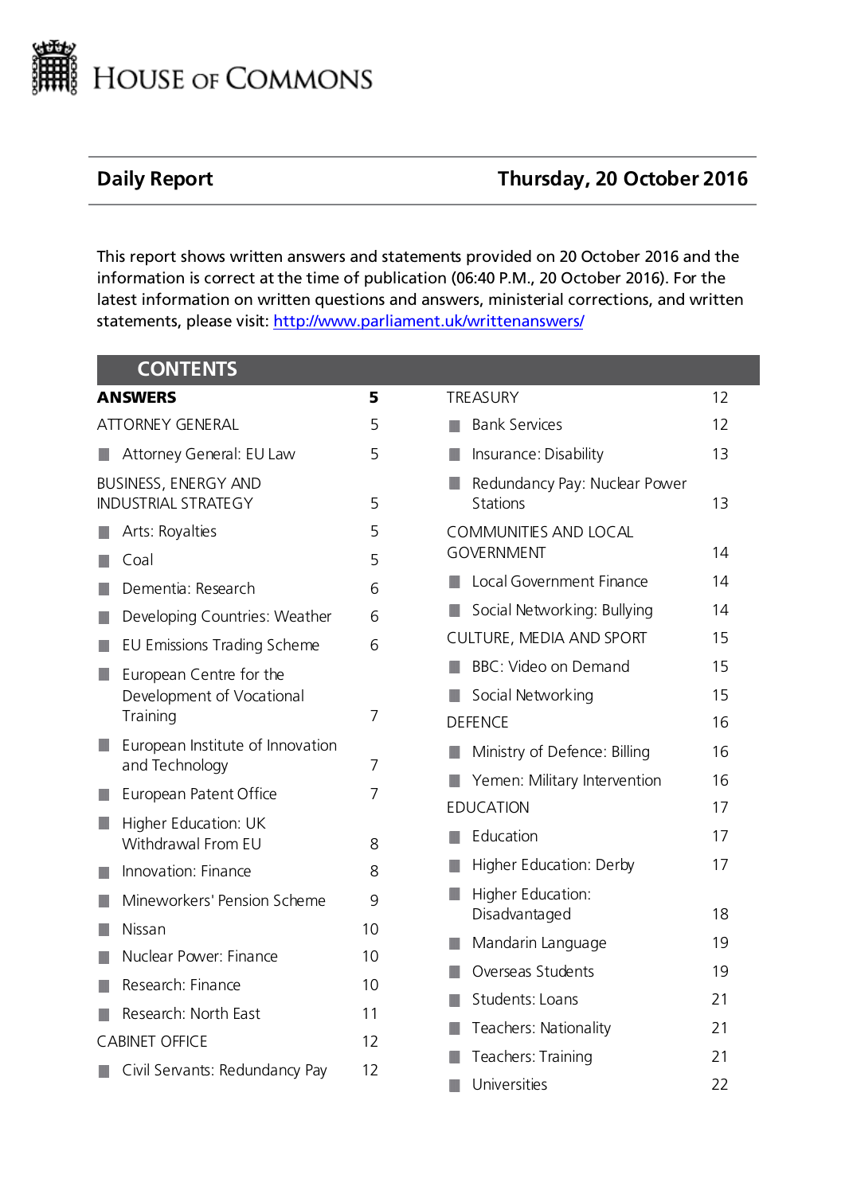# House of Commons

## Daily Report — Thursday, 20 October 2016

This report shows written answers and statements provided on 20 October 2016 and the information is correct at the time of publication (06:40 P.M., 20 October 2016). For the latest information on written questions and answers, ministerial corrections, and written statements, please visit: http://www.parliament.uk/writtenanswers/

## CONTENTS

**ANSWERS** **5**

ATTORNEY GENERAL 5
- Attorney General: EU Law 5

BUSINESS, ENERGY AND INDUSTRIAL STRATEGY 5
- Arts: Royalties 5
- Coal 5
- Dementia: Research 6
- Developing Countries: Weather 6
- EU Emissions Trading Scheme 6
- European Centre for the Development of Vocational Training 7
- European Institute of Innovation and Technology 7
- European Patent Office 7
- Higher Education: UK Withdrawal From EU 8
- Innovation: Finance 8
- Mineworkers' Pension Scheme 9
- Nissan 10
- Nuclear Power: Finance 10
- Research: Finance 10
- Research: North East 11

CABINET OFFICE 12
- Civil Servants: Redundancy Pay 12

TREASURY 12
- Bank Services 12
- Insurance: Disability 13
- Redundancy Pay: Nuclear Power Stations 13

COMMUNITIES AND LOCAL GOVERNMENT 14
- Local Government Finance 14
- Social Networking: Bullying 14

CULTURE, MEDIA AND SPORT 15
- BBC: Video on Demand 15
- Social Networking 15

DEFENCE 16
- Ministry of Defence: Billing 16
- Yemen: Military Intervention 16

EDUCATION 17
- Education 17
- Higher Education: Derby 17
- Higher Education: Disadvantaged 18
- Mandarin Language 19
- Overseas Students 19
- Students: Loans 21
- Teachers: Nationality 21
- Teachers: Training 21
- Universities 22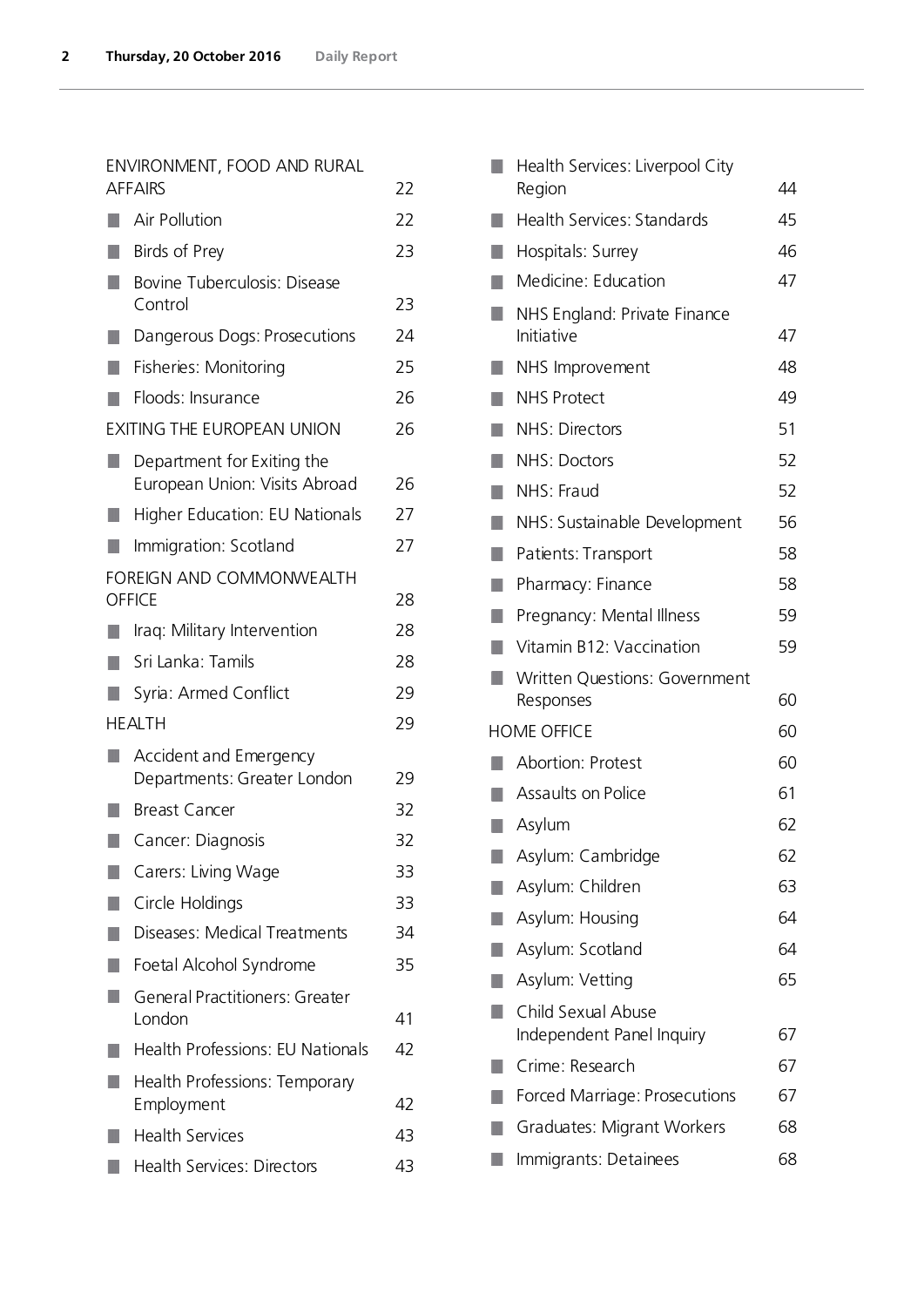| ENVIRONMENT, FOOD AND RURAL AFFAIRS | 22 |
|---|---|
| ■ Air Pollution | 22 |
| ■ Birds of Prey | 23 |
| ■ Bovine Tuberculosis: Disease Control | 23 |
| ■ Dangerous Dogs: Prosecutions | 24 |
| ■ Fisheries: Monitoring | 25 |
| ■ Floods: Insurance | 26 |
| EXITING THE EUROPEAN UNION | 26 |
| ■ Department for Exiting the European Union: Visits Abroad | 26 |
| ■ Higher Education: EU Nationals | 27 |
| ■ Immigration: Scotland | 27 |
| FOREIGN AND COMMONWEALTH OFFICE | 28 |
| ■ Iraq: Military Intervention | 28 |
| ■ Sri Lanka: Tamils | 28 |
| ■ Syria: Armed Conflict | 29 |
| HEALTH | 29 |
| ■ Accident and Emergency Departments: Greater London | 29 |
| ■ Breast Cancer | 32 |
| ■ Cancer: Diagnosis | 32 |
| ■ Carers: Living Wage | 33 |
| ■ Circle Holdings | 33 |
| ■ Diseases: Medical Treatments | 34 |
| ■ Foetal Alcohol Syndrome | 35 |
| ■ General Practitioners: Greater London | 41 |
| ■ Health Professions: EU Nationals | 42 |
| ■ Health Professions: Temporary Employment | 42 |
| ■ Health Services | 43 |
| ■ Health Services: Directors | 43 |
| ■ Health Services: Liverpool City Region | 44 |
| ■ Health Services: Standards | 45 |
| ■ Hospitals: Surrey | 46 |
| ■ Medicine: Education | 47 |
| ■ NHS England: Private Finance Initiative | 47 |
| ■ NHS Improvement | 48 |
| ■ NHS Protect | 49 |
| ■ NHS: Directors | 51 |
| ■ NHS: Doctors | 52 |
| ■ NHS: Fraud | 52 |
| ■ NHS: Sustainable Development | 56 |
| ■ Patients: Transport | 58 |
| ■ Pharmacy: Finance | 58 |
| ■ Pregnancy: Mental Illness | 59 |
| ■ Vitamin B12: Vaccination | 59 |
| ■ Written Questions: Government Responses | 60 |
| HOME OFFICE | 60 |
| ■ Abortion: Protest | 60 |
| ■ Assaults on Police | 61 |
| ■ Asylum | 62 |
| ■ Asylum: Cambridge | 62 |
| ■ Asylum: Children | 63 |
| ■ Asylum: Housing | 64 |
| ■ Asylum: Scotland | 64 |
| ■ Asylum: Vetting | 65 |
| ■ Child Sexual Abuse Independent Panel Inquiry | 67 |
| ■ Crime: Research | 67 |
| ■ Forced Marriage: Prosecutions | 67 |
| ■ Graduates: Migrant Workers | 68 |
| ■ Immigrants: Detainees | 68 |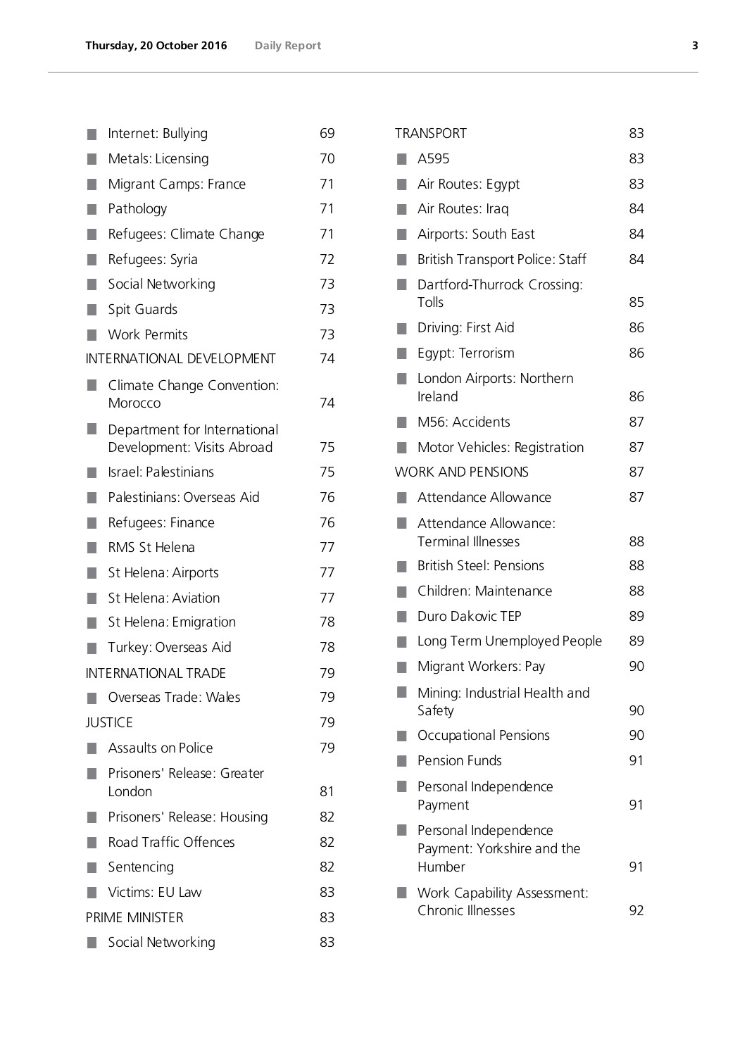- Internet: Bullying 69
- Metals: Licensing 70
- Migrant Camps: France 71
- Pathology 71
- Refugees: Climate Change 71
- Refugees: Syria 72
- Social Networking 73
- Spit Guards 73
- Work Permits 73

INTERNATIONAL DEVELOPMENT 74

- Climate Change Convention: Morocco 74
- Department for International Development: Visits Abroad 75
- Israel: Palestinians 75
- Palestinians: Overseas Aid 76
- Refugees: Finance 76
- RMS St Helena 77
- St Helena: Airports 77
- St Helena: Aviation 77
- St Helena: Emigration 78
- Turkey: Overseas Aid 78

INTERNATIONAL TRADE 79

- Overseas Trade: Wales 79

JUSTICE 79

- Assaults on Police 79
- Prisoners' Release: Greater London 81
- Prisoners' Release: Housing 82
- Road Traffic Offences 82
- Sentencing 82
- Victims: EU Law 83

PRIME MINISTER 83

- Social Networking 83

TRANSPORT 83

- A595 83
- Air Routes: Egypt 83
- Air Routes: Iraq 84
- Airports: South East 84
- British Transport Police: Staff 84
- Dartford-Thurrock Crossing: Tolls 85
- Driving: First Aid 86
- Egypt: Terrorism 86
- London Airports: Northern Ireland 86
- M56: Accidents 87
- Motor Vehicles: Registration 87

WORK AND PENSIONS 87

- Attendance Allowance 87
- Attendance Allowance: Terminal Illnesses 88
- British Steel: Pensions 88
- Children: Maintenance 88
- Duro Dakovic TEP 89
- Long Term Unemployed People 89
- Migrant Workers: Pay 90
- Mining: Industrial Health and Safety 90
- Occupational Pensions 90
- Pension Funds 91
- Personal Independence Payment 91
- Personal Independence Payment: Yorkshire and the Humber 91
- Work Capability Assessment: Chronic Illnesses 92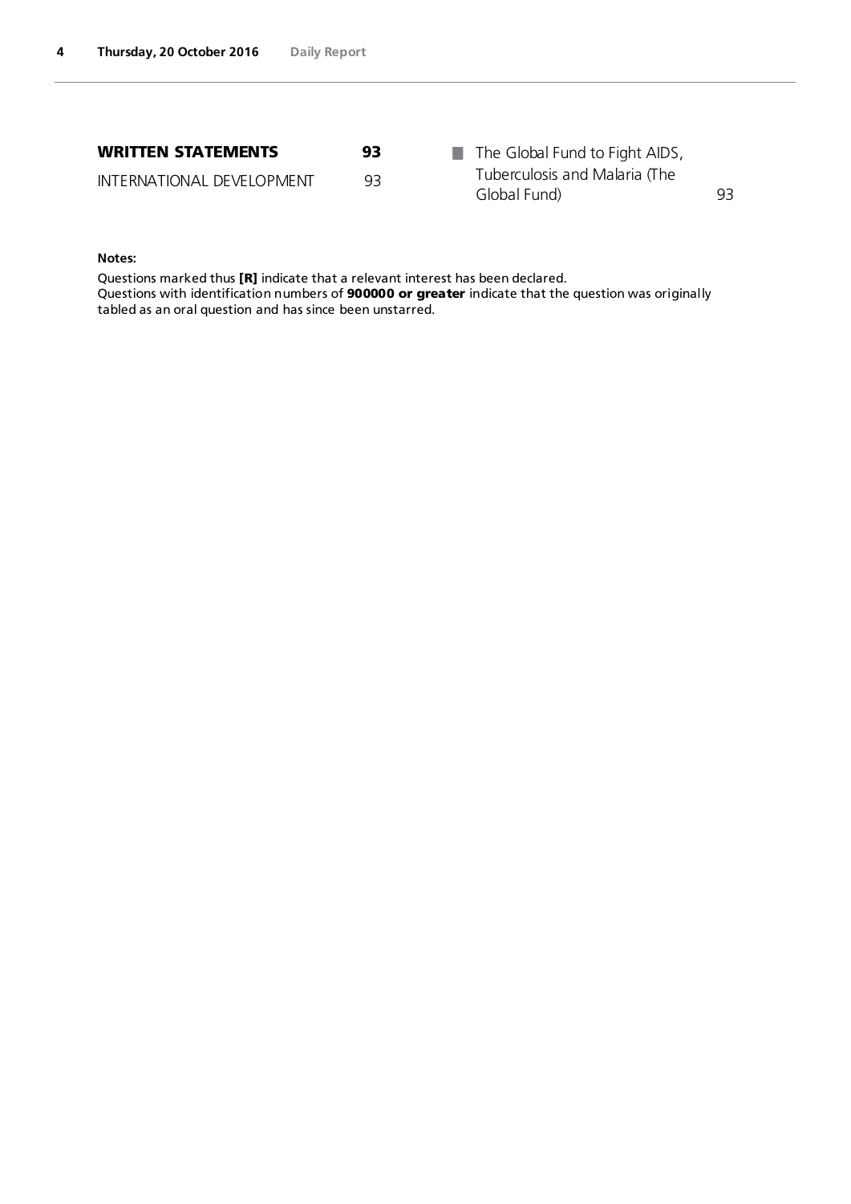**WRITTEN STATEMENTS** 93

INTERNATIONAL DEVELOPMENT 93

■ The Global Fund to Fight AIDS, Tuberculosis and Malaria (The Global Fund) 93

**Notes:**

Questions marked thus **[R]** indicate that a relevant interest has been declared.
Questions with identification numbers of **900000 or greater** indicate that the question was originally tabled as an oral question and has since been unstarred.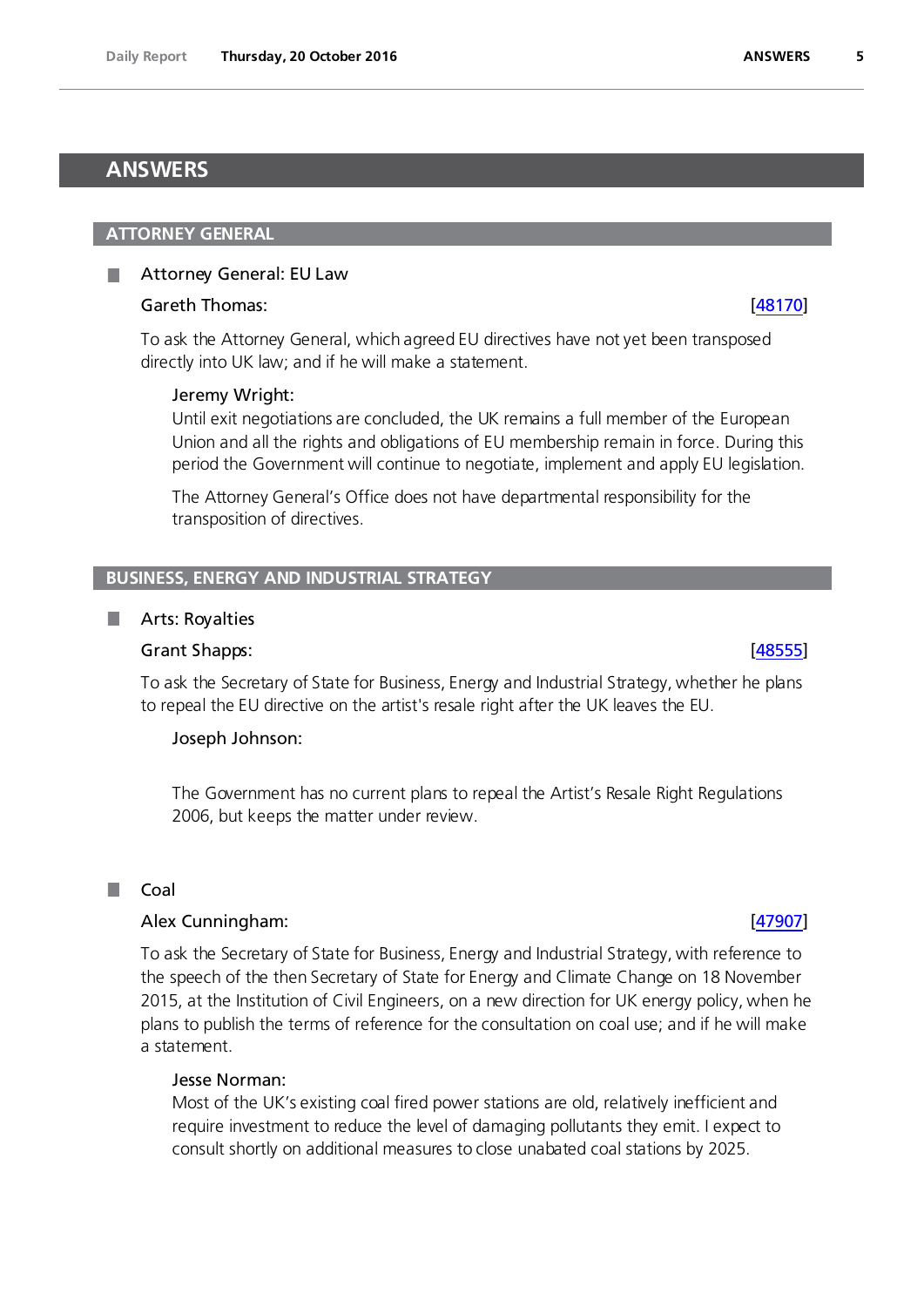# ANSWERS

## ATTORNEY GENERAL

### Attorney General: EU Law

**Gareth Thomas:** [48170]

To ask the Attorney General, which agreed EU directives have not yet been transposed directly into UK law; and if he will make a statement.

**Jeremy Wright:**

Until exit negotiations are concluded, the UK remains a full member of the European Union and all the rights and obligations of EU membership remain in force. During this period the Government will continue to negotiate, implement and apply EU legislation.

The Attorney General's Office does not have departmental responsibility for the transposition of directives.

## BUSINESS, ENERGY AND INDUSTRIAL STRATEGY

### Arts: Royalties

**Grant Shapps:** [48555]

To ask the Secretary of State for Business, Energy and Industrial Strategy, whether he plans to repeal the EU directive on the artist's resale right after the UK leaves the EU.

**Joseph Johnson:**

The Government has no current plans to repeal the Artist's Resale Right Regulations 2006, but keeps the matter under review.

### Coal

**Alex Cunningham:** [47907]

To ask the Secretary of State for Business, Energy and Industrial Strategy, with reference to the speech of the then Secretary of State for Energy and Climate Change on 18 November 2015, at the Institution of Civil Engineers, on a new direction for UK energy policy, when he plans to publish the terms of reference for the consultation on coal use; and if he will make a statement.

**Jesse Norman:**

Most of the UK's existing coal fired power stations are old, relatively inefficient and require investment to reduce the level of damaging pollutants they emit. I expect to consult shortly on additional measures to close unabated coal stations by 2025.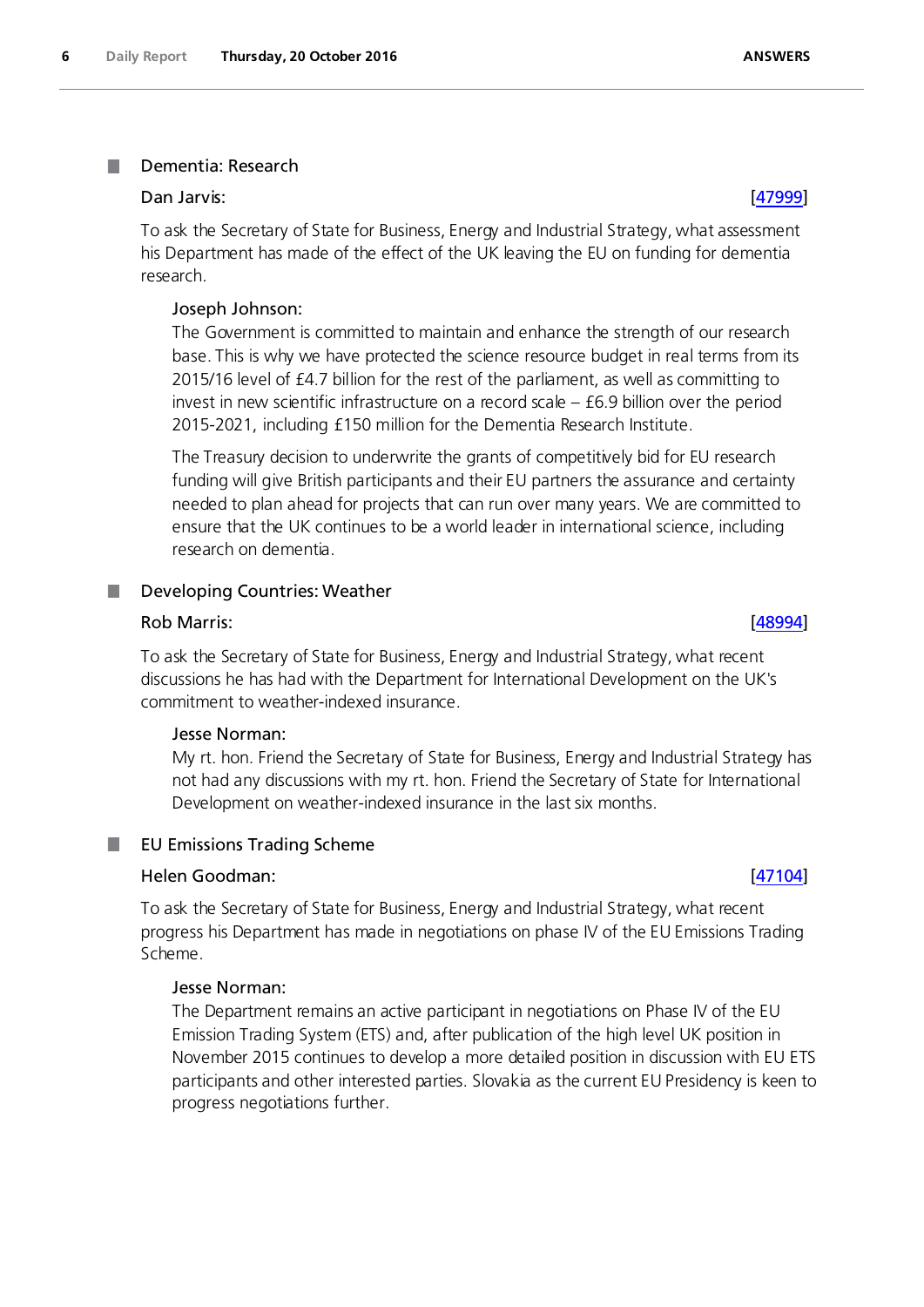## Dementia: Research

**Dan Jarvis:** [47999]

To ask the Secretary of State for Business, Energy and Industrial Strategy, what assessment his Department has made of the effect of the UK leaving the EU on funding for dementia research.

**Joseph Johnson:**

The Government is committed to maintain and enhance the strength of our research base. This is why we have protected the science resource budget in real terms from its 2015/16 level of £4.7 billion for the rest of the parliament, as well as committing to invest in new scientific infrastructure on a record scale – £6.9 billion over the period 2015-2021, including £150 million for the Dementia Research Institute.

The Treasury decision to underwrite the grants of competitively bid for EU research funding will give British participants and their EU partners the assurance and certainty needed to plan ahead for projects that can run over many years. We are committed to ensure that the UK continues to be a world leader in international science, including research on dementia.

## Developing Countries: Weather

**Rob Marris:** [48994]

To ask the Secretary of State for Business, Energy and Industrial Strategy, what recent discussions he has had with the Department for International Development on the UK's commitment to weather-indexed insurance.

**Jesse Norman:**

My rt. hon. Friend the Secretary of State for Business, Energy and Industrial Strategy has not had any discussions with my rt. hon. Friend the Secretary of State for International Development on weather-indexed insurance in the last six months.

## EU Emissions Trading Scheme

**Helen Goodman:** [47104]

To ask the Secretary of State for Business, Energy and Industrial Strategy, what recent progress his Department has made in negotiations on phase IV of the EU Emissions Trading Scheme.

**Jesse Norman:**

The Department remains an active participant in negotiations on Phase IV of the EU Emission Trading System (ETS) and, after publication of the high level UK position in November 2015 continues to develop a more detailed position in discussion with EU ETS participants and other interested parties. Slovakia as the current EU Presidency is keen to progress negotiations further.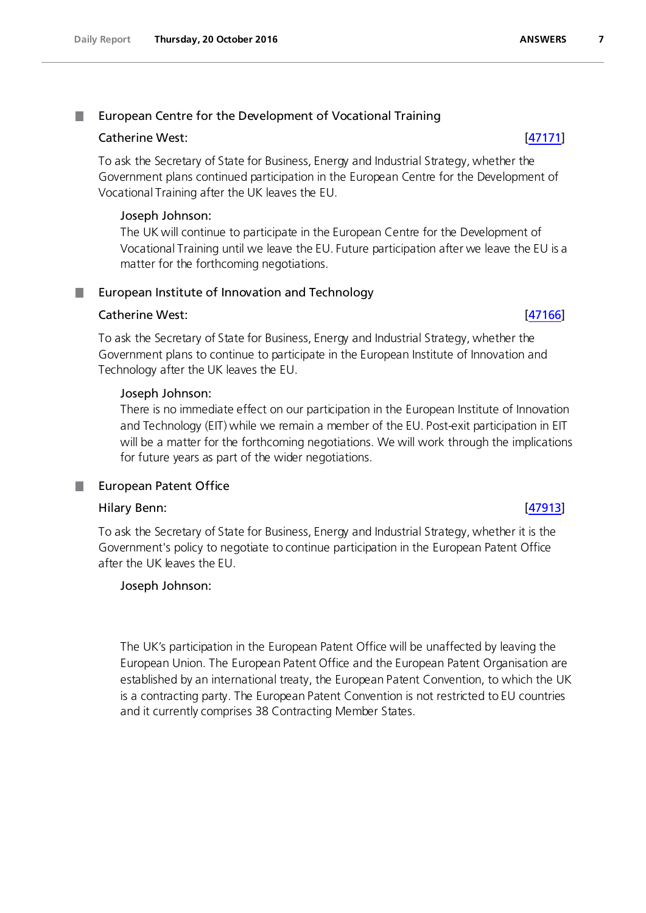## European Centre for the Development of Vocational Training

**Catherine West:** [47171]

To ask the Secretary of State for Business, Energy and Industrial Strategy, whether the Government plans continued participation in the European Centre for the Development of Vocational Training after the UK leaves the EU.

**Joseph Johnson:**

The UK will continue to participate in the European Centre for the Development of Vocational Training until we leave the EU. Future participation after we leave the EU is a matter for the forthcoming negotiations.

## European Institute of Innovation and Technology

**Catherine West:** [47166]

To ask the Secretary of State for Business, Energy and Industrial Strategy, whether the Government plans to continue to participate in the European Institute of Innovation and Technology after the UK leaves the EU.

**Joseph Johnson:**

There is no immediate effect on our participation in the European Institute of Innovation and Technology (EIT) while we remain a member of the EU. Post-exit participation in EIT will be a matter for the forthcoming negotiations. We will work through the implications for future years as part of the wider negotiations.

## European Patent Office

**Hilary Benn:** [47913]

To ask the Secretary of State for Business, Energy and Industrial Strategy, whether it is the Government's policy to negotiate to continue participation in the European Patent Office after the UK leaves the EU.

**Joseph Johnson:**

The UK's participation in the European Patent Office will be unaffected by leaving the European Union. The European Patent Office and the European Patent Organisation are established by an international treaty, the European Patent Convention, to which the UK is a contracting party. The European Patent Convention is not restricted to EU countries and it currently comprises 38 Contracting Member States.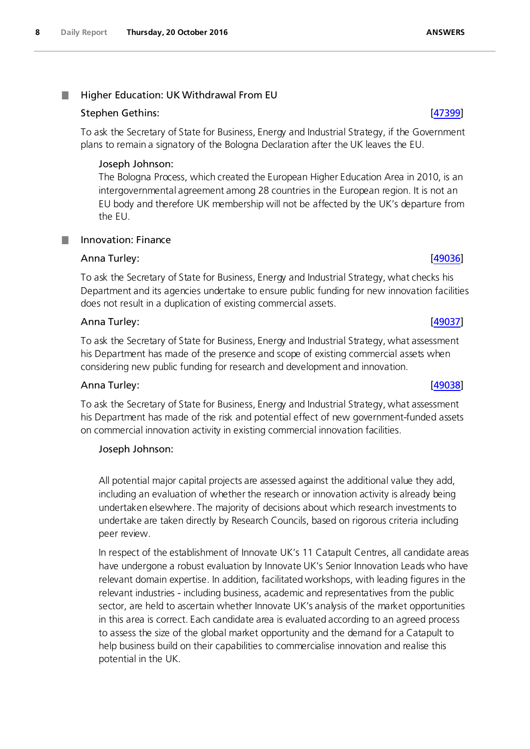## Higher Education: UK Withdrawal From EU

**Stephen Gethins:** [47399]

To ask the Secretary of State for Business, Energy and Industrial Strategy, if the Government plans to remain a signatory of the Bologna Declaration after the UK leaves the EU.

**Joseph Johnson:**

The Bologna Process, which created the European Higher Education Area in 2010, is an intergovernmental agreement among 28 countries in the European region. It is not an EU body and therefore UK membership will not be affected by the UK's departure from the EU.

## Innovation: Finance

**Anna Turley:** [49036]

To ask the Secretary of State for Business, Energy and Industrial Strategy, what checks his Department and its agencies undertake to ensure public funding for new innovation facilities does not result in a duplication of existing commercial assets.

**Anna Turley:** [49037]

To ask the Secretary of State for Business, Energy and Industrial Strategy, what assessment his Department has made of the presence and scope of existing commercial assets when considering new public funding for research and development and innovation.

**Anna Turley:** [49038]

To ask the Secretary of State for Business, Energy and Industrial Strategy, what assessment his Department has made of the risk and potential effect of new government-funded assets on commercial innovation activity in existing commercial innovation facilities.

**Joseph Johnson:**

All potential major capital projects are assessed against the additional value they add, including an evaluation of whether the research or innovation activity is already being undertaken elsewhere. The majority of decisions about which research investments to undertake are taken directly by Research Councils, based on rigorous criteria including peer review.

In respect of the establishment of Innovate UK's 11 Catapult Centres, all candidate areas have undergone a robust evaluation by Innovate UK's Senior Innovation Leads who have relevant domain expertise. In addition, facilitated workshops, with leading figures in the relevant industries - including business, academic and representatives from the public sector, are held to ascertain whether Innovate UK's analysis of the market opportunities in this area is correct. Each candidate area is evaluated according to an agreed process to assess the size of the global market opportunity and the demand for a Catapult to help business build on their capabilities to commercialise innovation and realise this potential in the UK.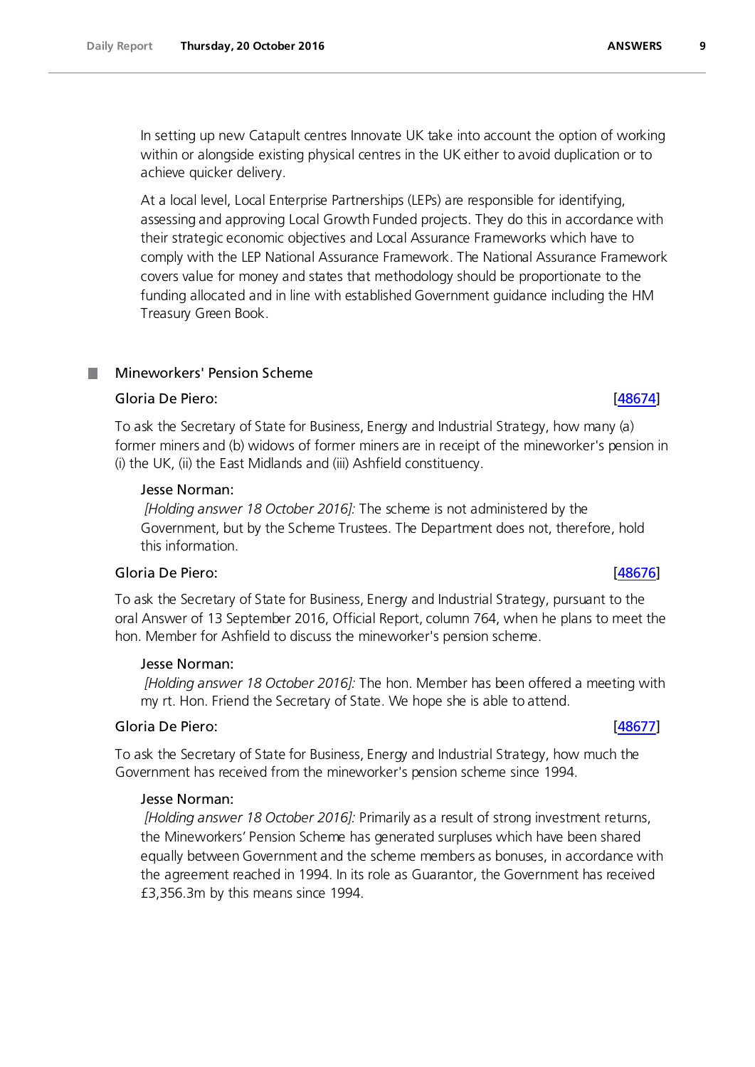In setting up new Catapult centres Innovate UK take into account the option of working within or alongside existing physical centres in the UK either to avoid duplication or to achieve quicker delivery.

At a local level, Local Enterprise Partnerships (LEPs) are responsible for identifying, assessing and approving Local Growth Funded projects. They do this in accordance with their strategic economic objectives and Local Assurance Frameworks which have to comply with the LEP National Assurance Framework. The National Assurance Framework covers value for money and states that methodology should be proportionate to the funding allocated and in line with established Government guidance including the HM Treasury Green Book.

## Mineworkers' Pension Scheme

### Gloria De Piero: [48674]

To ask the Secretary of State for Business, Energy and Industrial Strategy, how many (a) former miners and (b) widows of former miners are in receipt of the mineworker's pension in (i) the UK, (ii) the East Midlands and (iii) Ashfield constituency.

**Jesse Norman:**

*[Holding answer 18 October 2016]:* The scheme is not administered by the Government, but by the Scheme Trustees. The Department does not, therefore, hold this information.

### Gloria De Piero: [48676]

To ask the Secretary of State for Business, Energy and Industrial Strategy, pursuant to the oral Answer of 13 September 2016, Official Report, column 764, when he plans to meet the hon. Member for Ashfield to discuss the mineworker's pension scheme.

**Jesse Norman:**

*[Holding answer 18 October 2016]:* The hon. Member has been offered a meeting with my rt. Hon. Friend the Secretary of State. We hope she is able to attend.

### Gloria De Piero: [48677]

To ask the Secretary of State for Business, Energy and Industrial Strategy, how much the Government has received from the mineworker's pension scheme since 1994.

**Jesse Norman:**

*[Holding answer 18 October 2016]:* Primarily as a result of strong investment returns, the Mineworkers' Pension Scheme has generated surpluses which have been shared equally between Government and the scheme members as bonuses, in accordance with the agreement reached in 1994. In its role as Guarantor, the Government has received £3,356.3m by this means since 1994.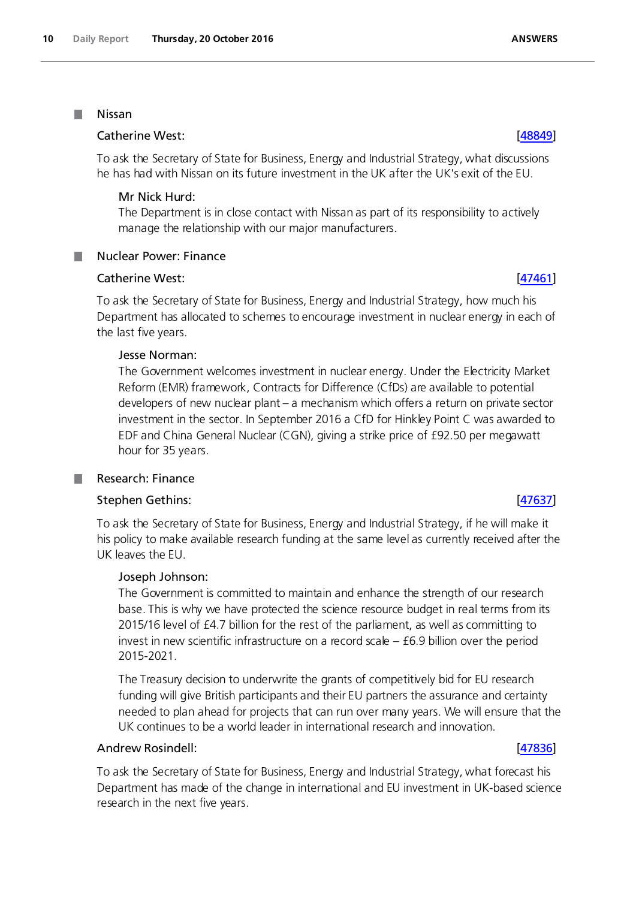## Nissan

**Catherine West:** [48849]

To ask the Secretary of State for Business, Energy and Industrial Strategy, what discussions he has had with Nissan on its future investment in the UK after the UK's exit of the EU.

**Mr Nick Hurd:**

The Department is in close contact with Nissan as part of its responsibility to actively manage the relationship with our major manufacturers.

## Nuclear Power: Finance

**Catherine West:** [47461]

To ask the Secretary of State for Business, Energy and Industrial Strategy, how much his Department has allocated to schemes to encourage investment in nuclear energy in each of the last five years.

**Jesse Norman:**

The Government welcomes investment in nuclear energy. Under the Electricity Market Reform (EMR) framework, Contracts for Difference (CfDs) are available to potential developers of new nuclear plant – a mechanism which offers a return on private sector investment in the sector. In September 2016 a CfD for Hinkley Point C was awarded to EDF and China General Nuclear (CGN), giving a strike price of £92.50 per megawatt hour for 35 years.

## Research: Finance

**Stephen Gethins:** [47637]

To ask the Secretary of State for Business, Energy and Industrial Strategy, if he will make it his policy to make available research funding at the same level as currently received after the UK leaves the EU.

**Joseph Johnson:**

The Government is committed to maintain and enhance the strength of our research base. This is why we have protected the science resource budget in real terms from its 2015/16 level of £4.7 billion for the rest of the parliament, as well as committing to invest in new scientific infrastructure on a record scale – £6.9 billion over the period 2015-2021.

The Treasury decision to underwrite the grants of competitively bid for EU research funding will give British participants and their EU partners the assurance and certainty needed to plan ahead for projects that can run over many years. We will ensure that the UK continues to be a world leader in international research and innovation.

**Andrew Rosindell:** [47836]

To ask the Secretary of State for Business, Energy and Industrial Strategy, what forecast his Department has made of the change in international and EU investment in UK-based science research in the next five years.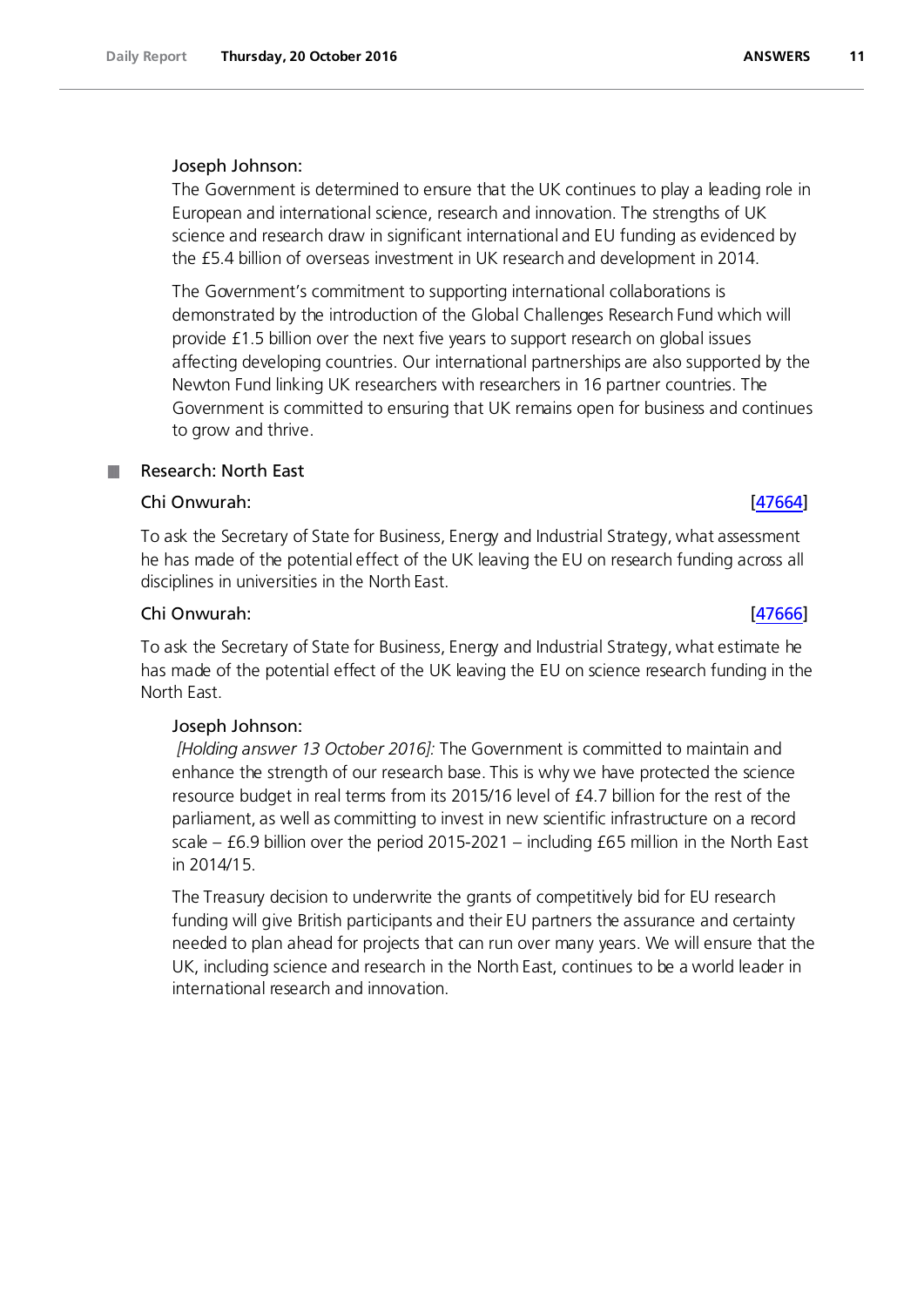Joseph Johnson:

The Government is determined to ensure that the UK continues to play a leading role in European and international science, research and innovation. The strengths of UK science and research draw in significant international and EU funding as evidenced by the £5.4 billion of overseas investment in UK research and development in 2014.

The Government's commitment to supporting international collaborations is demonstrated by the introduction of the Global Challenges Research Fund which will provide £1.5 billion over the next five years to support research on global issues affecting developing countries. Our international partnerships are also supported by the Newton Fund linking UK researchers with researchers in 16 partner countries. The Government is committed to ensuring that UK remains open for business and continues to grow and thrive.

## Research: North East

Chi Onwurah: [47664]

To ask the Secretary of State for Business, Energy and Industrial Strategy, what assessment he has made of the potential effect of the UK leaving the EU on research funding across all disciplines in universities in the North East.

Chi Onwurah: [47666]

To ask the Secretary of State for Business, Energy and Industrial Strategy, what estimate he has made of the potential effect of the UK leaving the EU on science research funding in the North East.

Joseph Johnson:

*[Holding answer 13 October 2016]:* The Government is committed to maintain and enhance the strength of our research base. This is why we have protected the science resource budget in real terms from its 2015/16 level of £4.7 billion for the rest of the parliament, as well as committing to invest in new scientific infrastructure on a record scale – £6.9 billion over the period 2015-2021 – including £65 million in the North East in 2014/15.

The Treasury decision to underwrite the grants of competitively bid for EU research funding will give British participants and their EU partners the assurance and certainty needed to plan ahead for projects that can run over many years. We will ensure that the UK, including science and research in the North East, continues to be a world leader in international research and innovation.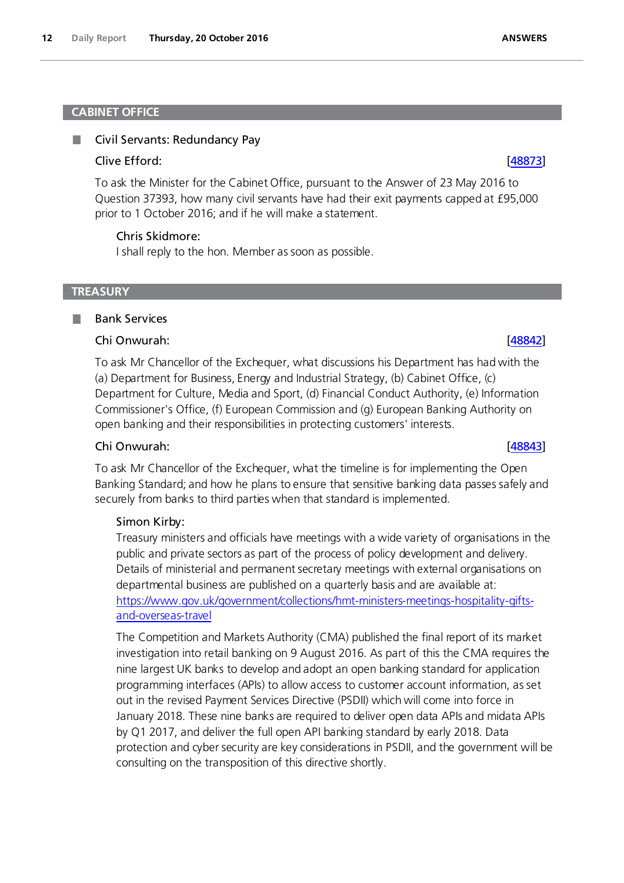## CABINET OFFICE

### Civil Servants: Redundancy Pay

**Clive Efford:** [48873]

To ask the Minister for the Cabinet Office, pursuant to the Answer of 23 May 2016 to Question 37393, how many civil servants have had their exit payments capped at £95,000 prior to 1 October 2016; and if he will make a statement.

**Chris Skidmore:**

I shall reply to the hon. Member as soon as possible.

## TREASURY

### Bank Services

**Chi Onwurah:** [48842]

To ask Mr Chancellor of the Exchequer, what discussions his Department has had with the (a) Department for Business, Energy and Industrial Strategy, (b) Cabinet Office, (c) Department for Culture, Media and Sport, (d) Financial Conduct Authority, (e) Information Commissioner's Office, (f) European Commission and (g) European Banking Authority on open banking and their responsibilities in protecting customers' interests.

**Chi Onwurah:** [48843]

To ask Mr Chancellor of the Exchequer, what the timeline is for implementing the Open Banking Standard; and how he plans to ensure that sensitive banking data passes safely and securely from banks to third parties when that standard is implemented.

**Simon Kirby:**

Treasury ministers and officials have meetings with a wide variety of organisations in the public and private sectors as part of the process of policy development and delivery. Details of ministerial and permanent secretary meetings with external organisations on departmental business are published on a quarterly basis and are available at: https://www.gov.uk/government/collections/hmt-ministers-meetings-hospitality-gifts-and-overseas-travel

The Competition and Markets Authority (CMA) published the final report of its market investigation into retail banking on 9 August 2016. As part of this the CMA requires the nine largest UK banks to develop and adopt an open banking standard for application programming interfaces (APIs) to allow access to customer account information, as set out in the revised Payment Services Directive (PSDII) which will come into force in January 2018. These nine banks are required to deliver open data APIs and midata APIs by Q1 2017, and deliver the full open API banking standard by early 2018. Data protection and cyber security are key considerations in PSDII, and the government will be consulting on the transposition of this directive shortly.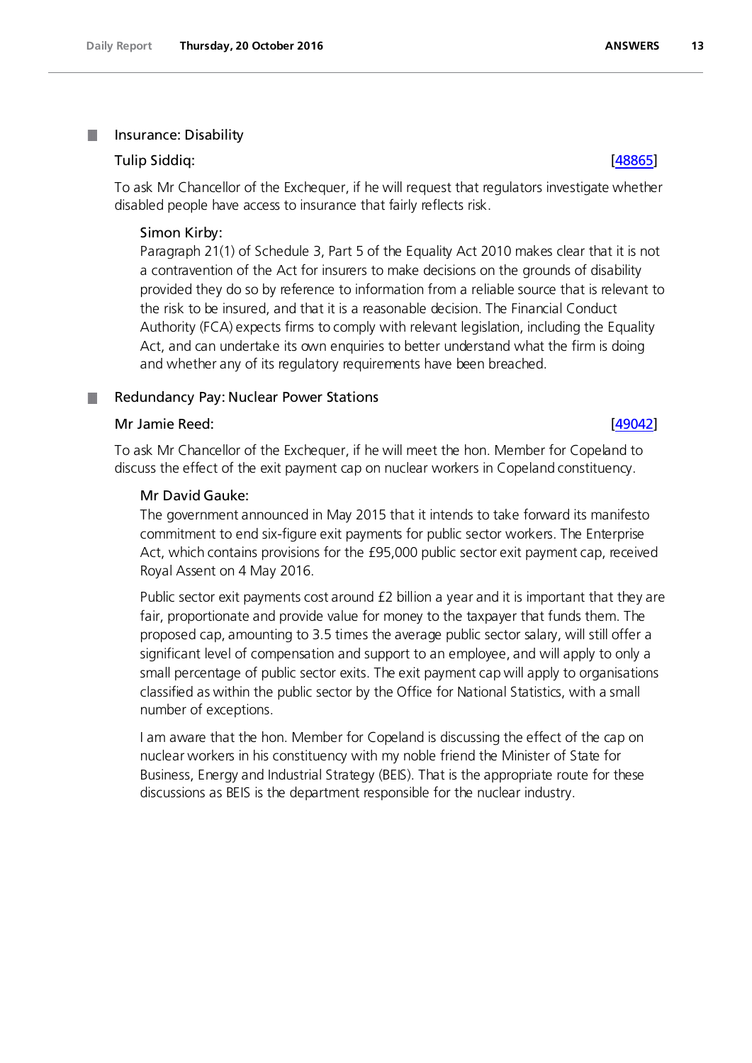## Insurance: Disability

### Tulip Siddiq: [48865]

To ask Mr Chancellor of the Exchequer, if he will request that regulators investigate whether disabled people have access to insurance that fairly reflects risk.

**Simon Kirby:**

Paragraph 21(1) of Schedule 3, Part 5 of the Equality Act 2010 makes clear that it is not a contravention of the Act for insurers to make decisions on the grounds of disability provided they do so by reference to information from a reliable source that is relevant to the risk to be insured, and that it is a reasonable decision. The Financial Conduct Authority (FCA) expects firms to comply with relevant legislation, including the Equality Act, and can undertake its own enquiries to better understand what the firm is doing and whether any of its regulatory requirements have been breached.

## Redundancy Pay: Nuclear Power Stations

### Mr Jamie Reed: [49042]

To ask Mr Chancellor of the Exchequer, if he will meet the hon. Member for Copeland to discuss the effect of the exit payment cap on nuclear workers in Copeland constituency.

**Mr David Gauke:**

The government announced in May 2015 that it intends to take forward its manifesto commitment to end six-figure exit payments for public sector workers. The Enterprise Act, which contains provisions for the £95,000 public sector exit payment cap, received Royal Assent on 4 May 2016.

Public sector exit payments cost around £2 billion a year and it is important that they are fair, proportionate and provide value for money to the taxpayer that funds them. The proposed cap, amounting to 3.5 times the average public sector salary, will still offer a significant level of compensation and support to an employee, and will apply to only a small percentage of public sector exits. The exit payment cap will apply to organisations classified as within the public sector by the Office for National Statistics, with a small number of exceptions.

I am aware that the hon. Member for Copeland is discussing the effect of the cap on nuclear workers in his constituency with my noble friend the Minister of State for Business, Energy and Industrial Strategy (BEIS). That is the appropriate route for these discussions as BEIS is the department responsible for the nuclear industry.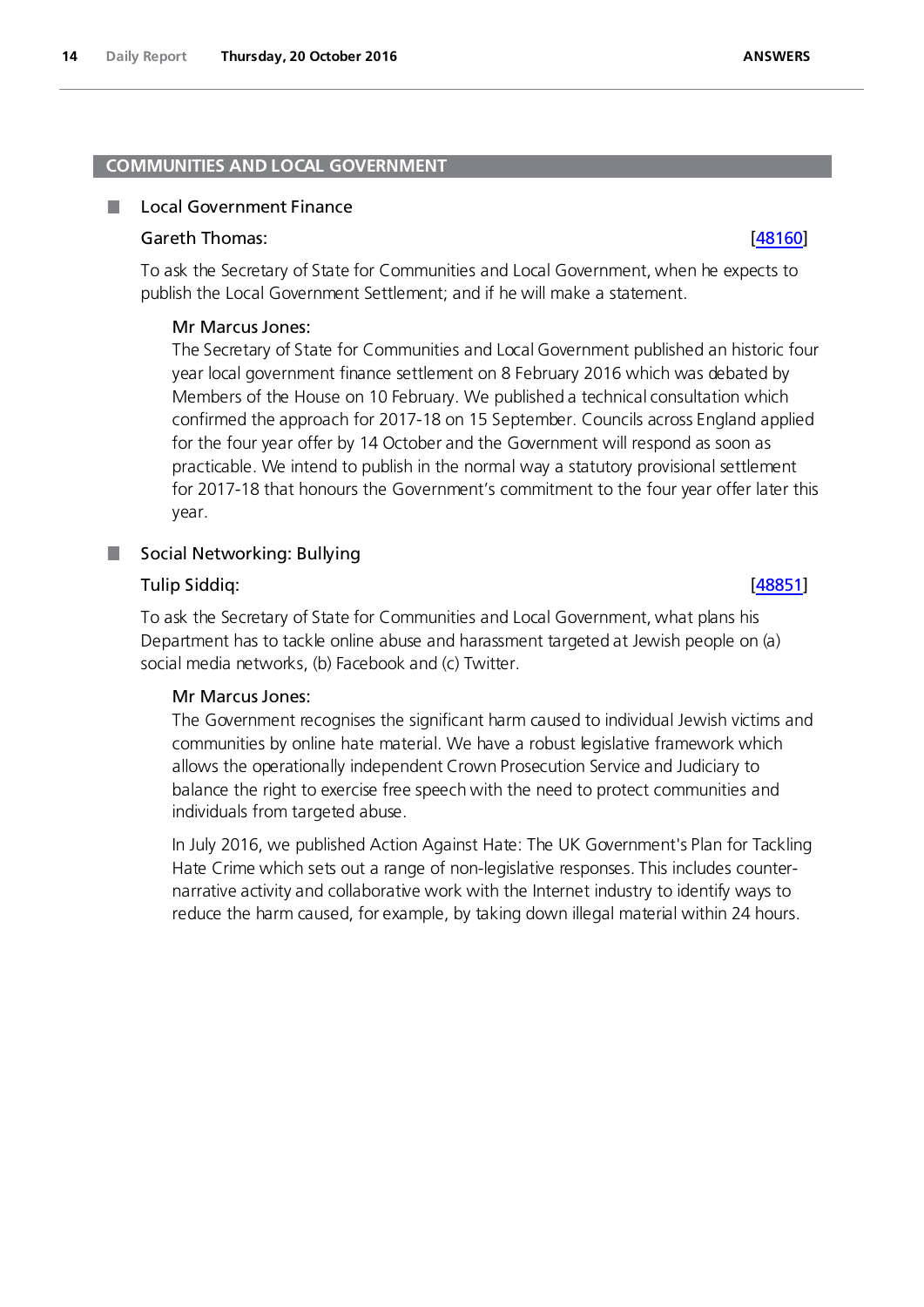## COMMUNITIES AND LOCAL GOVERNMENT

### Local Government Finance

**Gareth Thomas:** [48160]

To ask the Secretary of State for Communities and Local Government, when he expects to publish the Local Government Settlement; and if he will make a statement.

**Mr Marcus Jones:**

The Secretary of State for Communities and Local Government published an historic four year local government finance settlement on 8 February 2016 which was debated by Members of the House on 10 February. We published a technical consultation which confirmed the approach for 2017-18 on 15 September. Councils across England applied for the four year offer by 14 October and the Government will respond as soon as practicable. We intend to publish in the normal way a statutory provisional settlement for 2017-18 that honours the Government's commitment to the four year offer later this year.

### Social Networking: Bullying

**Tulip Siddiq:** [48851]

To ask the Secretary of State for Communities and Local Government, what plans his Department has to tackle online abuse and harassment targeted at Jewish people on (a) social media networks, (b) Facebook and (c) Twitter.

**Mr Marcus Jones:**

The Government recognises the significant harm caused to individual Jewish victims and communities by online hate material. We have a robust legislative framework which allows the operationally independent Crown Prosecution Service and Judiciary to balance the right to exercise free speech with the need to protect communities and individuals from targeted abuse.

In July 2016, we published Action Against Hate: The UK Government's Plan for Tackling Hate Crime which sets out a range of non-legislative responses. This includes counter-narrative activity and collaborative work with the Internet industry to identify ways to reduce the harm caused, for example, by taking down illegal material within 24 hours.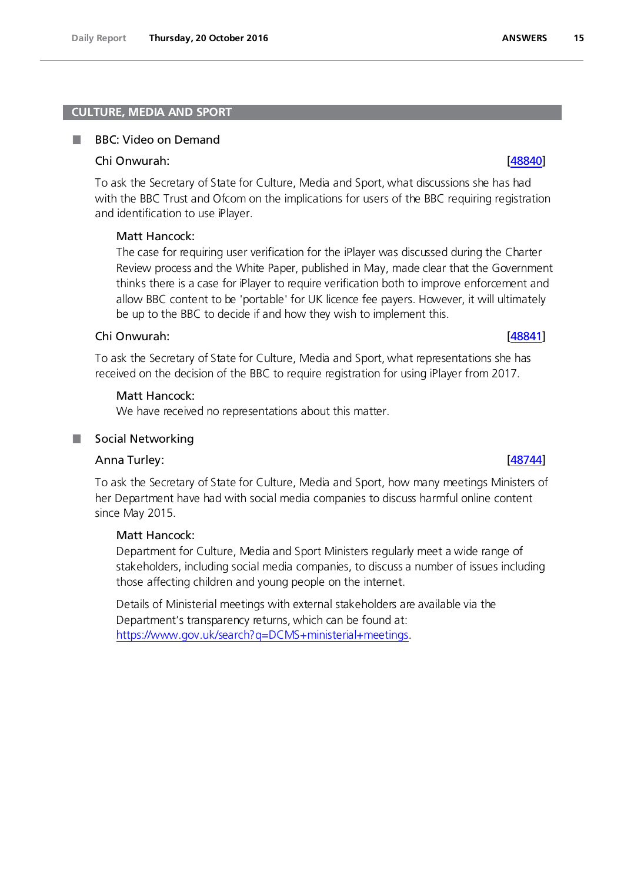## CULTURE, MEDIA AND SPORT

### BBC: Video on Demand

**Chi Onwurah:** [48840]

To ask the Secretary of State for Culture, Media and Sport, what discussions she has had with the BBC Trust and Ofcom on the implications for users of the BBC requiring registration and identification to use iPlayer.

**Matt Hancock:**

The case for requiring user verification for the iPlayer was discussed during the Charter Review process and the White Paper, published in May, made clear that the Government thinks there is a case for iPlayer to require verification both to improve enforcement and allow BBC content to be 'portable' for UK licence fee payers. However, it will ultimately be up to the BBC to decide if and how they wish to implement this.

**Chi Onwurah:** [48841]

To ask the Secretary of State for Culture, Media and Sport, what representations she has received on the decision of the BBC to require registration for using iPlayer from 2017.

**Matt Hancock:**

We have received no representations about this matter.

### Social Networking

**Anna Turley:** [48744]

To ask the Secretary of State for Culture, Media and Sport, how many meetings Ministers of her Department have had with social media companies to discuss harmful online content since May 2015.

**Matt Hancock:**

Department for Culture, Media and Sport Ministers regularly meet a wide range of stakeholders, including social media companies, to discuss a number of issues including those affecting children and young people on the internet.

Details of Ministerial meetings with external stakeholders are available via the Department's transparency returns, which can be found at: https://www.gov.uk/search?q=DCMS+ministerial+meetings.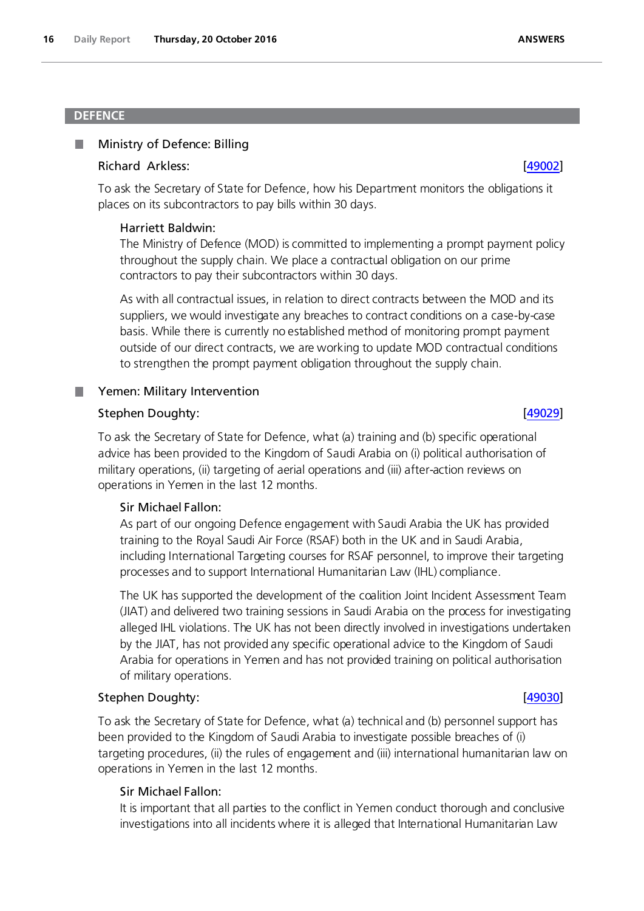## DEFENCE

### Ministry of Defence: Billing

**Richard Arkless:** [49002]

To ask the Secretary of State for Defence, how his Department monitors the obligations it places on its subcontractors to pay bills within 30 days.

**Harriett Baldwin:**

The Ministry of Defence (MOD) is committed to implementing a prompt payment policy throughout the supply chain. We place a contractual obligation on our prime contractors to pay their subcontractors within 30 days.

As with all contractual issues, in relation to direct contracts between the MOD and its suppliers, we would investigate any breaches to contract conditions on a case-by-case basis. While there is currently no established method of monitoring prompt payment outside of our direct contracts, we are working to update MOD contractual conditions to strengthen the prompt payment obligation throughout the supply chain.

### Yemen: Military Intervention

**Stephen Doughty:** [49029]

To ask the Secretary of State for Defence, what (a) training and (b) specific operational advice has been provided to the Kingdom of Saudi Arabia on (i) political authorisation of military operations, (ii) targeting of aerial operations and (iii) after-action reviews on operations in Yemen in the last 12 months.

**Sir Michael Fallon:**

As part of our ongoing Defence engagement with Saudi Arabia the UK has provided training to the Royal Saudi Air Force (RSAF) both in the UK and in Saudi Arabia, including International Targeting courses for RSAF personnel, to improve their targeting processes and to support International Humanitarian Law (IHL) compliance.

The UK has supported the development of the coalition Joint Incident Assessment Team (JIAT) and delivered two training sessions in Saudi Arabia on the process for investigating alleged IHL violations. The UK has not been directly involved in investigations undertaken by the JIAT, has not provided any specific operational advice to the Kingdom of Saudi Arabia for operations in Yemen and has not provided training on political authorisation of military operations.

**Stephen Doughty:** [49030]

To ask the Secretary of State for Defence, what (a) technical and (b) personnel support has been provided to the Kingdom of Saudi Arabia to investigate possible breaches of (i) targeting procedures, (ii) the rules of engagement and (iii) international humanitarian law on operations in Yemen in the last 12 months.

**Sir Michael Fallon:**

It is important that all parties to the conflict in Yemen conduct thorough and conclusive investigations into all incidents where it is alleged that International Humanitarian Law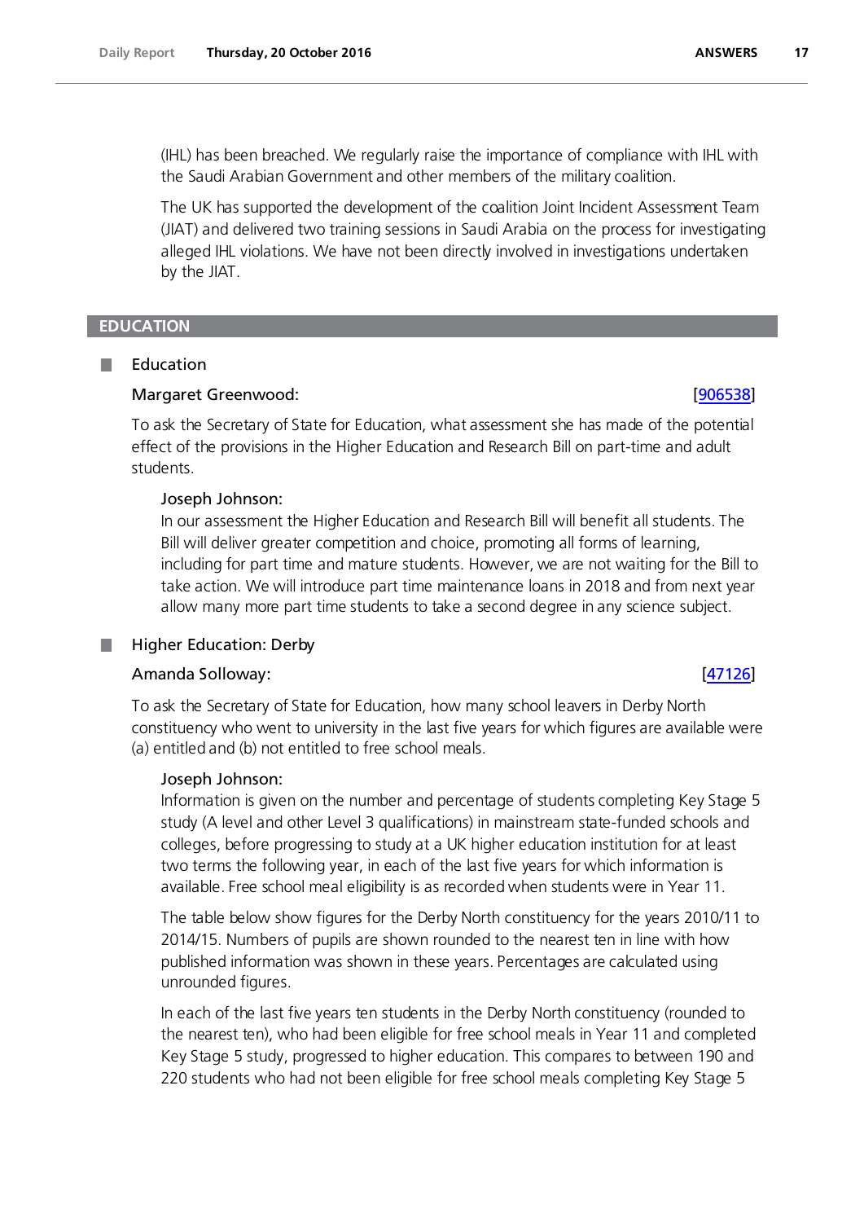(IHL) has been breached. We regularly raise the importance of compliance with IHL with the Saudi Arabian Government and other members of the military coalition.

The UK has supported the development of the coalition Joint Incident Assessment Team (JIAT) and delivered two training sessions in Saudi Arabia on the process for investigating alleged IHL violations. We have not been directly involved in investigations undertaken by the JIAT.

## EDUCATION

### Education

**Margaret Greenwood:** [906538]

To ask the Secretary of State for Education, what assessment she has made of the potential effect of the provisions in the Higher Education and Research Bill on part-time and adult students.

**Joseph Johnson:**

In our assessment the Higher Education and Research Bill will benefit all students. The Bill will deliver greater competition and choice, promoting all forms of learning, including for part time and mature students. However, we are not waiting for the Bill to take action. We will introduce part time maintenance loans in 2018 and from next year allow many more part time students to take a second degree in any science subject.

### Higher Education: Derby

**Amanda Solloway:** [47126]

To ask the Secretary of State for Education, how many school leavers in Derby North constituency who went to university in the last five years for which figures are available were (a) entitled and (b) not entitled to free school meals.

**Joseph Johnson:**

Information is given on the number and percentage of students completing Key Stage 5 study (A level and other Level 3 qualifications) in mainstream state-funded schools and colleges, before progressing to study at a UK higher education institution for at least two terms the following year, in each of the last five years for which information is available. Free school meal eligibility is as recorded when students were in Year 11.

The table below show figures for the Derby North constituency for the years 2010/11 to 2014/15. Numbers of pupils are shown rounded to the nearest ten in line with how published information was shown in these years. Percentages are calculated using unrounded figures.

In each of the last five years ten students in the Derby North constituency (rounded to the nearest ten), who had been eligible for free school meals in Year 11 and completed Key Stage 5 study, progressed to higher education. This compares to between 190 and 220 students who had not been eligible for free school meals completing Key Stage 5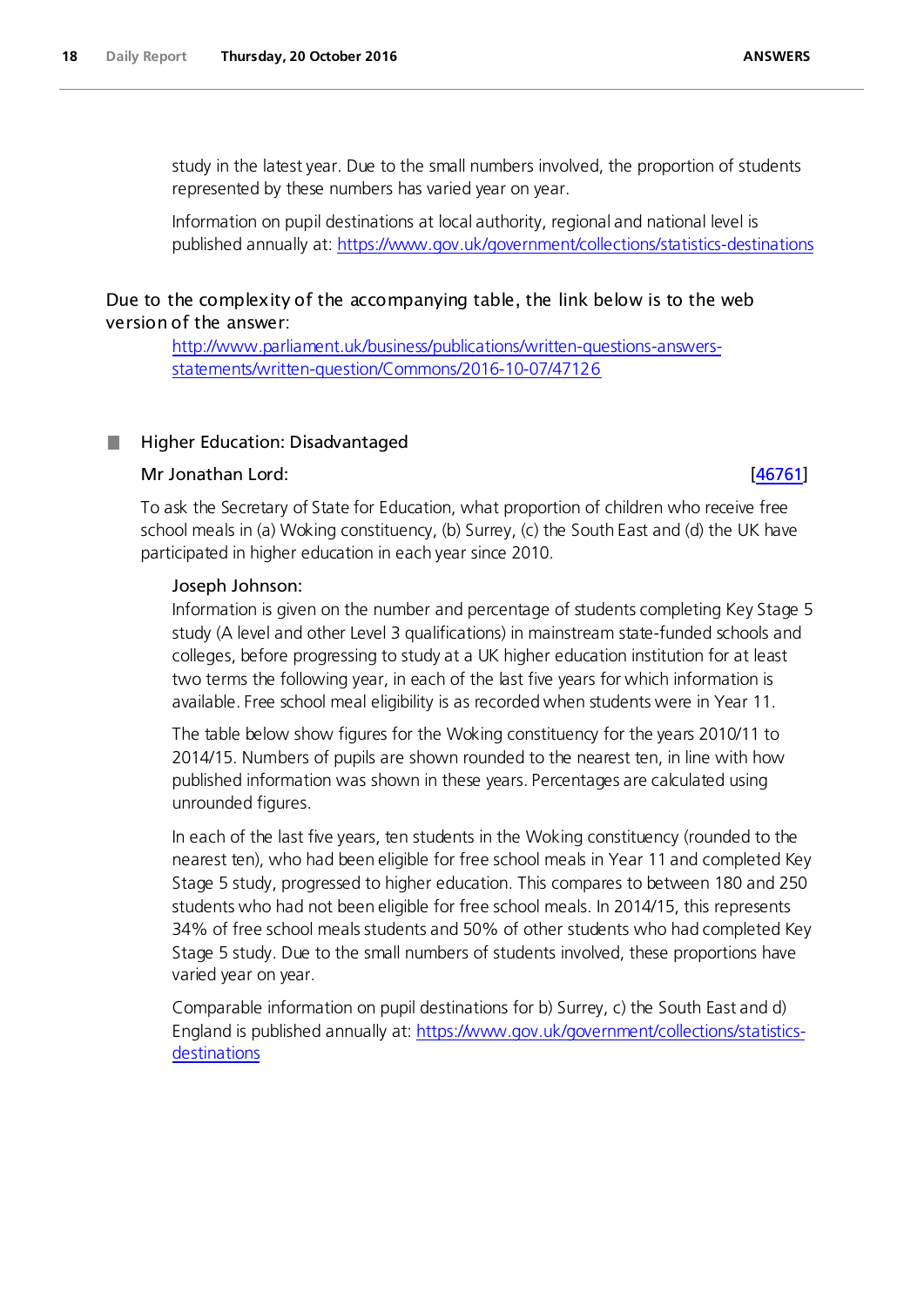study in the latest year. Due to the small numbers involved, the proportion of students represented by these numbers has varied year on year.

Information on pupil destinations at local authority, regional and national level is published annually at: https://www.gov.uk/government/collections/statistics-destinations

Due to the complexity of the accompanying table, the link below is to the web version of the answer:

http://www.parliament.uk/business/publications/written-questions-answers-statements/written-question/Commons/2016-10-07/47126

## Higher Education: Disadvantaged

**Mr Jonathan Lord:** [46761]

To ask the Secretary of State for Education, what proportion of children who receive free school meals in (a) Woking constituency, (b) Surrey, (c) the South East and (d) the UK have participated in higher education in each year since 2010.

**Joseph Johnson:**

Information is given on the number and percentage of students completing Key Stage 5 study (A level and other Level 3 qualifications) in mainstream state-funded schools and colleges, before progressing to study at a UK higher education institution for at least two terms the following year, in each of the last five years for which information is available. Free school meal eligibility is as recorded when students were in Year 11.

The table below show figures for the Woking constituency for the years 2010/11 to 2014/15. Numbers of pupils are shown rounded to the nearest ten, in line with how published information was shown in these years. Percentages are calculated using unrounded figures.

In each of the last five years, ten students in the Woking constituency (rounded to the nearest ten), who had been eligible for free school meals in Year 11 and completed Key Stage 5 study, progressed to higher education. This compares to between 180 and 250 students who had not been eligible for free school meals. In 2014/15, this represents 34% of free school meals students and 50% of other students who had completed Key Stage 5 study. Due to the small numbers of students involved, these proportions have varied year on year.

Comparable information on pupil destinations for b) Surrey, c) the South East and d) England is published annually at: https://www.gov.uk/government/collections/statistics-destinations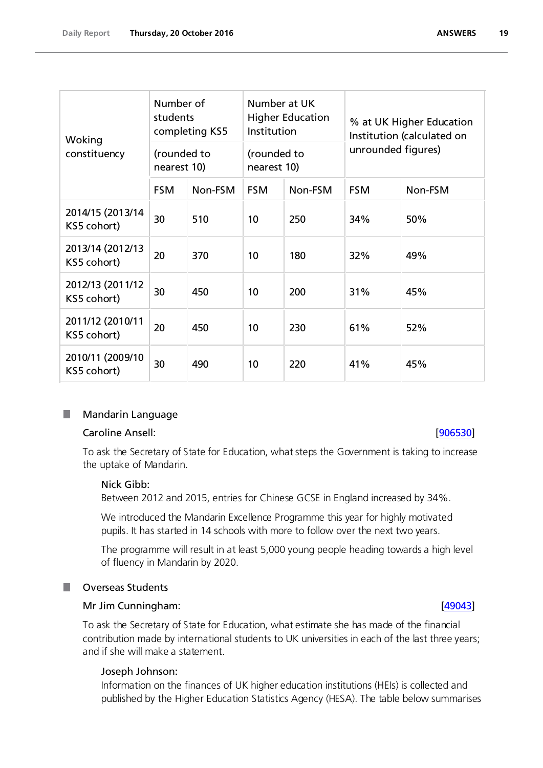| Woking constituency | Number of students completing KS5 (rounded to nearest 10) | | Number at UK Higher Education Institution (rounded to nearest 10) | | % at UK Higher Education Institution (calculated on unrounded figures) | |
|---|---|---|---|---|---|---|
| | FSM | Non-FSM | FSM | Non-FSM | FSM | Non-FSM |
| 2014/15 (2013/14 KS5 cohort) | 30 | 510 | 10 | 250 | 34% | 50% |
| 2013/14 (2012/13 KS5 cohort) | 20 | 370 | 10 | 180 | 32% | 49% |
| 2012/13 (2011/12 KS5 cohort) | 30 | 450 | 10 | 200 | 31% | 45% |
| 2011/12 (2010/11 KS5 cohort) | 20 | 450 | 10 | 230 | 61% | 52% |
| 2010/11 (2009/10 KS5 cohort) | 30 | 490 | 10 | 220 | 41% | 45% |

## Mandarin Language

**Caroline Ansell:** [906530]

To ask the Secretary of State for Education, what steps the Government is taking to increase the uptake of Mandarin.

**Nick Gibb:**

Between 2012 and 2015, entries for Chinese GCSE in England increased by 34%.

We introduced the Mandarin Excellence Programme this year for highly motivated pupils. It has started in 14 schools with more to follow over the next two years.

The programme will result in at least 5,000 young people heading towards a high level of fluency in Mandarin by 2020.

## Overseas Students

**Mr Jim Cunningham:** [49043]

To ask the Secretary of State for Education, what estimate she has made of the financial contribution made by international students to UK universities in each of the last three years; and if she will make a statement.

**Joseph Johnson:**

Information on the finances of UK higher education institutions (HEIs) is collected and published by the Higher Education Statistics Agency (HESA). The table below summarises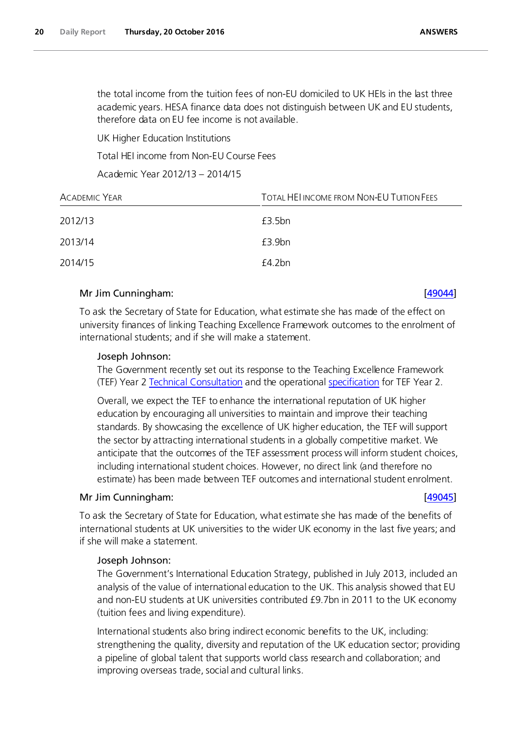the total income from the tuition fees of non-EU domiciled to UK HEIs in the last three academic years. HESA finance data does not distinguish between UK and EU students, therefore data on EU fee income is not available.

UK Higher Education Institutions

Total HEI income from Non-EU Course Fees

Academic Year 2012/13 – 2014/15

| Academic Year | Total HEI income from Non-EU Tuition Fees |
| --- | --- |
| 2012/13 | £3.5bn |
| 2013/14 | £3.9bn |
| 2014/15 | £4.2bn |

**Mr Jim Cunningham:** [49044]

To ask the Secretary of State for Education, what estimate she has made of the effect on university finances of linking Teaching Excellence Framework outcomes to the enrolment of international students; and if she will make a statement.

**Joseph Johnson:**

The Government recently set out its response to the Teaching Excellence Framework (TEF) Year 2 Technical Consultation and the operational specification for TEF Year 2.

Overall, we expect the TEF to enhance the international reputation of UK higher education by encouraging all universities to maintain and improve their teaching standards. By showcasing the excellence of UK higher education, the TEF will support the sector by attracting international students in a globally competitive market. We anticipate that the outcomes of the TEF assessment process will inform student choices, including international student choices. However, no direct link (and therefore no estimate) has been made between TEF outcomes and international student enrolment.

**Mr Jim Cunningham:** [49045]

To ask the Secretary of State for Education, what estimate she has made of the benefits of international students at UK universities to the wider UK economy in the last five years; and if she will make a statement.

**Joseph Johnson:**

The Government's International Education Strategy, published in July 2013, included an analysis of the value of international education to the UK. This analysis showed that EU and non-EU students at UK universities contributed £9.7bn in 2011 to the UK economy (tuition fees and living expenditure).

International students also bring indirect economic benefits to the UK, including: strengthening the quality, diversity and reputation of the UK education sector; providing a pipeline of global talent that supports world class research and collaboration; and improving overseas trade, social and cultural links.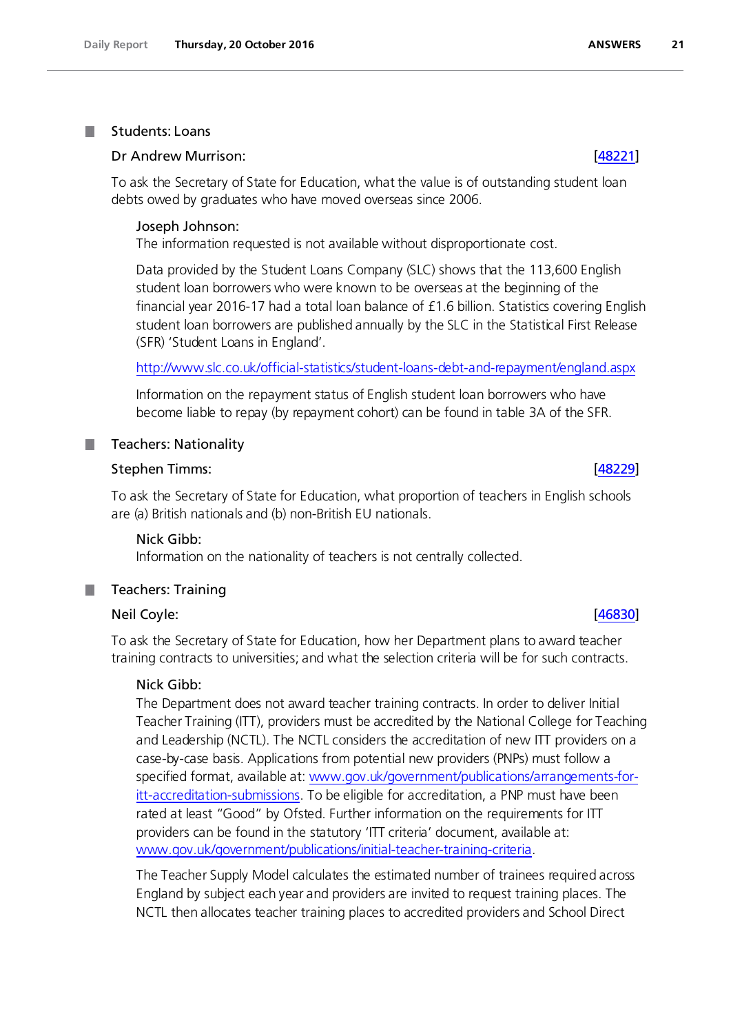## Students: Loans

**Dr Andrew Murrison:** [48221]

To ask the Secretary of State for Education, what the value is of outstanding student loan debts owed by graduates who have moved overseas since 2006.

**Joseph Johnson:**

The information requested is not available without disproportionate cost.

Data provided by the Student Loans Company (SLC) shows that the 113,600 English student loan borrowers who were known to be overseas at the beginning of the financial year 2016-17 had a total loan balance of £1.6 billion. Statistics covering English student loan borrowers are published annually by the SLC in the Statistical First Release (SFR) 'Student Loans in England'.

http://www.slc.co.uk/official-statistics/student-loans-debt-and-repayment/england.aspx

Information on the repayment status of English student loan borrowers who have become liable to repay (by repayment cohort) can be found in table 3A of the SFR.

## Teachers: Nationality

**Stephen Timms:** [48229]

To ask the Secretary of State for Education, what proportion of teachers in English schools are (a) British nationals and (b) non-British EU nationals.

**Nick Gibb:**

Information on the nationality of teachers is not centrally collected.

## Teachers: Training

**Neil Coyle:** [46830]

To ask the Secretary of State for Education, how her Department plans to award teacher training contracts to universities; and what the selection criteria will be for such contracts.

**Nick Gibb:**

The Department does not award teacher training contracts. In order to deliver Initial Teacher Training (ITT), providers must be accredited by the National College for Teaching and Leadership (NCTL). The NCTL considers the accreditation of new ITT providers on a case-by-case basis. Applications from potential new providers (PNPs) must follow a specified format, available at: www.gov.uk/government/publications/arrangements-for-itt-accreditation-submissions. To be eligible for accreditation, a PNP must have been rated at least "Good" by Ofsted. Further information on the requirements for ITT providers can be found in the statutory 'ITT criteria' document, available at: www.gov.uk/government/publications/initial-teacher-training-criteria.

The Teacher Supply Model calculates the estimated number of trainees required across England by subject each year and providers are invited to request training places. The NCTL then allocates teacher training places to accredited providers and School Direct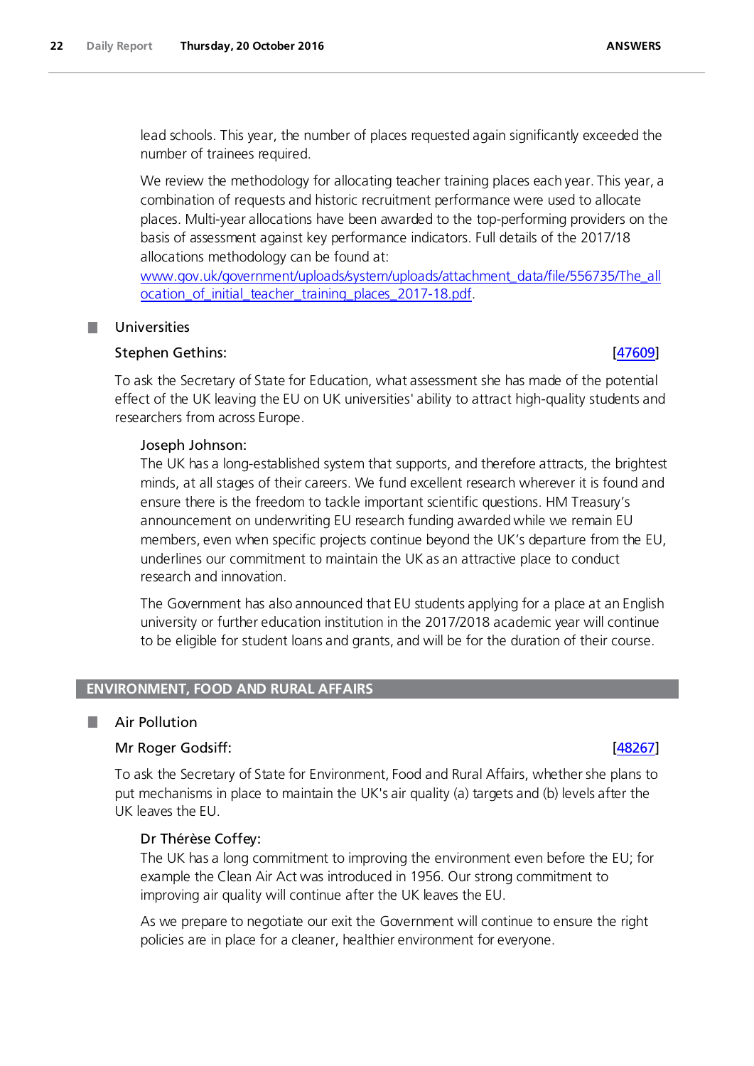lead schools. This year, the number of places requested again significantly exceeded the number of trainees required.

We review the methodology for allocating teacher training places each year. This year, a combination of requests and historic recruitment performance were used to allocate places. Multi-year allocations have been awarded to the top-performing providers on the basis of assessment against key performance indicators. Full details of the 2017/18 allocations methodology can be found at: [www.gov.uk/government/uploads/system/uploads/attachment_data/file/556735/The_allocation_of_initial_teacher_training_places_2017-18.pdf](www.gov.uk/government/uploads/system/uploads/attachment_data/file/556735/The_allocation_of_initial_teacher_training_places_2017-18.pdf).

### Universities

**Stephen Gethins:** [47609]

To ask the Secretary of State for Education, what assessment she has made of the potential effect of the UK leaving the EU on UK universities' ability to attract high-quality students and researchers from across Europe.

**Joseph Johnson:**

The UK has a long-established system that supports, and therefore attracts, the brightest minds, at all stages of their careers. We fund excellent research wherever it is found and ensure there is the freedom to tackle important scientific questions. HM Treasury's announcement on underwriting EU research funding awarded while we remain EU members, even when specific projects continue beyond the UK's departure from the EU, underlines our commitment to maintain the UK as an attractive place to conduct research and innovation.

The Government has also announced that EU students applying for a place at an English university or further education institution in the 2017/2018 academic year will continue to be eligible for student loans and grants, and will be for the duration of their course.

## ENVIRONMENT, FOOD AND RURAL AFFAIRS

### Air Pollution

**Mr Roger Godsiff:** [48267]

To ask the Secretary of State for Environment, Food and Rural Affairs, whether she plans to put mechanisms in place to maintain the UK's air quality (a) targets and (b) levels after the UK leaves the EU.

**Dr Thérèse Coffey:**

The UK has a long commitment to improving the environment even before the EU; for example the Clean Air Act was introduced in 1956. Our strong commitment to improving air quality will continue after the UK leaves the EU.

As we prepare to negotiate our exit the Government will continue to ensure the right policies are in place for a cleaner, healthier environment for everyone.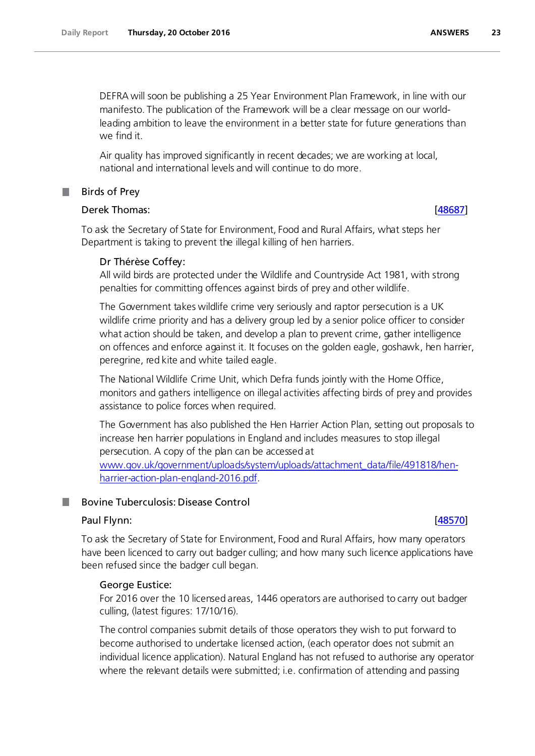DEFRA will soon be publishing a 25 Year Environment Plan Framework, in line with our manifesto. The publication of the Framework will be a clear message on our world-leading ambition to leave the environment in a better state for future generations than we find it.

Air quality has improved significantly in recent decades; we are working at local, national and international levels and will continue to do more.

## Birds of Prey

**Derek Thomas:** [48687]

To ask the Secretary of State for Environment, Food and Rural Affairs, what steps her Department is taking to prevent the illegal killing of hen harriers.

**Dr Thérèse Coffey:**

All wild birds are protected under the Wildlife and Countryside Act 1981, with strong penalties for committing offences against birds of prey and other wildlife.

The Government takes wildlife crime very seriously and raptor persecution is a UK wildlife crime priority and has a delivery group led by a senior police officer to consider what action should be taken, and develop a plan to prevent crime, gather intelligence on offences and enforce against it. It focuses on the golden eagle, goshawk, hen harrier, peregrine, red kite and white tailed eagle.

The National Wildlife Crime Unit, which Defra funds jointly with the Home Office, monitors and gathers intelligence on illegal activities affecting birds of prey and provides assistance to police forces when required.

The Government has also published the Hen Harrier Action Plan, setting out proposals to increase hen harrier populations in England and includes measures to stop illegal persecution. A copy of the plan can be accessed at www.gov.uk/government/uploads/system/uploads/attachment_data/file/491818/hen-harrier-action-plan-england-2016.pdf.

## Bovine Tuberculosis: Disease Control

**Paul Flynn:** [48570]

To ask the Secretary of State for Environment, Food and Rural Affairs, how many operators have been licenced to carry out badger culling; and how many such licence applications have been refused since the badger cull began.

**George Eustice:**

For 2016 over the 10 licensed areas, 1446 operators are authorised to carry out badger culling, (latest figures: 17/10/16).

The control companies submit details of those operators they wish to put forward to become authorised to undertake licensed action, (each operator does not submit an individual licence application). Natural England has not refused to authorise any operator where the relevant details were submitted; i.e. confirmation of attending and passing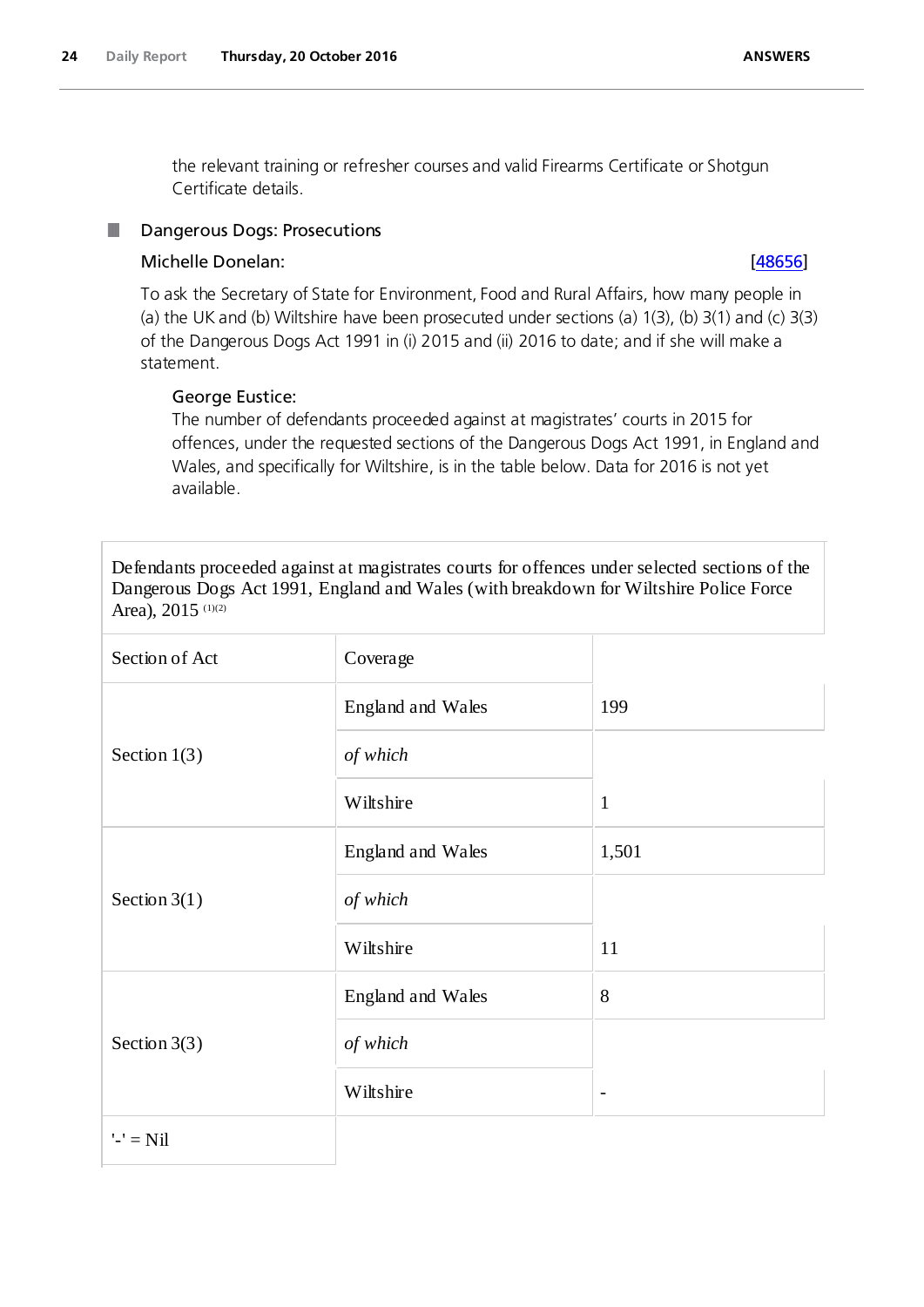the relevant training or refresher courses and valid Firearms Certificate or Shotgun Certificate details.

## Dangerous Dogs: Prosecutions

**Michelle Donelan:** [48656]

To ask the Secretary of State for Environment, Food and Rural Affairs, how many people in (a) the UK and (b) Wiltshire have been prosecuted under sections (a) 1(3), (b) 3(1) and (c) 3(3) of the Dangerous Dogs Act 1991 in (i) 2015 and (ii) 2016 to date; and if she will make a statement.

**George Eustice:**

The number of defendants proceeded against at magistrates' courts in 2015 for offences, under the requested sections of the Dangerous Dogs Act 1991, in England and Wales, and specifically for Wiltshire, is in the table below. Data for 2016 is not yet available.

Defendants proceeded against at magistrates courts for offences under selected sections of the Dangerous Dogs Act 1991, England and Wales (with breakdown for Wiltshire Police Force Area), 2015 (1)(2)

| Section of Act | Coverage | |
|---|---|---|
| Section 1(3) | England and Wales | 199 |
| | *of which* | |
| | Wiltshire | 1 |
| Section 3(1) | England and Wales | 1,501 |
| | *of which* | |
| | Wiltshire | 11 |
| Section 3(3) | England and Wales | 8 |
| | *of which* | |
| | Wiltshire | - |

'-' = Nil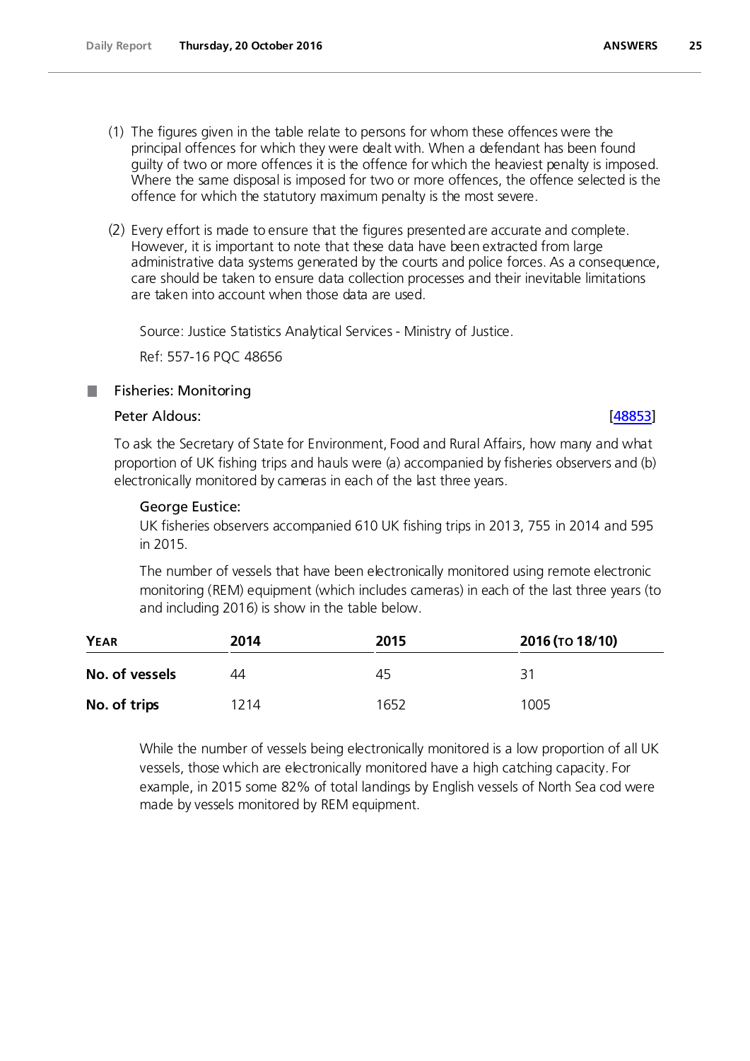(1) The figures given in the table relate to persons for whom these offences were the principal offences for which they were dealt with. When a defendant has been found guilty of two or more offences it is the offence for which the heaviest penalty is imposed. Where the same disposal is imposed for two or more offences, the offence selected is the offence for which the statutory maximum penalty is the most severe.

(2) Every effort is made to ensure that the figures presented are accurate and complete. However, it is important to note that these data have been extracted from large administrative data systems generated by the courts and police forces. As a consequence, care should be taken to ensure data collection processes and their inevitable limitations are taken into account when those data are used.

Source: Justice Statistics Analytical Services - Ministry of Justice.

Ref: 557-16 PQC 48656

## Fisheries: Monitoring

**Peter Aldous:** [48853]

To ask the Secretary of State for Environment, Food and Rural Affairs, how many and what proportion of UK fishing trips and hauls were (a) accompanied by fisheries observers and (b) electronically monitored by cameras in each of the last three years.

**George Eustice:**

UK fisheries observers accompanied 610 UK fishing trips in 2013, 755 in 2014 and 595 in 2015.

The number of vessels that have been electronically monitored using remote electronic monitoring (REM) equipment (which includes cameras) in each of the last three years (to and including 2016) is show in the table below.

| Year | 2014 | 2015 | 2016 (to 18/10) |
|---|---|---|---|
| **No. of vessels** | 44 | 45 | 31 |
| **No. of trips** | 1214 | 1652 | 1005 |

While the number of vessels being electronically monitored is a low proportion of all UK vessels, those which are electronically monitored have a high catching capacity. For example, in 2015 some 82% of total landings by English vessels of North Sea cod were made by vessels monitored by REM equipment.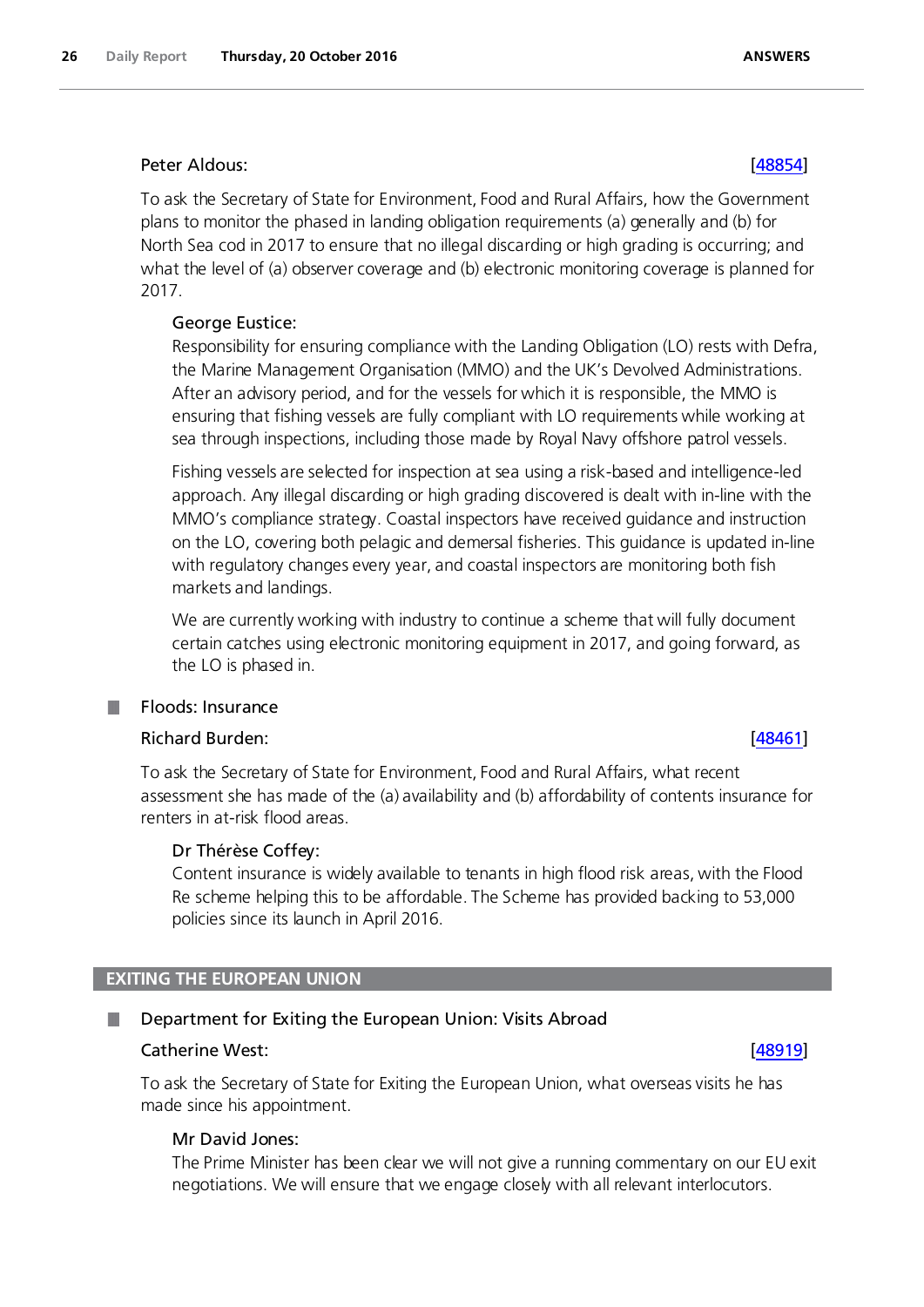Peter Aldous: [48854]

To ask the Secretary of State for Environment, Food and Rural Affairs, how the Government plans to monitor the phased in landing obligation requirements (a) generally and (b) for North Sea cod in 2017 to ensure that no illegal discarding or high grading is occurring; and what the level of (a) observer coverage and (b) electronic monitoring coverage is planned for 2017.

George Eustice:

Responsibility for ensuring compliance with the Landing Obligation (LO) rests with Defra, the Marine Management Organisation (MMO) and the UK's Devolved Administrations. After an advisory period, and for the vessels for which it is responsible, the MMO is ensuring that fishing vessels are fully compliant with LO requirements while working at sea through inspections, including those made by Royal Navy offshore patrol vessels.

Fishing vessels are selected for inspection at sea using a risk-based and intelligence-led approach. Any illegal discarding or high grading discovered is dealt with in-line with the MMO's compliance strategy. Coastal inspectors have received guidance and instruction on the LO, covering both pelagic and demersal fisheries. This guidance is updated in-line with regulatory changes every year, and coastal inspectors are monitoring both fish markets and landings.

We are currently working with industry to continue a scheme that will fully document certain catches using electronic monitoring equipment in 2017, and going forward, as the LO is phased in.

### Floods: Insurance

Richard Burden: [48461]

To ask the Secretary of State for Environment, Food and Rural Affairs, what recent assessment she has made of the (a) availability and (b) affordability of contents insurance for renters in at-risk flood areas.

Dr Thérèse Coffey:

Content insurance is widely available to tenants in high flood risk areas, with the Flood Re scheme helping this to be affordable. The Scheme has provided backing to 53,000 policies since its launch in April 2016.

## EXITING THE EUROPEAN UNION

### Department for Exiting the European Union: Visits Abroad

Catherine West: [48919]

To ask the Secretary of State for Exiting the European Union, what overseas visits he has made since his appointment.

Mr David Jones:

The Prime Minister has been clear we will not give a running commentary on our EU exit negotiations. We will ensure that we engage closely with all relevant interlocutors.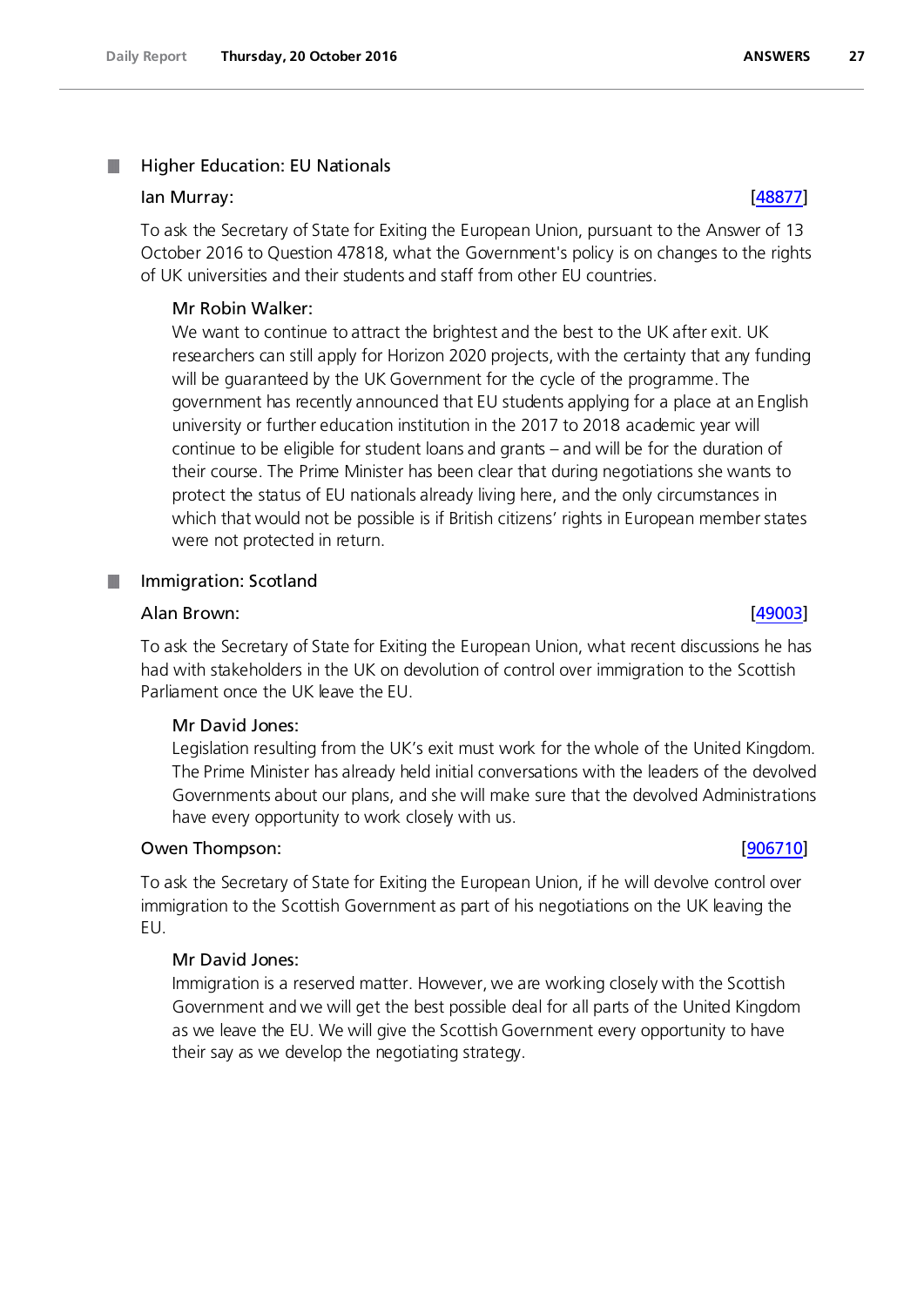## Higher Education: EU Nationals

**Ian Murray:** [48877]

To ask the Secretary of State for Exiting the European Union, pursuant to the Answer of 13 October 2016 to Question 47818, what the Government's policy is on changes to the rights of UK universities and their students and staff from other EU countries.

**Mr Robin Walker:**

We want to continue to attract the brightest and the best to the UK after exit. UK researchers can still apply for Horizon 2020 projects, with the certainty that any funding will be guaranteed by the UK Government for the cycle of the programme. The government has recently announced that EU students applying for a place at an English university or further education institution in the 2017 to 2018 academic year will continue to be eligible for student loans and grants – and will be for the duration of their course. The Prime Minister has been clear that during negotiations she wants to protect the status of EU nationals already living here, and the only circumstances in which that would not be possible is if British citizens' rights in European member states were not protected in return.

## Immigration: Scotland

**Alan Brown:** [49003]

To ask the Secretary of State for Exiting the European Union, what recent discussions he has had with stakeholders in the UK on devolution of control over immigration to the Scottish Parliament once the UK leave the EU.

**Mr David Jones:**

Legislation resulting from the UK's exit must work for the whole of the United Kingdom. The Prime Minister has already held initial conversations with the leaders of the devolved Governments about our plans, and she will make sure that the devolved Administrations have every opportunity to work closely with us.

**Owen Thompson:** [906710]

To ask the Secretary of State for Exiting the European Union, if he will devolve control over immigration to the Scottish Government as part of his negotiations on the UK leaving the EU.

**Mr David Jones:**

Immigration is a reserved matter. However, we are working closely with the Scottish Government and we will get the best possible deal for all parts of the United Kingdom as we leave the EU. We will give the Scottish Government every opportunity to have their say as we develop the negotiating strategy.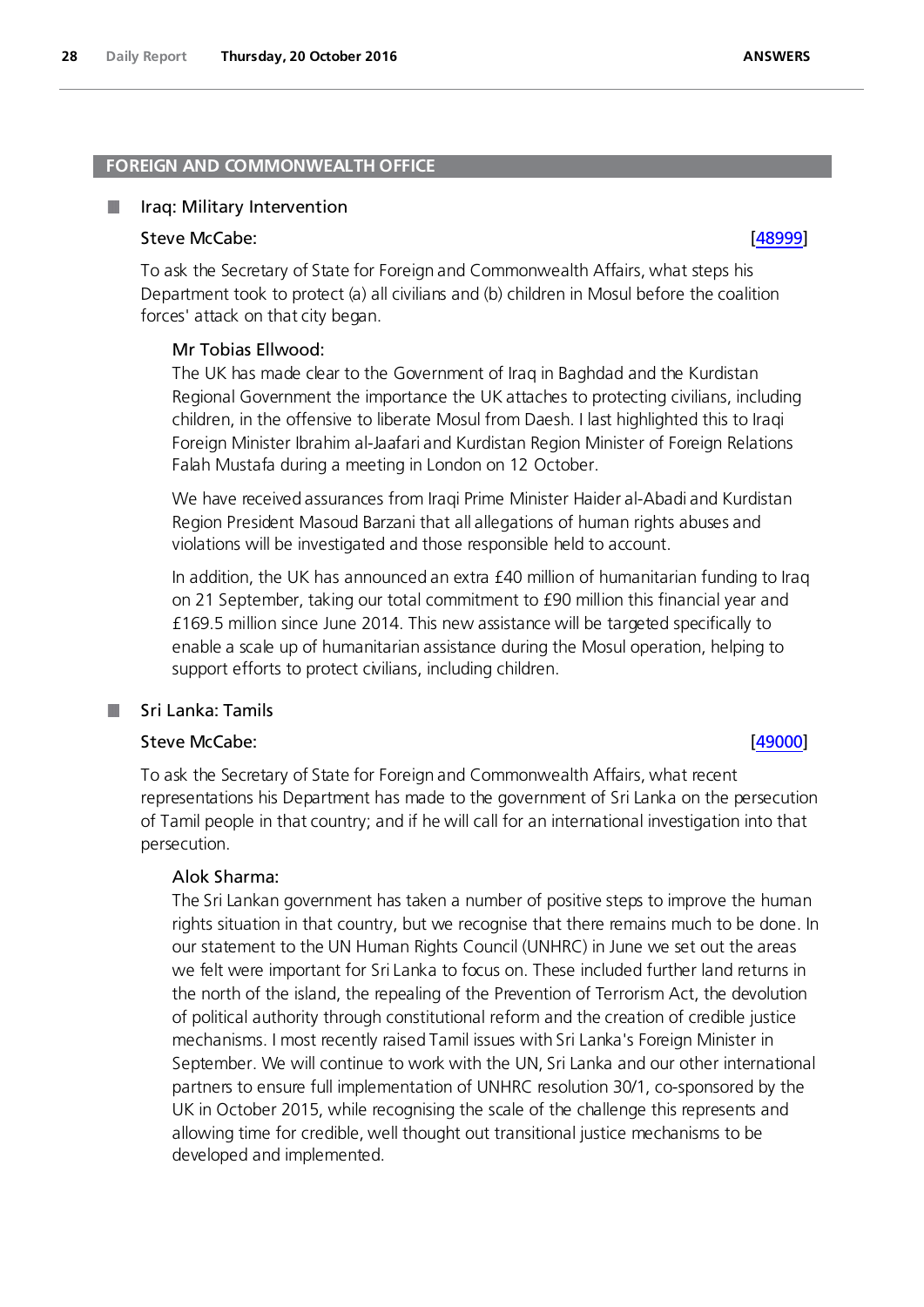## FOREIGN AND COMMONWEALTH OFFICE

### Iraq: Military Intervention

**Steve McCabe:** [48999]

To ask the Secretary of State for Foreign and Commonwealth Affairs, what steps his Department took to protect (a) all civilians and (b) children in Mosul before the coalition forces' attack on that city began.

**Mr Tobias Ellwood:**

The UK has made clear to the Government of Iraq in Baghdad and the Kurdistan Regional Government the importance the UK attaches to protecting civilians, including children, in the offensive to liberate Mosul from Daesh. I last highlighted this to Iraqi Foreign Minister Ibrahim al-Jaafari and Kurdistan Region Minister of Foreign Relations Falah Mustafa during a meeting in London on 12 October.

We have received assurances from Iraqi Prime Minister Haider al-Abadi and Kurdistan Region President Masoud Barzani that all allegations of human rights abuses and violations will be investigated and those responsible held to account.

In addition, the UK has announced an extra £40 million of humanitarian funding to Iraq on 21 September, taking our total commitment to £90 million this financial year and £169.5 million since June 2014. This new assistance will be targeted specifically to enable a scale up of humanitarian assistance during the Mosul operation, helping to support efforts to protect civilians, including children.

### Sri Lanka: Tamils

**Steve McCabe:** [49000]

To ask the Secretary of State for Foreign and Commonwealth Affairs, what recent representations his Department has made to the government of Sri Lanka on the persecution of Tamil people in that country; and if he will call for an international investigation into that persecution.

**Alok Sharma:**

The Sri Lankan government has taken a number of positive steps to improve the human rights situation in that country, but we recognise that there remains much to be done. In our statement to the UN Human Rights Council (UNHRC) in June we set out the areas we felt were important for Sri Lanka to focus on. These included further land returns in the north of the island, the repealing of the Prevention of Terrorism Act, the devolution of political authority through constitutional reform and the creation of credible justice mechanisms. I most recently raised Tamil issues with Sri Lanka's Foreign Minister in September. We will continue to work with the UN, Sri Lanka and our other international partners to ensure full implementation of UNHRC resolution 30/1, co-sponsored by the UK in October 2015, while recognising the scale of the challenge this represents and allowing time for credible, well thought out transitional justice mechanisms to be developed and implemented.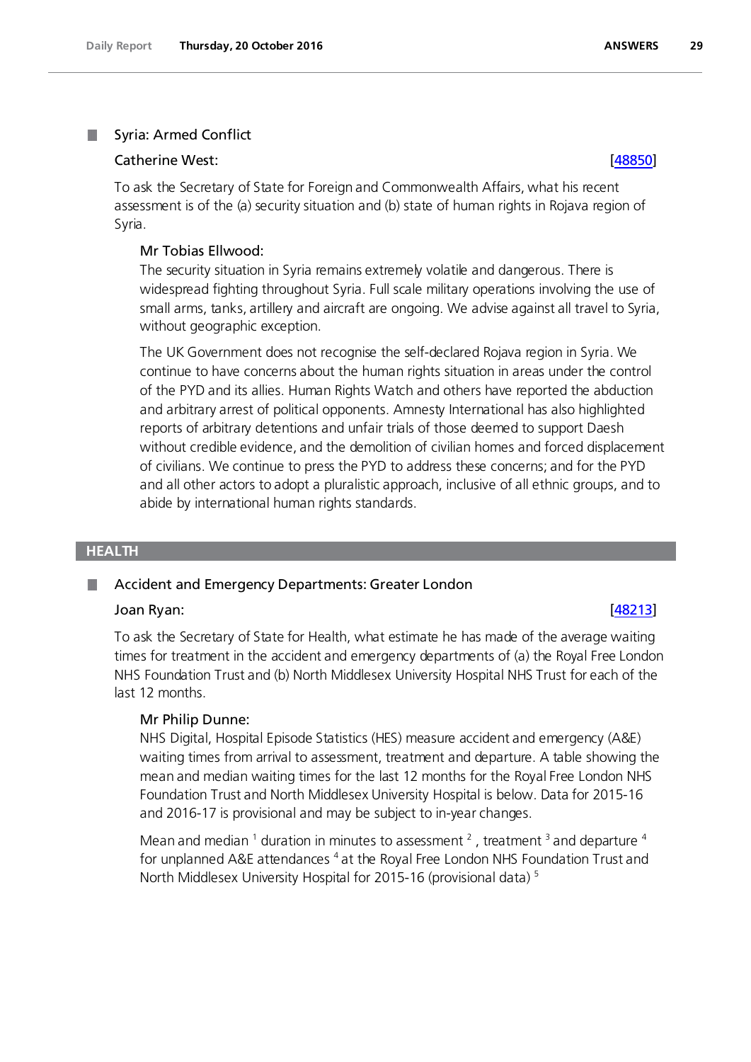## Syria: Armed Conflict

**Catherine West:** [48850]

To ask the Secretary of State for Foreign and Commonwealth Affairs, what his recent assessment is of the (a) security situation and (b) state of human rights in Rojava region of Syria.

**Mr Tobias Ellwood:**

The security situation in Syria remains extremely volatile and dangerous. There is widespread fighting throughout Syria. Full scale military operations involving the use of small arms, tanks, artillery and aircraft are ongoing. We advise against all travel to Syria, without geographic exception.

The UK Government does not recognise the self-declared Rojava region in Syria. We continue to have concerns about the human rights situation in areas under the control of the PYD and its allies. Human Rights Watch and others have reported the abduction and arbitrary arrest of political opponents. Amnesty International has also highlighted reports of arbitrary detentions and unfair trials of those deemed to support Daesh without credible evidence, and the demolition of civilian homes and forced displacement of civilians. We continue to press the PYD to address these concerns; and for the PYD and all other actors to adopt a pluralistic approach, inclusive of all ethnic groups, and to abide by international human rights standards.

# HEALTH

## Accident and Emergency Departments: Greater London

**Joan Ryan:** [48213]

To ask the Secretary of State for Health, what estimate he has made of the average waiting times for treatment in the accident and emergency departments of (a) the Royal Free London NHS Foundation Trust and (b) North Middlesex University Hospital NHS Trust for each of the last 12 months.

**Mr Philip Dunne:**

NHS Digital, Hospital Episode Statistics (HES) measure accident and emergency (A&E) waiting times from arrival to assessment, treatment and departure. A table showing the mean and median waiting times for the last 12 months for the Royal Free London NHS Foundation Trust and North Middlesex University Hospital is below. Data for 2015-16 and 2016-17 is provisional and may be subject to in-year changes.

Mean and median [1] duration in minutes to assessment [2], treatment [3] and departure [4] for unplanned A&E attendances [4] at the Royal Free London NHS Foundation Trust and North Middlesex University Hospital for 2015-16 (provisional data) [5]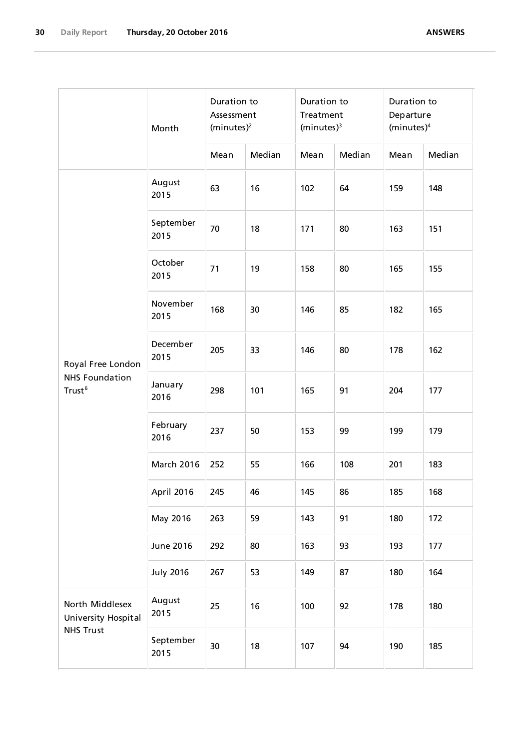| | Month | Duration to Assessment (minutes)[2] | | Duration to Treatment (minutes)[3] | | Duration to Departure (minutes)[4] | |
|---|---|---|---|---|---|---|---|
| | | Mean | Median | Mean | Median | Mean | Median |
| Royal Free London NHS Foundation Trust[6] | August 2015 | 63 | 16 | 102 | 64 | 159 | 148 |
| | September 2015 | 70 | 18 | 171 | 80 | 163 | 151 |
| | October 2015 | 71 | 19 | 158 | 80 | 165 | 155 |
| | November 2015 | 168 | 30 | 146 | 85 | 182 | 165 |
| | December 2015 | 205 | 33 | 146 | 80 | 178 | 162 |
| | January 2016 | 298 | 101 | 165 | 91 | 204 | 177 |
| | February 2016 | 237 | 50 | 153 | 99 | 199 | 179 |
| | March 2016 | 252 | 55 | 166 | 108 | 201 | 183 |
| | April 2016 | 245 | 46 | 145 | 86 | 185 | 168 |
| | May 2016 | 263 | 59 | 143 | 91 | 180 | 172 |
| | June 2016 | 292 | 80 | 163 | 93 | 193 | 177 |
| | July 2016 | 267 | 53 | 149 | 87 | 180 | 164 |
| North Middlesex University Hospital NHS Trust | August 2015 | 25 | 16 | 100 | 92 | 178 | 180 |
| | September 2015 | 30 | 18 | 107 | 94 | 190 | 185 |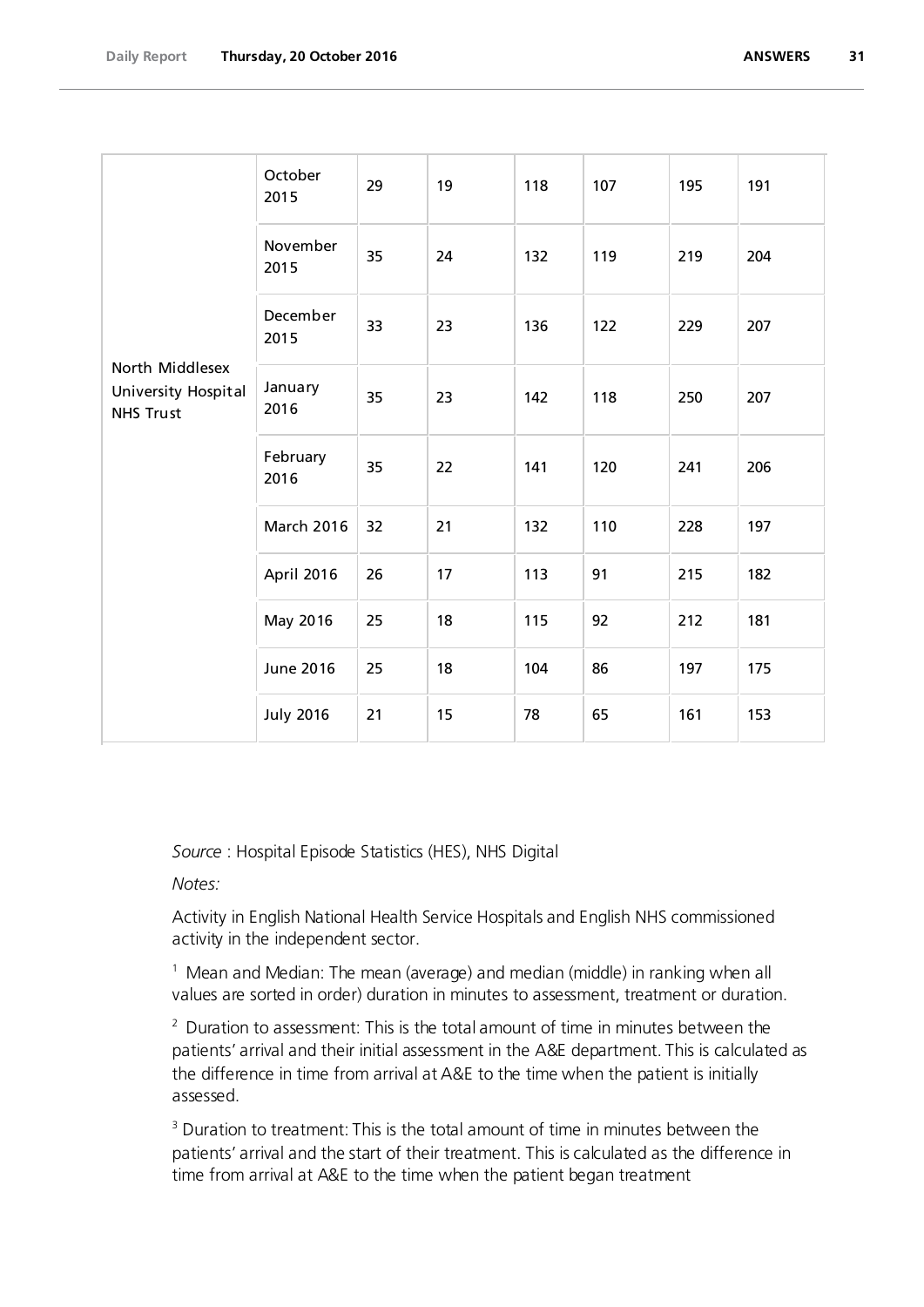| | | | | | | | |
|---|---|---|---|---|---|---|---|
| North Middlesex University Hospital NHS Trust | October 2015 | 29 | 19 | 118 | 107 | 195 | 191 |
| | November 2015 | 35 | 24 | 132 | 119 | 219 | 204 |
| | December 2015 | 33 | 23 | 136 | 122 | 229 | 207 |
| | January 2016 | 35 | 23 | 142 | 118 | 250 | 207 |
| | February 2016 | 35 | 22 | 141 | 120 | 241 | 206 |
| | March 2016 | 32 | 21 | 132 | 110 | 228 | 197 |
| | April 2016 | 26 | 17 | 113 | 91 | 215 | 182 |
| | May 2016 | 25 | 18 | 115 | 92 | 212 | 181 |
| | June 2016 | 25 | 18 | 104 | 86 | 197 | 175 |
| | July 2016 | 21 | 15 | 78 | 65 | 161 | 153 |

*Source* : Hospital Episode Statistics (HES), NHS Digital

*Notes:*

Activity in English National Health Service Hospitals and English NHS commissioned activity in the independent sector.

[1] Mean and Median: The mean (average) and median (middle) in ranking when all values are sorted in order) duration in minutes to assessment, treatment or duration.

[2] Duration to assessment: This is the total amount of time in minutes between the patients' arrival and their initial assessment in the A&E department. This is calculated as the difference in time from arrival at A&E to the time when the patient is initially assessed.

[3] Duration to treatment: This is the total amount of time in minutes between the patients' arrival and the start of their treatment. This is calculated as the difference in time from arrival at A&E to the time when the patient began treatment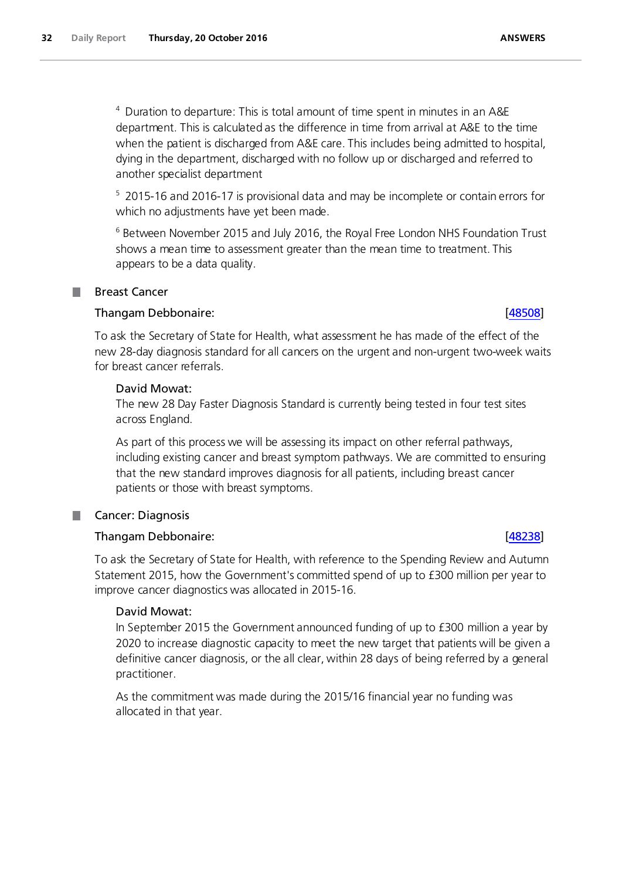[4] Duration to departure: This is total amount of time spent in minutes in an A&E department. This is calculated as the difference in time from arrival at A&E to the time when the patient is discharged from A&E care. This includes being admitted to hospital, dying in the department, discharged with no follow up or discharged and referred to another specialist department

[5] 2015-16 and 2016-17 is provisional data and may be incomplete or contain errors for which no adjustments have yet been made.

[6] Between November 2015 and July 2016, the Royal Free London NHS Foundation Trust shows a mean time to assessment greater than the mean time to treatment. This appears to be a data quality.

## Breast Cancer

**Thangam Debbonaire:** [48508]

To ask the Secretary of State for Health, what assessment he has made of the effect of the new 28-day diagnosis standard for all cancers on the urgent and non-urgent two-week waits for breast cancer referrals.

**David Mowat:**

The new 28 Day Faster Diagnosis Standard is currently being tested in four test sites across England.

As part of this process we will be assessing its impact on other referral pathways, including existing cancer and breast symptom pathways. We are committed to ensuring that the new standard improves diagnosis for all patients, including breast cancer patients or those with breast symptoms.

## Cancer: Diagnosis

**Thangam Debbonaire:** [48238]

To ask the Secretary of State for Health, with reference to the Spending Review and Autumn Statement 2015, how the Government's committed spend of up to £300 million per year to improve cancer diagnostics was allocated in 2015-16.

**David Mowat:**

In September 2015 the Government announced funding of up to £300 million a year by 2020 to increase diagnostic capacity to meet the new target that patients will be given a definitive cancer diagnosis, or the all clear, within 28 days of being referred by a general practitioner.

As the commitment was made during the 2015/16 financial year no funding was allocated in that year.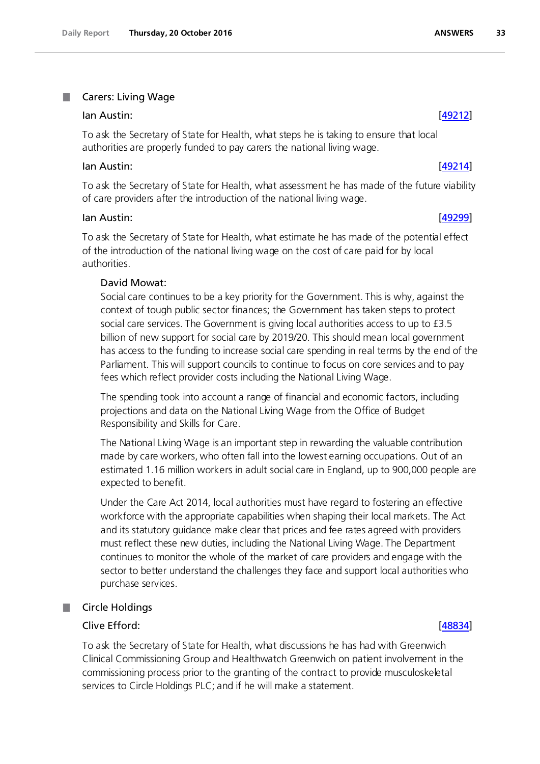## Carers: Living Wage

Ian Austin: [49212]

To ask the Secretary of State for Health, what steps he is taking to ensure that local authorities are properly funded to pay carers the national living wage.

Ian Austin: [49214]

To ask the Secretary of State for Health, what assessment he has made of the future viability of care providers after the introduction of the national living wage.

Ian Austin: [49299]

To ask the Secretary of State for Health, what estimate he has made of the potential effect of the introduction of the national living wage on the cost of care paid for by local authorities.

David Mowat:

Social care continues to be a key priority for the Government. This is why, against the context of tough public sector finances; the Government has taken steps to protect social care services. The Government is giving local authorities access to up to £3.5 billion of new support for social care by 2019/20. This should mean local government has access to the funding to increase social care spending in real terms by the end of the Parliament. This will support councils to continue to focus on core services and to pay fees which reflect provider costs including the National Living Wage.

The spending took into account a range of financial and economic factors, including projections and data on the National Living Wage from the Office of Budget Responsibility and Skills for Care.

The National Living Wage is an important step in rewarding the valuable contribution made by care workers, who often fall into the lowest earning occupations. Out of an estimated 1.16 million workers in adult social care in England, up to 900,000 people are expected to benefit.

Under the Care Act 2014, local authorities must have regard to fostering an effective workforce with the appropriate capabilities when shaping their local markets. The Act and its statutory guidance make clear that prices and fee rates agreed with providers must reflect these new duties, including the National Living Wage. The Department continues to monitor the whole of the market of care providers and engage with the sector to better understand the challenges they face and support local authorities who purchase services.

## Circle Holdings

Clive Efford: [48834]

To ask the Secretary of State for Health, what discussions he has had with Greenwich Clinical Commissioning Group and Healthwatch Greenwich on patient involvement in the commissioning process prior to the granting of the contract to provide musculoskeletal services to Circle Holdings PLC; and if he will make a statement.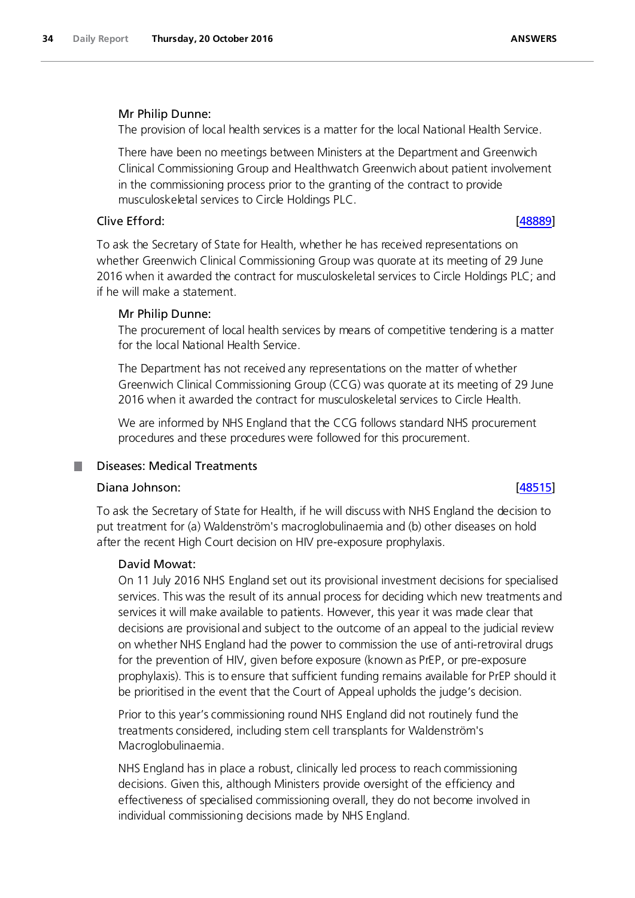Mr Philip Dunne:

The provision of local health services is a matter for the local National Health Service.

There have been no meetings between Ministers at the Department and Greenwich Clinical Commissioning Group and Healthwatch Greenwich about patient involvement in the commissioning process prior to the granting of the contract to provide musculoskeletal services to Circle Holdings PLC.

Clive Efford: [48889]

To ask the Secretary of State for Health, whether he has received representations on whether Greenwich Clinical Commissioning Group was quorate at its meeting of 29 June 2016 when it awarded the contract for musculoskeletal services to Circle Holdings PLC; and if he will make a statement.

Mr Philip Dunne:

The procurement of local health services by means of competitive tendering is a matter for the local National Health Service.

The Department has not received any representations on the matter of whether Greenwich Clinical Commissioning Group (CCG) was quorate at its meeting of 29 June 2016 when it awarded the contract for musculoskeletal services to Circle Health.

We are informed by NHS England that the CCG follows standard NHS procurement procedures and these procedures were followed for this procurement.

## Diseases: Medical Treatments

Diana Johnson: [48515]

To ask the Secretary of State for Health, if he will discuss with NHS England the decision to put treatment for (a) Waldenström's macroglobulinaemia and (b) other diseases on hold after the recent High Court decision on HIV pre-exposure prophylaxis.

David Mowat:

On 11 July 2016 NHS England set out its provisional investment decisions for specialised services. This was the result of its annual process for deciding which new treatments and services it will make available to patients. However, this year it was made clear that decisions are provisional and subject to the outcome of an appeal to the judicial review on whether NHS England had the power to commission the use of anti-retroviral drugs for the prevention of HIV, given before exposure (known as PrEP, or pre-exposure prophylaxis). This is to ensure that sufficient funding remains available for PrEP should it be prioritised in the event that the Court of Appeal upholds the judge's decision.

Prior to this year's commissioning round NHS England did not routinely fund the treatments considered, including stem cell transplants for Waldenström's Macroglobulinaemia.

NHS England has in place a robust, clinically led process to reach commissioning decisions. Given this, although Ministers provide oversight of the efficiency and effectiveness of specialised commissioning overall, they do not become involved in individual commissioning decisions made by NHS England.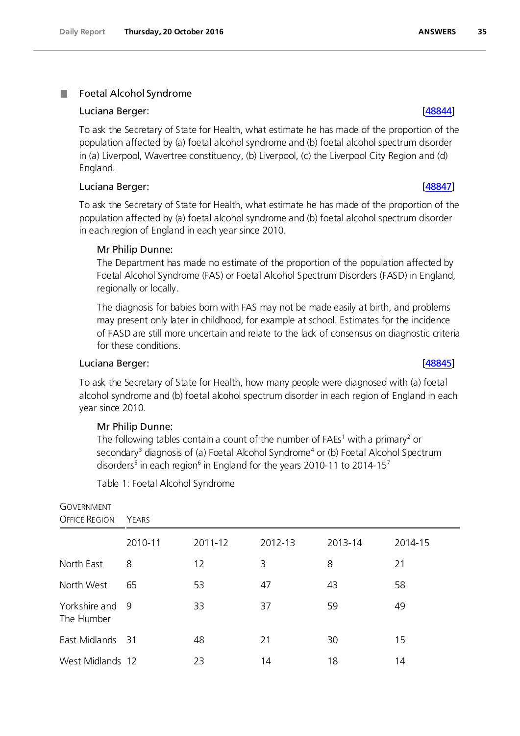## Foetal Alcohol Syndrome

**Luciana Berger:** [48844]

To ask the Secretary of State for Health, what estimate he has made of the proportion of the population affected by (a) foetal alcohol syndrome and (b) foetal alcohol spectrum disorder in (a) Liverpool, Wavertree constituency, (b) Liverpool, (c) the Liverpool City Region and (d) England.

**Luciana Berger:** [48847]

To ask the Secretary of State for Health, what estimate he has made of the proportion of the population affected by (a) foetal alcohol syndrome and (b) foetal alcohol spectrum disorder in each region of England in each year since 2010.

**Mr Philip Dunne:**

The Department has made no estimate of the proportion of the population affected by Foetal Alcohol Syndrome (FAS) or Foetal Alcohol Spectrum Disorders (FASD) in England, regionally or locally.

The diagnosis for babies born with FAS may not be made easily at birth, and problems may present only later in childhood, for example at school. Estimates for the incidence of FASD are still more uncertain and relate to the lack of consensus on diagnostic criteria for these conditions.

**Luciana Berger:** [48845]

To ask the Secretary of State for Health, how many people were diagnosed with (a) foetal alcohol syndrome and (b) foetal alcohol spectrum disorder in each region of England in each year since 2010.

**Mr Philip Dunne:**

The following tables contain a count of the number of FAEs[1] with a primary[2] or secondary[3] diagnosis of (a) Foetal Alcohol Syndrome[4] or (b) Foetal Alcohol Spectrum disorders[5] in each region[6] in England for the years 2010-11 to 2014-15[7]

Table 1: Foetal Alcohol Syndrome

| Government Office Region | Years | | | | |
|---|---|---|---|---|---|
| | 2010-11 | 2011-12 | 2012-13 | 2013-14 | 2014-15 |
| North East | 8 | 12 | 3 | 8 | 21 |
| North West | 65 | 53 | 47 | 43 | 58 |
| Yorkshire and The Humber | 9 | 33 | 37 | 59 | 49 |
| East Midlands | 31 | 48 | 21 | 30 | 15 |
| West Midlands | 12 | 23 | 14 | 18 | 14 |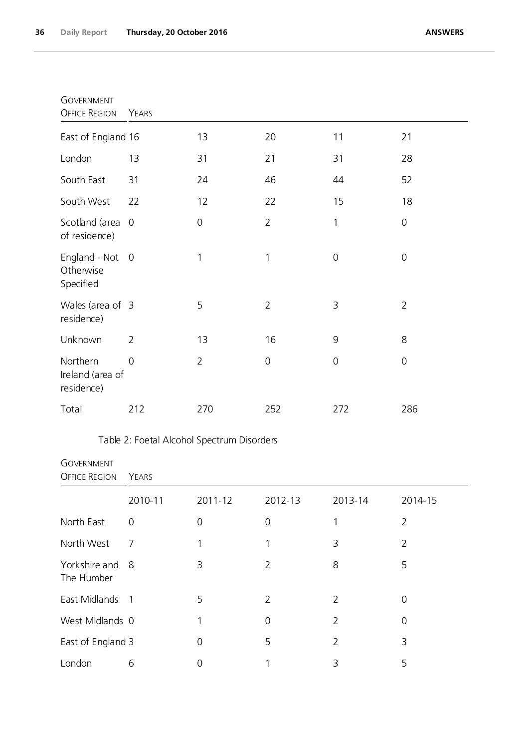| Government Office Region | Years | | | | |
|---|---|---|---|---|---|
| East of England | 16 | 13 | 20 | 11 | 21 |
| London | 13 | 31 | 21 | 31 | 28 |
| South East | 31 | 24 | 46 | 44 | 52 |
| South West | 22 | 12 | 22 | 15 | 18 |
| Scotland (area of residence) | 0 | 0 | 2 | 1 | 0 |
| England - Not Otherwise Specified | 0 | 1 | 1 | 0 | 0 |
| Wales (area of residence) | 3 | 5 | 2 | 3 | 2 |
| Unknown | 2 | 13 | 16 | 9 | 8 |
| Northern Ireland (area of residence) | 0 | 2 | 0 | 0 | 0 |
| Total | 212 | 270 | 252 | 272 | 286 |

Table 2: Foetal Alcohol Spectrum Disorders

| Government Office Region | Years | | | | |
|---|---|---|---|---|---|
| | 2010-11 | 2011-12 | 2012-13 | 2013-14 | 2014-15 |
| North East | 0 | 0 | 0 | 1 | 2 |
| North West | 7 | 1 | 1 | 3 | 2 |
| Yorkshire and The Humber | 8 | 3 | 2 | 8 | 5 |
| East Midlands | 1 | 5 | 2 | 2 | 0 |
| West Midlands | 0 | 1 | 0 | 2 | 0 |
| East of England | 3 | 0 | 5 | 2 | 3 |
| London | 6 | 0 | 1 | 3 | 5 |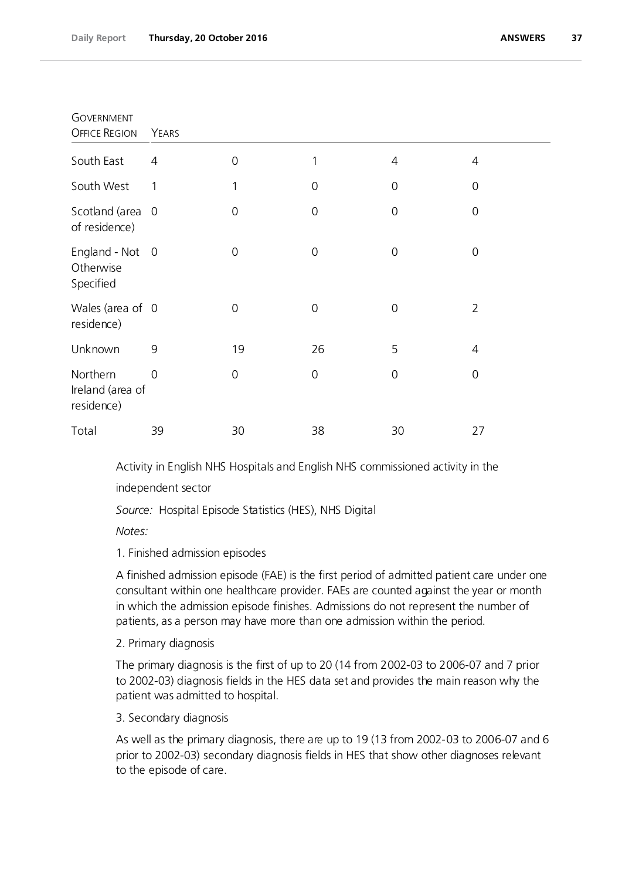| Government Office Region | Years | | | | |
|---|---|---|---|---|---|
| South East | 4 | 0 | 1 | 4 | 4 |
| South West | 1 | 1 | 0 | 0 | 0 |
| Scotland (area of residence) | 0 | 0 | 0 | 0 | 0 |
| England - Not Otherwise Specified | 0 | 0 | 0 | 0 | 0 |
| Wales (area of residence) | 0 | 0 | 0 | 0 | 2 |
| Unknown | 9 | 19 | 26 | 5 | 4 |
| Northern Ireland (area of residence) | 0 | 0 | 0 | 0 | 0 |
| Total | 39 | 30 | 38 | 30 | 27 |

Activity in English NHS Hospitals and English NHS commissioned activity in the independent sector

*Source:* Hospital Episode Statistics (HES), NHS Digital

*Notes:*

1. Finished admission episodes

A finished admission episode (FAE) is the first period of admitted patient care under one consultant within one healthcare provider. FAEs are counted against the year or month in which the admission episode finishes. Admissions do not represent the number of patients, as a person may have more than one admission within the period.

2. Primary diagnosis

The primary diagnosis is the first of up to 20 (14 from 2002-03 to 2006-07 and 7 prior to 2002-03) diagnosis fields in the HES data set and provides the main reason why the patient was admitted to hospital.

3. Secondary diagnosis

As well as the primary diagnosis, there are up to 19 (13 from 2002-03 to 2006-07 and 6 prior to 2002-03) secondary diagnosis fields in HES that show other diagnoses relevant to the episode of care.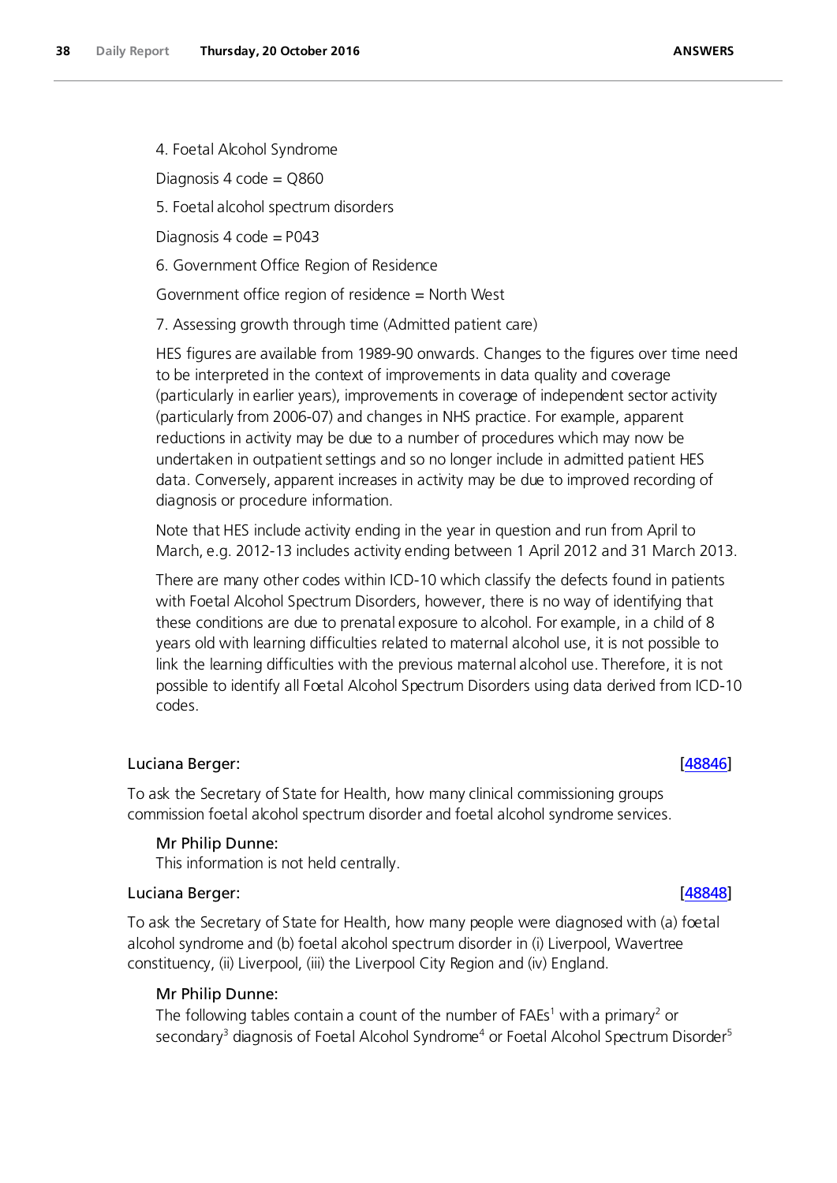4. Foetal Alcohol Syndrome

Diagnosis 4 code = Q860

5. Foetal alcohol spectrum disorders

Diagnosis 4 code = P043

6. Government Office Region of Residence

Government office region of residence = North West

7. Assessing growth through time (Admitted patient care)

HES figures are available from 1989-90 onwards. Changes to the figures over time need to be interpreted in the context of improvements in data quality and coverage (particularly in earlier years), improvements in coverage of independent sector activity (particularly from 2006-07) and changes in NHS practice. For example, apparent reductions in activity may be due to a number of procedures which may now be undertaken in outpatient settings and so no longer include in admitted patient HES data. Conversely, apparent increases in activity may be due to improved recording of diagnosis or procedure information.

Note that HES include activity ending in the year in question and run from April to March, e.g. 2012-13 includes activity ending between 1 April 2012 and 31 March 2013.

There are many other codes within ICD-10 which classify the defects found in patients with Foetal Alcohol Spectrum Disorders, however, there is no way of identifying that these conditions are due to prenatal exposure to alcohol. For example, in a child of 8 years old with learning difficulties related to maternal alcohol use, it is not possible to link the learning difficulties with the previous maternal alcohol use. Therefore, it is not possible to identify all Foetal Alcohol Spectrum Disorders using data derived from ICD-10 codes.

Luciana Berger: [48846]

To ask the Secretary of State for Health, how many clinical commissioning groups commission foetal alcohol spectrum disorder and foetal alcohol syndrome services.

**Mr Philip Dunne:**
This information is not held centrally.

Luciana Berger: [48848]

To ask the Secretary of State for Health, how many people were diagnosed with (a) foetal alcohol syndrome and (b) foetal alcohol spectrum disorder in (i) Liverpool, Wavertree constituency, (ii) Liverpool, (iii) the Liverpool City Region and (iv) England.

**Mr Philip Dunne:**
The following tables contain a count of the number of FAEs[1] with a primary[2] or secondary[3] diagnosis of Foetal Alcohol Syndrome[4] or Foetal Alcohol Spectrum Disorder[5]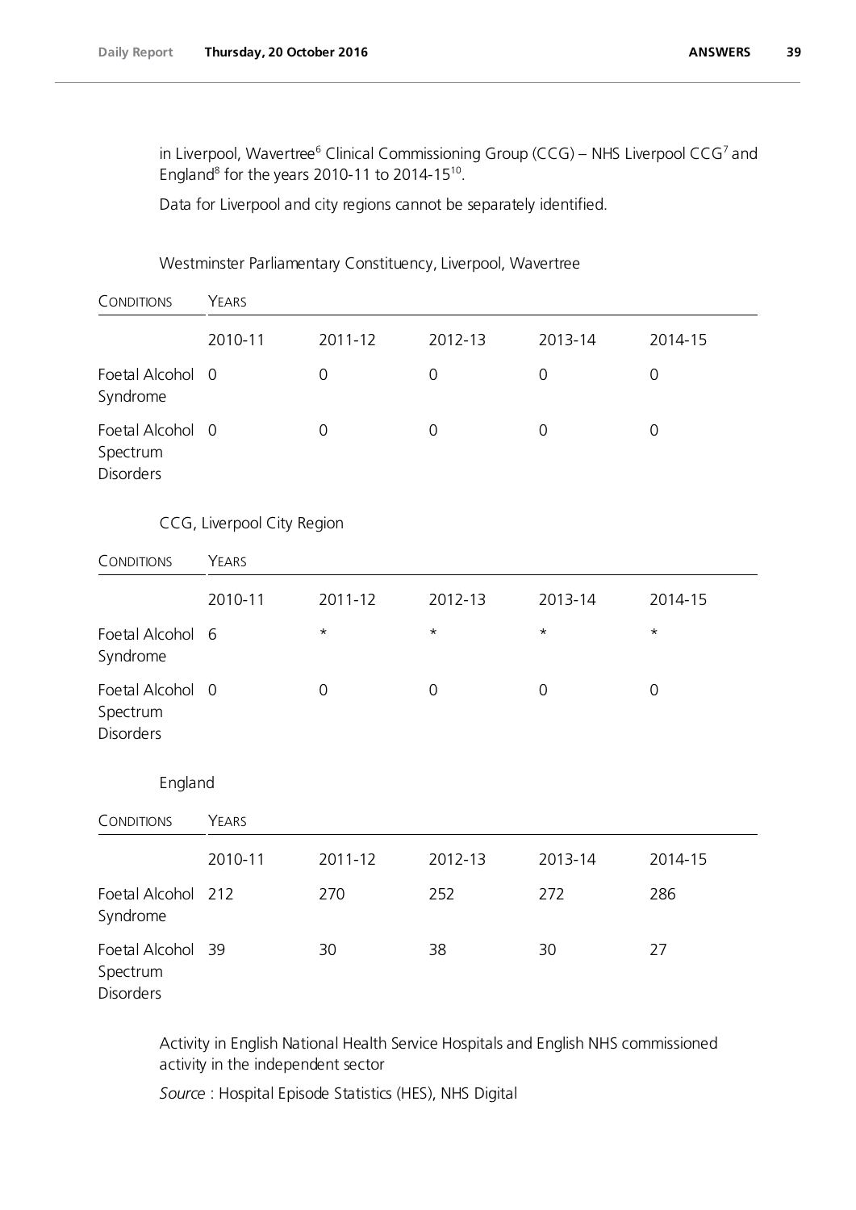in Liverpool, Wavertree[6] Clinical Commissioning Group (CCG) – NHS Liverpool CCG[7] and England[8] for the years 2010-11 to 2014-15[10].

Data for Liverpool and city regions cannot be separately identified.

Westminster Parliamentary Constituency, Liverpool, Wavertree

| CONDITIONS | YEARS | | | | |
|---|---|---|---|---|---|
| | 2010-11 | 2011-12 | 2012-13 | 2013-14 | 2014-15 |
| Foetal Alcohol Syndrome | 0 | 0 | 0 | 0 | 0 |
| Foetal Alcohol Spectrum Disorders | 0 | 0 | 0 | 0 | 0 |

CCG, Liverpool City Region

| CONDITIONS | YEARS | | | | |
|---|---|---|---|---|---|
| | 2010-11 | 2011-12 | 2012-13 | 2013-14 | 2014-15 |
| Foetal Alcohol Syndrome | 6 | * | * | * | * |
| Foetal Alcohol Spectrum Disorders | 0 | 0 | 0 | 0 | 0 |

England

| CONDITIONS | YEARS | | | | |
|---|---|---|---|---|---|
| | 2010-11 | 2011-12 | 2012-13 | 2013-14 | 2014-15 |
| Foetal Alcohol Syndrome | 212 | 270 | 252 | 272 | 286 |
| Foetal Alcohol Spectrum Disorders | 39 | 30 | 38 | 30 | 27 |

Activity in English National Health Service Hospitals and English NHS commissioned activity in the independent sector

*Source* : Hospital Episode Statistics (HES), NHS Digital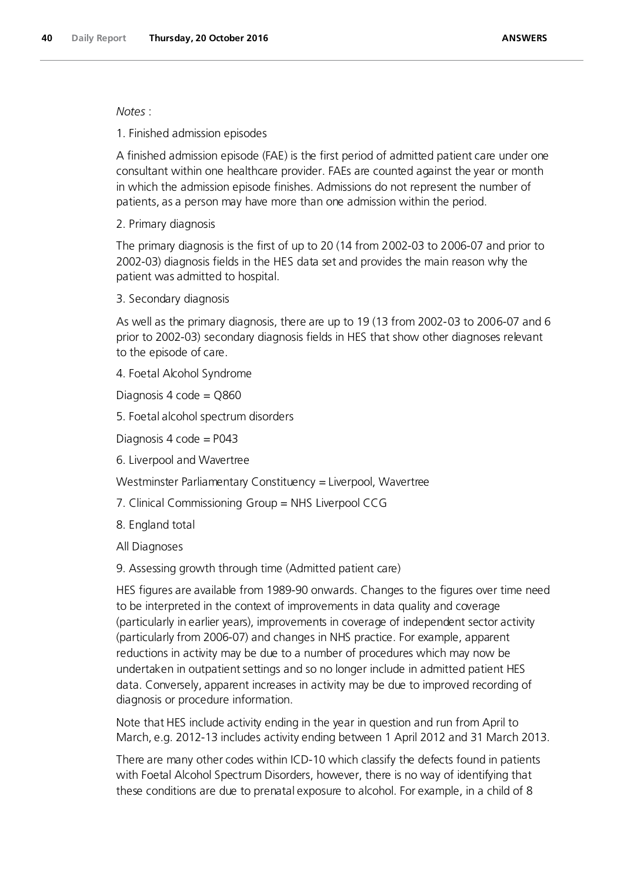*Notes* :

1. Finished admission episodes

A finished admission episode (FAE) is the first period of admitted patient care under one consultant within one healthcare provider. FAEs are counted against the year or month in which the admission episode finishes. Admissions do not represent the number of patients, as a person may have more than one admission within the period.

2. Primary diagnosis

The primary diagnosis is the first of up to 20 (14 from 2002-03 to 2006-07 and prior to 2002-03) diagnosis fields in the HES data set and provides the main reason why the patient was admitted to hospital.

3. Secondary diagnosis

As well as the primary diagnosis, there are up to 19 (13 from 2002-03 to 2006-07 and 6 prior to 2002-03) secondary diagnosis fields in HES that show other diagnoses relevant to the episode of care.

4. Foetal Alcohol Syndrome

Diagnosis 4 code = Q860

5. Foetal alcohol spectrum disorders

Diagnosis 4 code = P043

6. Liverpool and Wavertree

Westminster Parliamentary Constituency = Liverpool, Wavertree

7. Clinical Commissioning Group = NHS Liverpool CCG

8. England total

All Diagnoses

9. Assessing growth through time (Admitted patient care)

HES figures are available from 1989-90 onwards. Changes to the figures over time need to be interpreted in the context of improvements in data quality and coverage (particularly in earlier years), improvements in coverage of independent sector activity (particularly from 2006-07) and changes in NHS practice. For example, apparent reductions in activity may be due to a number of procedures which may now be undertaken in outpatient settings and so no longer include in admitted patient HES data. Conversely, apparent increases in activity may be due to improved recording of diagnosis or procedure information.

Note that HES include activity ending in the year in question and run from April to March, e.g. 2012-13 includes activity ending between 1 April 2012 and 31 March 2013.

There are many other codes within ICD-10 which classify the defects found in patients with Foetal Alcohol Spectrum Disorders, however, there is no way of identifying that these conditions are due to prenatal exposure to alcohol. For example, in a child of 8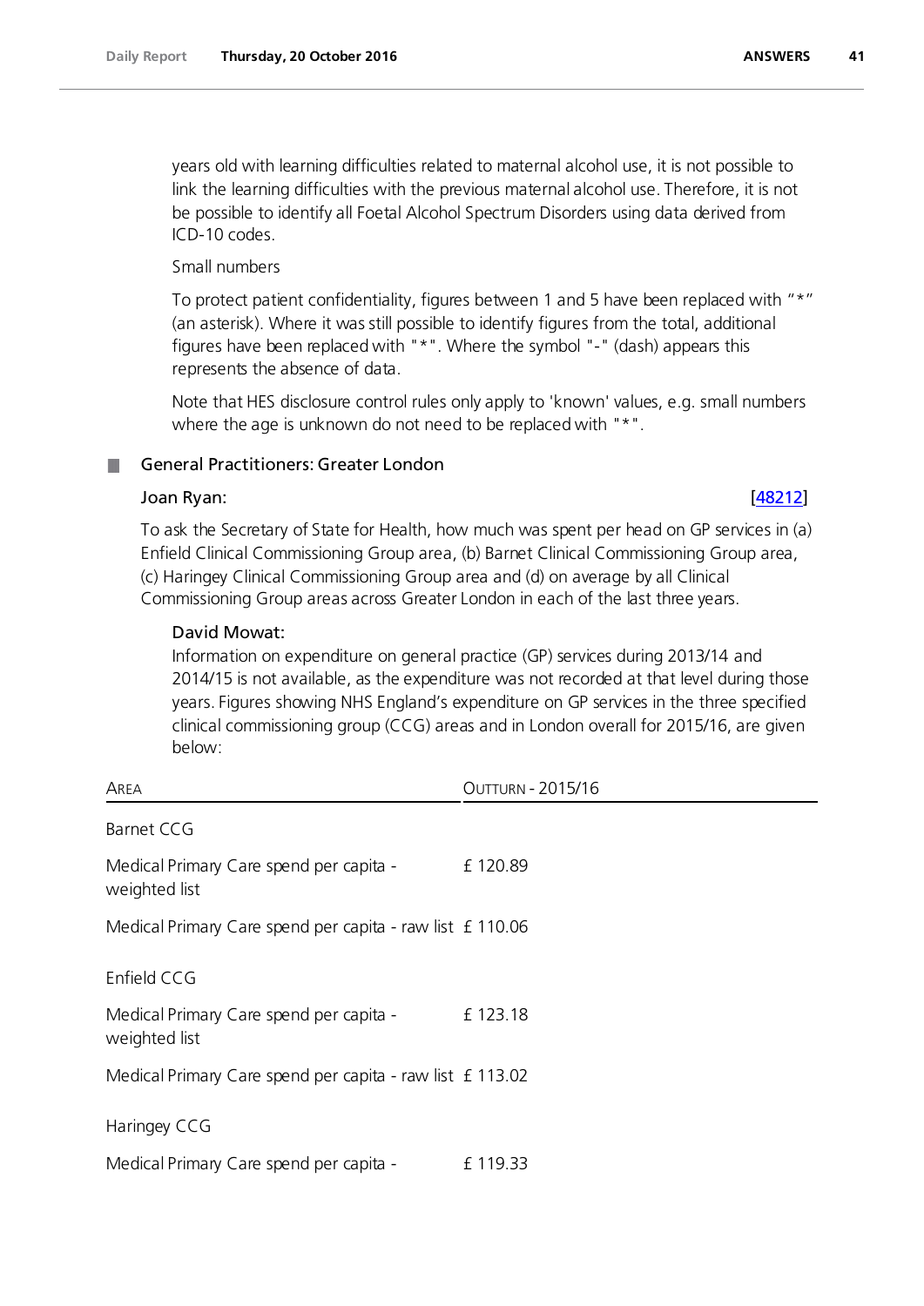years old with learning difficulties related to maternal alcohol use, it is not possible to link the learning difficulties with the previous maternal alcohol use. Therefore, it is not be possible to identify all Foetal Alcohol Spectrum Disorders using data derived from ICD-10 codes.

Small numbers

To protect patient confidentiality, figures between 1 and 5 have been replaced with "*" (an asterisk). Where it was still possible to identify figures from the total, additional figures have been replaced with "*". Where the symbol "-" (dash) appears this represents the absence of data.

Note that HES disclosure control rules only apply to 'known' values, e.g. small numbers where the age is unknown do not need to be replaced with "*".

## General Practitioners: Greater London

### Joan Ryan: [48212]

To ask the Secretary of State for Health, how much was spent per head on GP services in (a) Enfield Clinical Commissioning Group area, (b) Barnet Clinical Commissioning Group area, (c) Haringey Clinical Commissioning Group area and (d) on average by all Clinical Commissioning Group areas across Greater London in each of the last three years.

### David Mowat:

Information on expenditure on general practice (GP) services during 2013/14 and 2014/15 is not available, as the expenditure was not recorded at that level during those years. Figures showing NHS England's expenditure on GP services in the three specified clinical commissioning group (CCG) areas and in London overall for 2015/16, are given below:

| Area | Outturn - 2015/16 |
|---|---|
| Barnet CCG | |
| Medical Primary Care spend per capita - weighted list | £ 120.89 |
| Medical Primary Care spend per capita - raw list | £ 110.06 |
| Enfield CCG | |
| Medical Primary Care spend per capita - weighted list | £ 123.18 |
| Medical Primary Care spend per capita - raw list | £ 113.02 |
| Haringey CCG | |
| Medical Primary Care spend per capita - | £ 119.33 |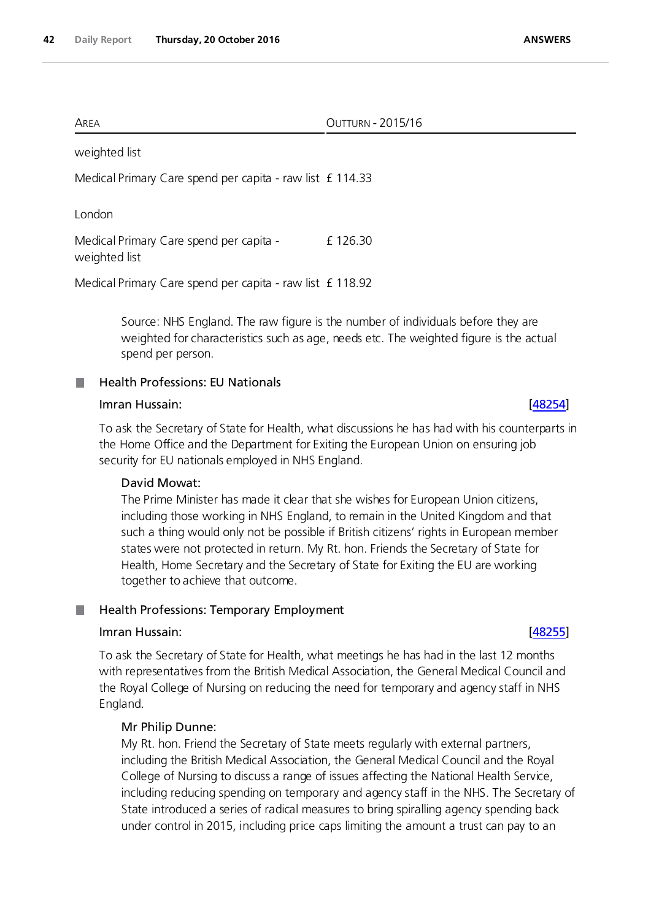| AREA | OUTTURN - 2015/16 |
| --- | --- |
| weighted list | |
| Medical Primary Care spend per capita - raw list | £ 114.33 |
| London | |
| Medical Primary Care spend per capita - weighted list | £ 126.30 |
| Medical Primary Care spend per capita - raw list | £ 118.92 |

Source: NHS England. The raw figure is the number of individuals before they are weighted for characteristics such as age, needs etc. The weighted figure is the actual spend per person.

## Health Professions: EU Nationals

**Imran Hussain:** [48254]

To ask the Secretary of State for Health, what discussions he has had with his counterparts in the Home Office and the Department for Exiting the European Union on ensuring job security for EU nationals employed in NHS England.

**David Mowat:**

The Prime Minister has made it clear that she wishes for European Union citizens, including those working in NHS England, to remain in the United Kingdom and that such a thing would only not be possible if British citizens' rights in European member states were not protected in return. My Rt. hon. Friends the Secretary of State for Health, Home Secretary and the Secretary of State for Exiting the EU are working together to achieve that outcome.

## Health Professions: Temporary Employment

**Imran Hussain:** [48255]

To ask the Secretary of State for Health, what meetings he has had in the last 12 months with representatives from the British Medical Association, the General Medical Council and the Royal College of Nursing on reducing the need for temporary and agency staff in NHS England.

**Mr Philip Dunne:**

My Rt. hon. Friend the Secretary of State meets regularly with external partners, including the British Medical Association, the General Medical Council and the Royal College of Nursing to discuss a range of issues affecting the National Health Service, including reducing spending on temporary and agency staff in the NHS. The Secretary of State introduced a series of radical measures to bring spiralling agency spending back under control in 2015, including price caps limiting the amount a trust can pay to an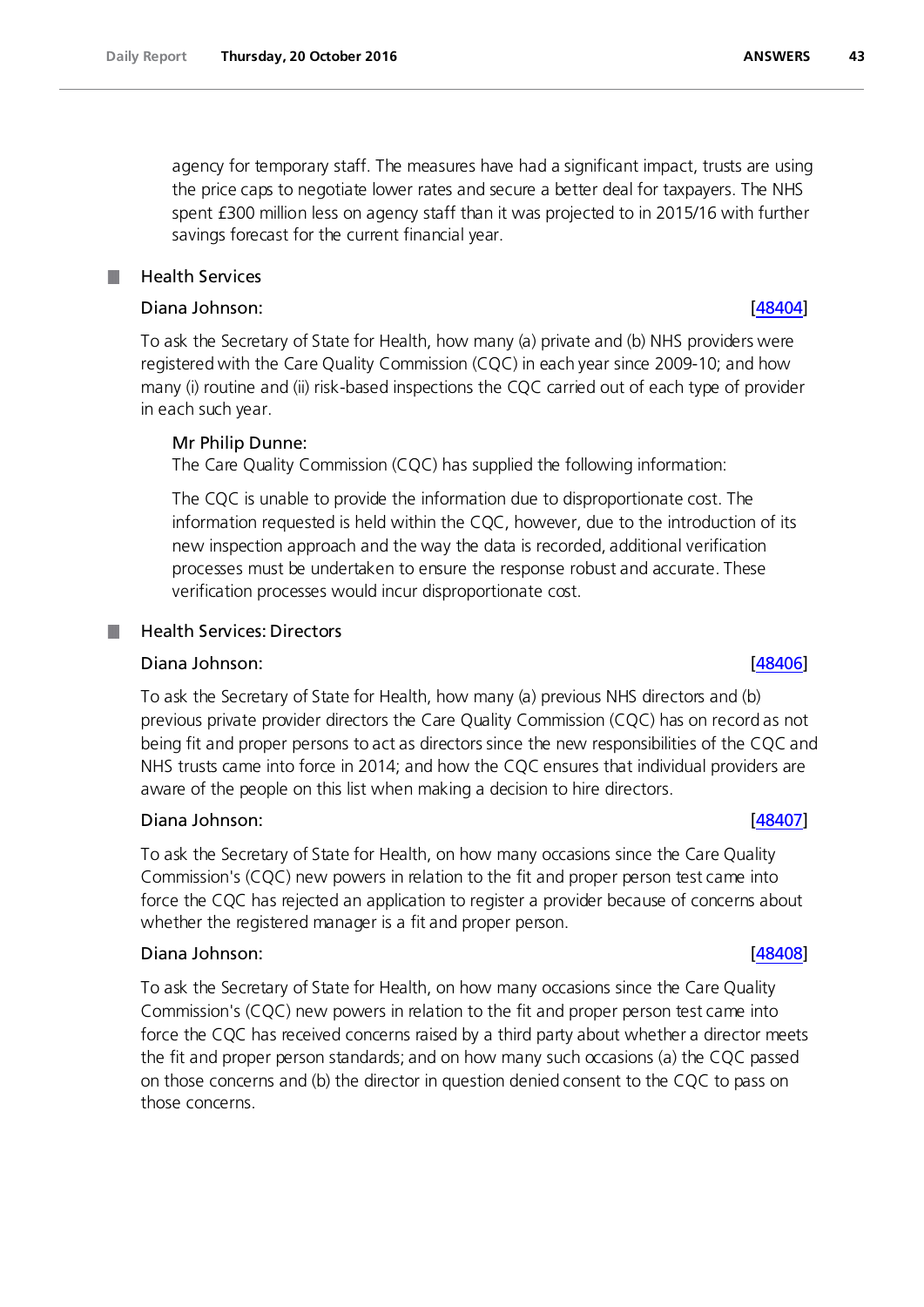agency for temporary staff. The measures have had a significant impact, trusts are using the price caps to negotiate lower rates and secure a better deal for taxpayers. The NHS spent £300 million less on agency staff than it was projected to in 2015/16 with further savings forecast for the current financial year.

## Health Services

**Diana Johnson:** [48404]

To ask the Secretary of State for Health, how many (a) private and (b) NHS providers were registered with the Care Quality Commission (CQC) in each year since 2009-10; and how many (i) routine and (ii) risk-based inspections the CQC carried out of each type of provider in each such year.

**Mr Philip Dunne:**

The Care Quality Commission (CQC) has supplied the following information:

The CQC is unable to provide the information due to disproportionate cost. The information requested is held within the CQC, however, due to the introduction of its new inspection approach and the way the data is recorded, additional verification processes must be undertaken to ensure the response robust and accurate. These verification processes would incur disproportionate cost.

## Health Services: Directors

**Diana Johnson:** [48406]

To ask the Secretary of State for Health, how many (a) previous NHS directors and (b) previous private provider directors the Care Quality Commission (CQC) has on record as not being fit and proper persons to act as directors since the new responsibilities of the CQC and NHS trusts came into force in 2014; and how the CQC ensures that individual providers are aware of the people on this list when making a decision to hire directors.

**Diana Johnson:** [48407]

To ask the Secretary of State for Health, on how many occasions since the Care Quality Commission's (CQC) new powers in relation to the fit and proper person test came into force the CQC has rejected an application to register a provider because of concerns about whether the registered manager is a fit and proper person.

**Diana Johnson:** [48408]

To ask the Secretary of State for Health, on how many occasions since the Care Quality Commission's (CQC) new powers in relation to the fit and proper person test came into force the CQC has received concerns raised by a third party about whether a director meets the fit and proper person standards; and on how many such occasions (a) the CQC passed on those concerns and (b) the director in question denied consent to the CQC to pass on those concerns.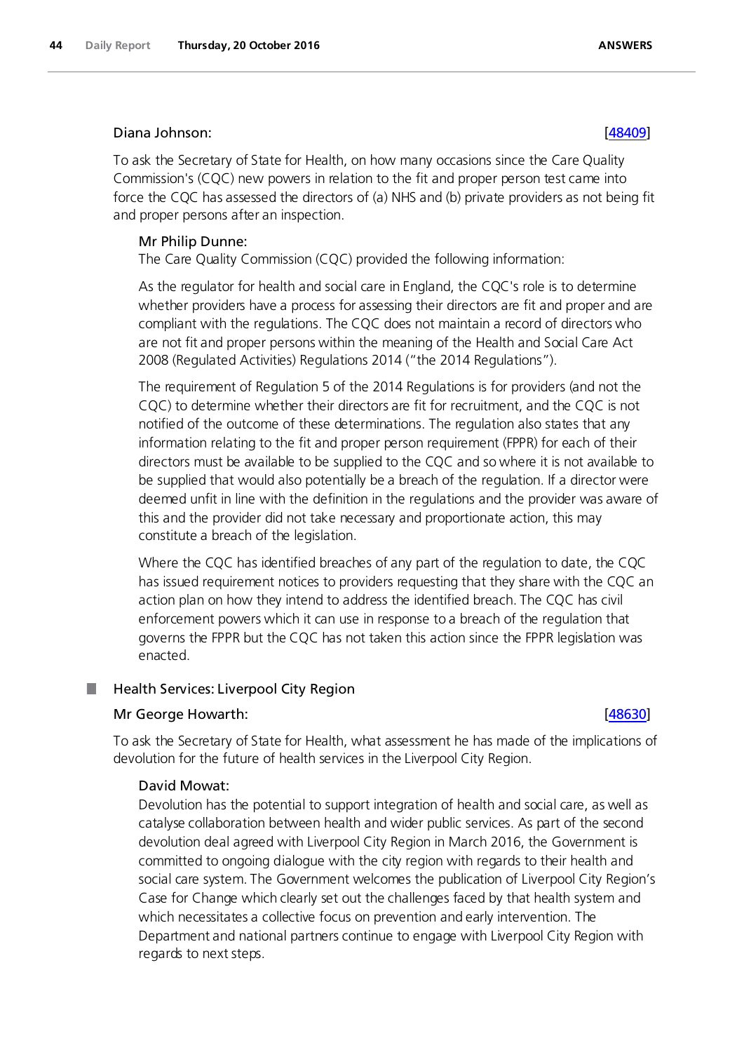Diana Johnson: [48409]

To ask the Secretary of State for Health, on how many occasions since the Care Quality Commission's (CQC) new powers in relation to the fit and proper person test came into force the CQC has assessed the directors of (a) NHS and (b) private providers as not being fit and proper persons after an inspection.

Mr Philip Dunne:

The Care Quality Commission (CQC) provided the following information:

As the regulator for health and social care in England, the CQC's role is to determine whether providers have a process for assessing their directors are fit and proper and are compliant with the regulations. The CQC does not maintain a record of directors who are not fit and proper persons within the meaning of the Health and Social Care Act 2008 (Regulated Activities) Regulations 2014 ("the 2014 Regulations").

The requirement of Regulation 5 of the 2014 Regulations is for providers (and not the CQC) to determine whether their directors are fit for recruitment, and the CQC is not notified of the outcome of these determinations. The regulation also states that any information relating to the fit and proper person requirement (FPPR) for each of their directors must be available to be supplied to the CQC and so where it is not available to be supplied that would also potentially be a breach of the regulation. If a director were deemed unfit in line with the definition in the regulations and the provider was aware of this and the provider did not take necessary and proportionate action, this may constitute a breach of the legislation.

Where the CQC has identified breaches of any part of the regulation to date, the CQC has issued requirement notices to providers requesting that they share with the CQC an action plan on how they intend to address the identified breach. The CQC has civil enforcement powers which it can use in response to a breach of the regulation that governs the FPPR but the CQC has not taken this action since the FPPR legislation was enacted.

## Health Services: Liverpool City Region

Mr George Howarth: [48630]

To ask the Secretary of State for Health, what assessment he has made of the implications of devolution for the future of health services in the Liverpool City Region.

David Mowat:

Devolution has the potential to support integration of health and social care, as well as catalyse collaboration between health and wider public services. As part of the second devolution deal agreed with Liverpool City Region in March 2016, the Government is committed to ongoing dialogue with the city region with regards to their health and social care system. The Government welcomes the publication of Liverpool City Region's Case for Change which clearly set out the challenges faced by that health system and which necessitates a collective focus on prevention and early intervention. The Department and national partners continue to engage with Liverpool City Region with regards to next steps.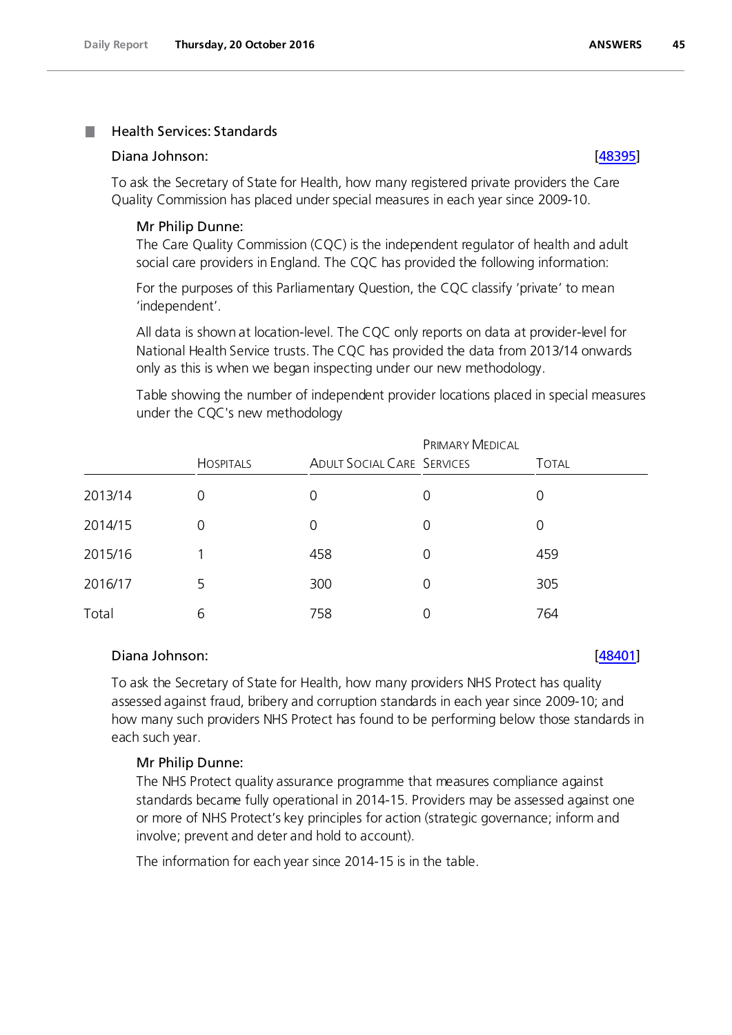## Health Services: Standards

**Diana Johnson:** [48395]

To ask the Secretary of State for Health, how many registered private providers the Care Quality Commission has placed under special measures in each year since 2009-10.

**Mr Philip Dunne:**

The Care Quality Commission (CQC) is the independent regulator of health and adult social care providers in England. The CQC has provided the following information:

For the purposes of this Parliamentary Question, the CQC classify 'private' to mean 'independent'.

All data is shown at location-level. The CQC only reports on data at provider-level for National Health Service trusts. The CQC has provided the data from 2013/14 onwards only as this is when we began inspecting under our new methodology.

Table showing the number of independent provider locations placed in special measures under the CQC's new methodology

| | Hospitals | Adult Social Care | Primary Medical Services | Total |
|---|---|---|---|---|
| 2013/14 | 0 | 0 | 0 | 0 |
| 2014/15 | 0 | 0 | 0 | 0 |
| 2015/16 | 1 | 458 | 0 | 459 |
| 2016/17 | 5 | 300 | 0 | 305 |
| Total | 6 | 758 | 0 | 764 |

**Diana Johnson:** [48401]

To ask the Secretary of State for Health, how many providers NHS Protect has quality assessed against fraud, bribery and corruption standards in each year since 2009-10; and how many such providers NHS Protect has found to be performing below those standards in each such year.

**Mr Philip Dunne:**

The NHS Protect quality assurance programme that measures compliance against standards became fully operational in 2014-15. Providers may be assessed against one or more of NHS Protect's key principles for action (strategic governance; inform and involve; prevent and deter and hold to account).

The information for each year since 2014-15 is in the table.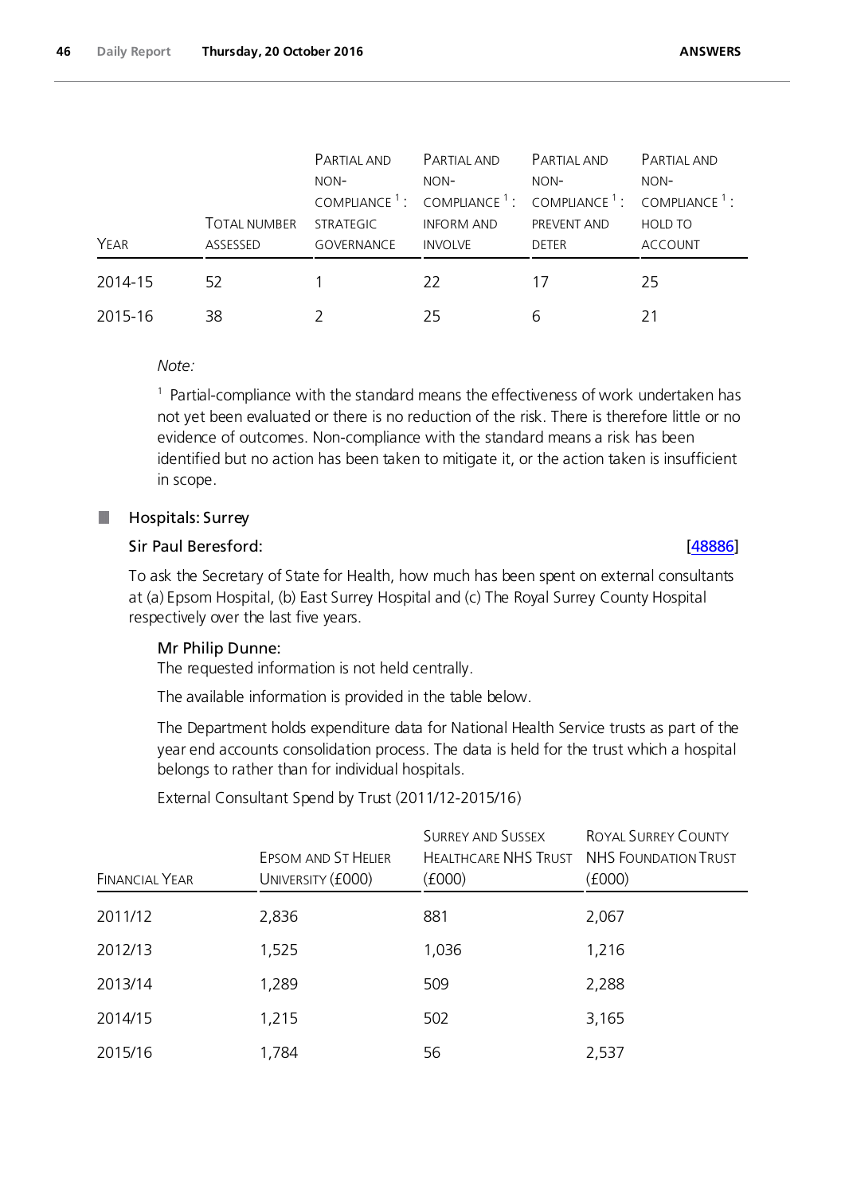| Year | Total number assessed | Partial and non-compliance [1]: strategic governance | Partial and non-compliance [1]: inform and involve | Partial and non-compliance [1]: prevent and deter | Partial and non-compliance [1]: hold to account |
|---|---|---|---|---|---|
| 2014-15 | 52 | 1 | 22 | 17 | 25 |
| 2015-16 | 38 | 2 | 25 | 6 | 21 |

*Note:*

[1] Partial-compliance with the standard means the effectiveness of work undertaken has not yet been evaluated or there is no reduction of the risk. There is therefore little or no evidence of outcomes. Non-compliance with the standard means a risk has been identified but no action has been taken to mitigate it, or the action taken is insufficient in scope.

## Hospitals: Surrey

**Sir Paul Beresford:** [48886]

To ask the Secretary of State for Health, how much has been spent on external consultants at (a) Epsom Hospital, (b) East Surrey Hospital and (c) The Royal Surrey County Hospital respectively over the last five years.

**Mr Philip Dunne:**

The requested information is not held centrally.

The available information is provided in the table below.

The Department holds expenditure data for National Health Service trusts as part of the year end accounts consolidation process. The data is held for the trust which a hospital belongs to rather than for individual hospitals.

External Consultant Spend by Trust (2011/12-2015/16)

| Financial Year | Epsom and St Helier University (£000) | Surrey and Sussex Healthcare NHS Trust (£000) | Royal Surrey County NHS Foundation Trust (£000) |
|---|---|---|---|
| 2011/12 | 2,836 | 881 | 2,067 |
| 2012/13 | 1,525 | 1,036 | 1,216 |
| 2013/14 | 1,289 | 509 | 2,288 |
| 2014/15 | 1,215 | 502 | 3,165 |
| 2015/16 | 1,784 | 56 | 2,537 |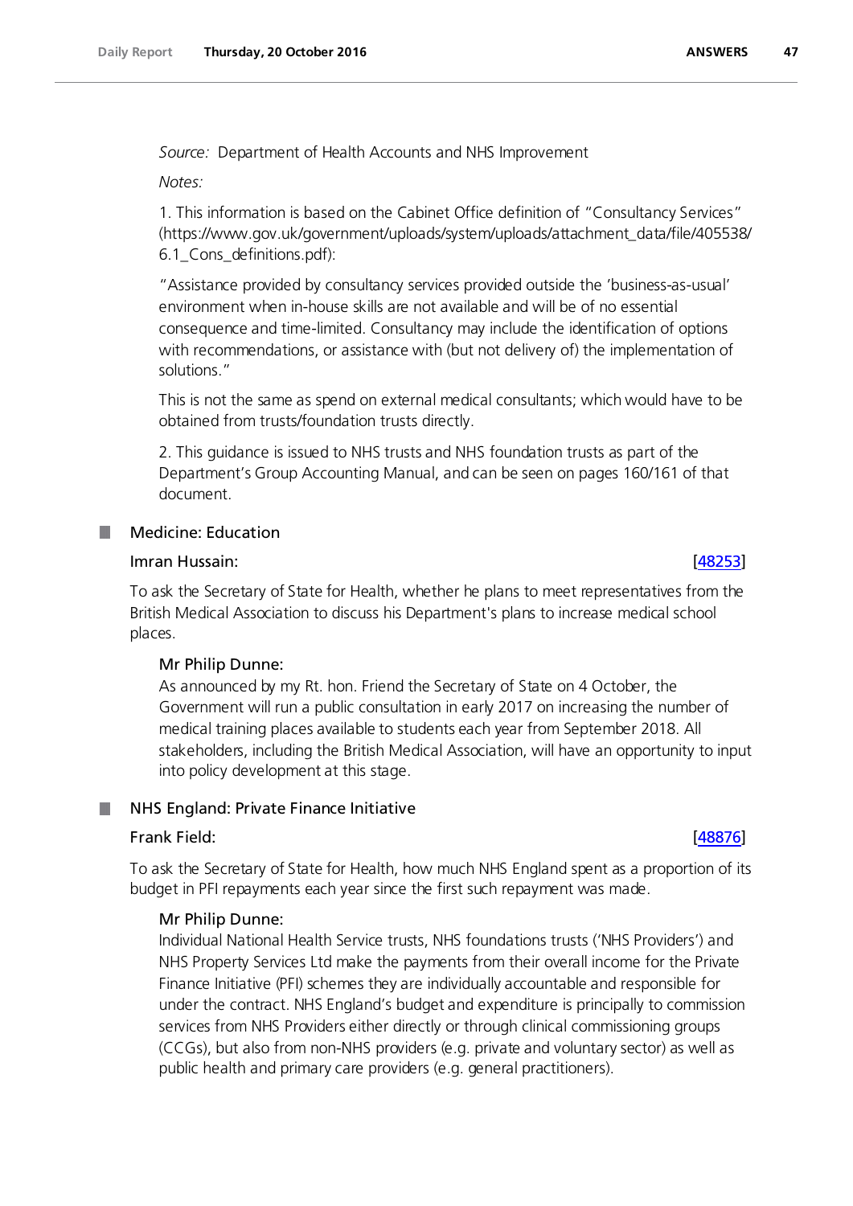*Source:* Department of Health Accounts and NHS Improvement

*Notes:*

1. This information is based on the Cabinet Office definition of "Consultancy Services" (https://www.gov.uk/government/uploads/system/uploads/attachment_data/file/405538/6.1_Cons_definitions.pdf):

"Assistance provided by consultancy services provided outside the 'business-as-usual' environment when in-house skills are not available and will be of no essential consequence and time-limited. Consultancy may include the identification of options with recommendations, or assistance with (but not delivery of) the implementation of solutions."

This is not the same as spend on external medical consultants; which would have to be obtained from trusts/foundation trusts directly.

2. This guidance is issued to NHS trusts and NHS foundation trusts as part of the Department's Group Accounting Manual, and can be seen on pages 160/161 of that document.

## Medicine: Education

**Imran Hussain:** [48253]

To ask the Secretary of State for Health, whether he plans to meet representatives from the British Medical Association to discuss his Department's plans to increase medical school places.

**Mr Philip Dunne:**

As announced by my Rt. hon. Friend the Secretary of State on 4 October, the Government will run a public consultation in early 2017 on increasing the number of medical training places available to students each year from September 2018. All stakeholders, including the British Medical Association, will have an opportunity to input into policy development at this stage.

## NHS England: Private Finance Initiative

**Frank Field:** [48876]

To ask the Secretary of State for Health, how much NHS England spent as a proportion of its budget in PFI repayments each year since the first such repayment was made.

**Mr Philip Dunne:**

Individual National Health Service trusts, NHS foundations trusts ('NHS Providers') and NHS Property Services Ltd make the payments from their overall income for the Private Finance Initiative (PFI) schemes they are individually accountable and responsible for under the contract. NHS England's budget and expenditure is principally to commission services from NHS Providers either directly or through clinical commissioning groups (CCGs), but also from non-NHS providers (e.g. private and voluntary sector) as well as public health and primary care providers (e.g. general practitioners).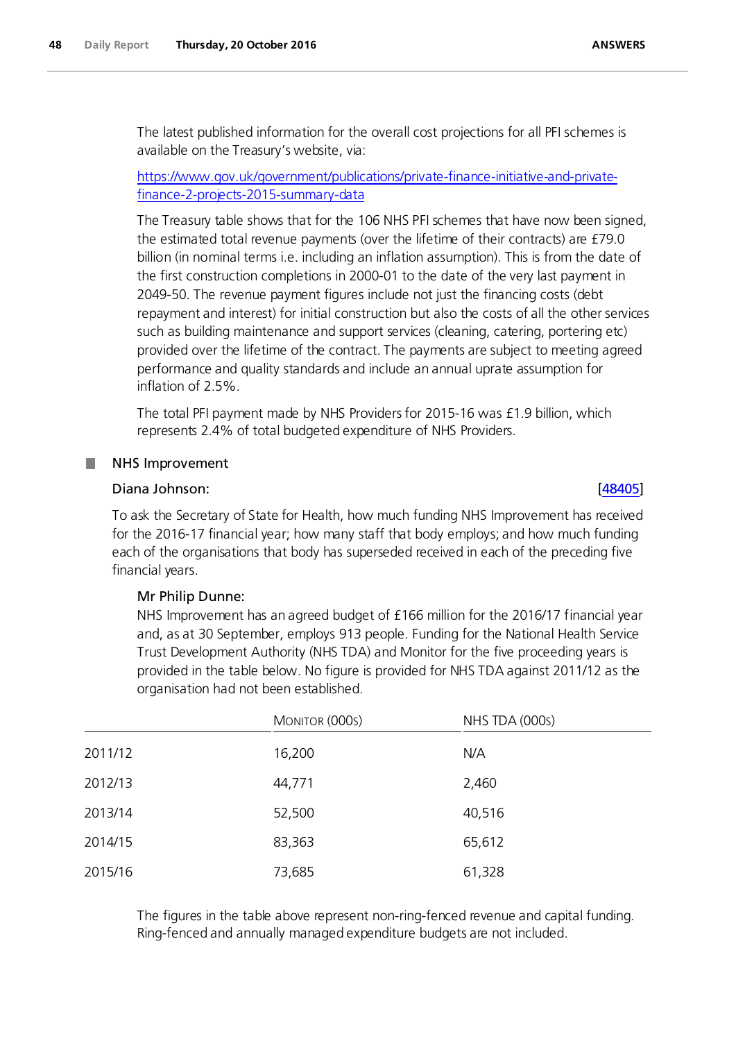The latest published information for the overall cost projections for all PFI schemes is available on the Treasury's website, via:

https://www.gov.uk/government/publications/private-finance-initiative-and-private-finance-2-projects-2015-summary-data

The Treasury table shows that for the 106 NHS PFI schemes that have now been signed, the estimated total revenue payments (over the lifetime of their contracts) are £79.0 billion (in nominal terms i.e. including an inflation assumption). This is from the date of the first construction completions in 2000-01 to the date of the very last payment in 2049-50. The revenue payment figures include not just the financing costs (debt repayment and interest) for initial construction but also the costs of all the other services such as building maintenance and support services (cleaning, catering, portering etc) provided over the lifetime of the contract. The payments are subject to meeting agreed performance and quality standards and include an annual uprate assumption for inflation of 2.5%.

The total PFI payment made by NHS Providers for 2015-16 was £1.9 billion, which represents 2.4% of total budgeted expenditure of NHS Providers.

## NHS Improvement

**Diana Johnson:** [48405]

To ask the Secretary of State for Health, how much funding NHS Improvement has received for the 2016-17 financial year; how many staff that body employs; and how much funding each of the organisations that body has superseded received in each of the preceding five financial years.

**Mr Philip Dunne:**

NHS Improvement has an agreed budget of £166 million for the 2016/17 financial year and, as at 30 September, employs 913 people. Funding for the National Health Service Trust Development Authority (NHS TDA) and Monitor for the five proceeding years is provided in the table below. No figure is provided for NHS TDA against 2011/12 as the organisation had not been established.

| | Monitor (000s) | NHS TDA (000s) |
|---|---|---|
| 2011/12 | 16,200 | N/A |
| 2012/13 | 44,771 | 2,460 |
| 2013/14 | 52,500 | 40,516 |
| 2014/15 | 83,363 | 65,612 |
| 2015/16 | 73,685 | 61,328 |

The figures in the table above represent non-ring-fenced revenue and capital funding. Ring-fenced and annually managed expenditure budgets are not included.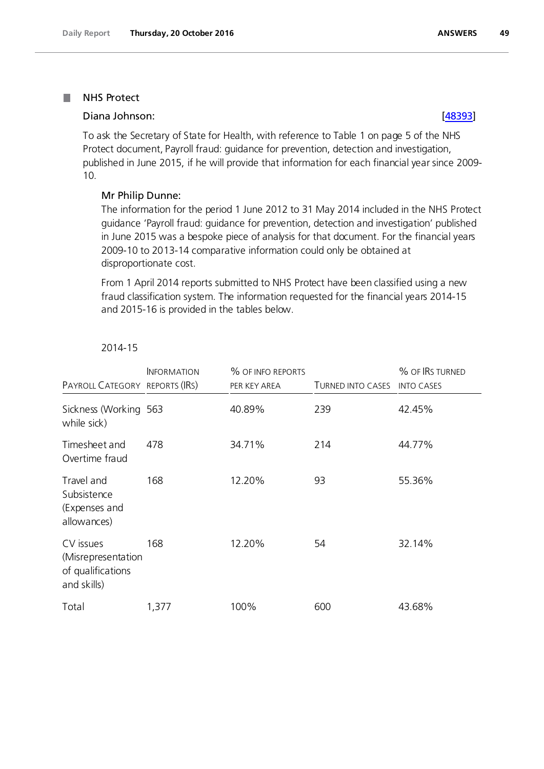## NHS Protect

**Diana Johnson:** [48393]

To ask the Secretary of State for Health, with reference to Table 1 on page 5 of the NHS Protect document, Payroll fraud: guidance for prevention, detection and investigation, published in June 2015, if he will provide that information for each financial year since 2009-10.

**Mr Philip Dunne:**

The information for the period 1 June 2012 to 31 May 2014 included in the NHS Protect guidance 'Payroll fraud: guidance for prevention, detection and investigation' published in June 2015 was a bespoke piece of analysis for that document. For the financial years 2009-10 to 2013-14 comparative information could only be obtained at disproportionate cost.

From 1 April 2014 reports submitted to NHS Protect have been classified using a new fraud classification system. The information requested for the financial years 2014-15 and 2015-16 is provided in the tables below.

2014-15

| Payroll Category | Information reports (IRs) | % of info reports per key area | Turned into cases | % of IRs turned into cases |
|---|---|---|---|---|
| Sickness (Working while sick) | 563 | 40.89% | 239 | 42.45% |
| Timesheet and Overtime fraud | 478 | 34.71% | 214 | 44.77% |
| Travel and Subsistence (Expenses and allowances) | 168 | 12.20% | 93 | 55.36% |
| CV issues (Misrepresentation of qualifications and skills) | 168 | 12.20% | 54 | 32.14% |
| Total | 1,377 | 100% | 600 | 43.68% |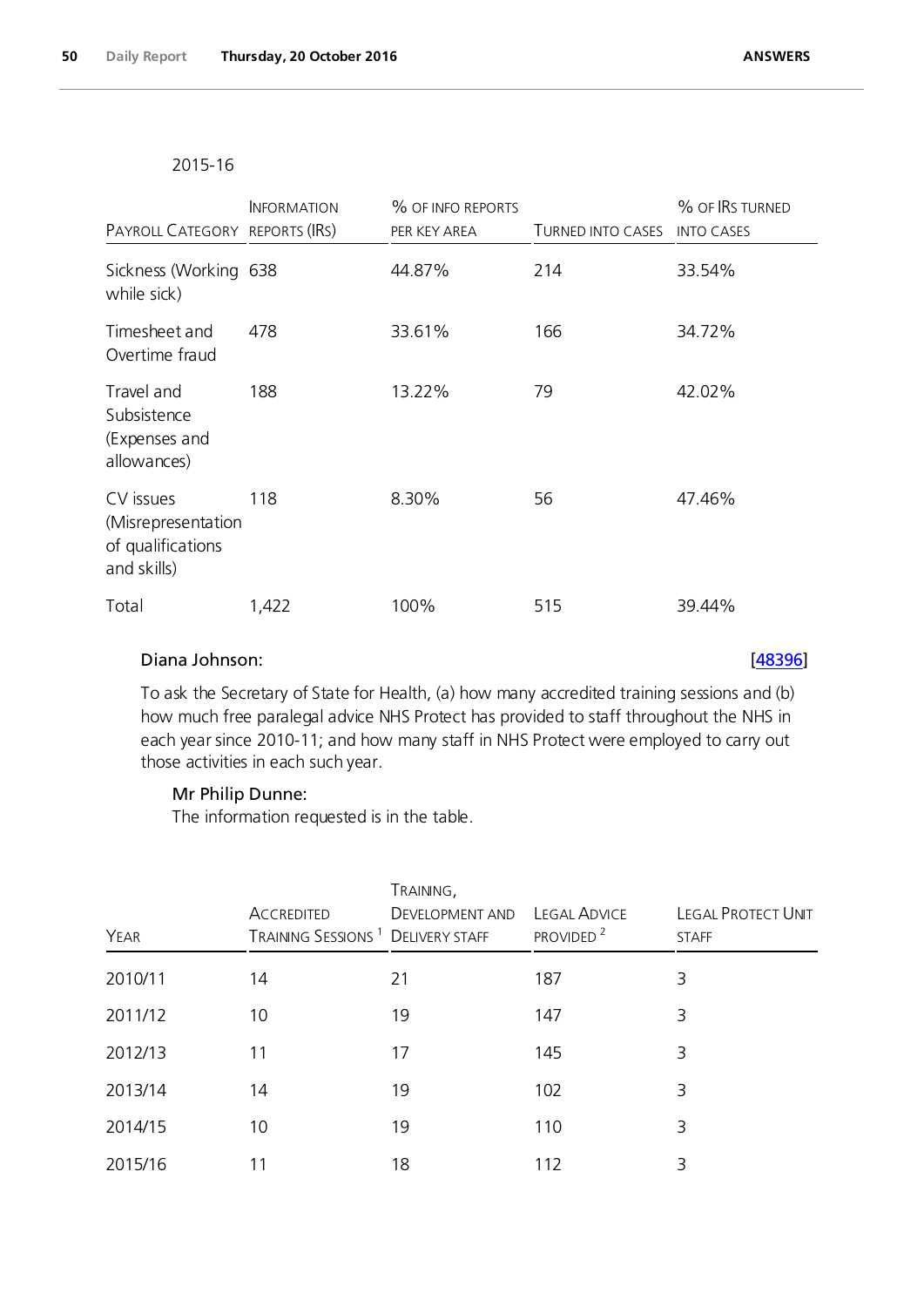2015-16

| Payroll Category | Information reports (IRs) | % of info reports per key area | Turned into cases | % of IRs turned into cases |
|---|---|---|---|---|
| Sickness (Working while sick) | 638 | 44.87% | 214 | 33.54% |
| Timesheet and Overtime fraud | 478 | 33.61% | 166 | 34.72% |
| Travel and Subsistence (Expenses and allowances) | 188 | 13.22% | 79 | 42.02% |
| CV issues (Misrepresentation of qualifications and skills) | 118 | 8.30% | 56 | 47.46% |
| Total | 1,422 | 100% | 515 | 39.44% |

**Diana Johnson:** [48396]

To ask the Secretary of State for Health, (a) how many accredited training sessions and (b) how much free paralegal advice NHS Protect has provided to staff throughout the NHS in each year since 2010-11; and how many staff in NHS Protect were employed to carry out those activities in each such year.

**Mr Philip Dunne:**

The information requested is in the table.

| Year | Accredited Training Sessions [1] | Training, Development and Delivery staff | Legal Advice provided [2] | Legal Protect Unit staff |
|---|---|---|---|---|
| 2010/11 | 14 | 21 | 187 | 3 |
| 2011/12 | 10 | 19 | 147 | 3 |
| 2012/13 | 11 | 17 | 145 | 3 |
| 2013/14 | 14 | 19 | 102 | 3 |
| 2014/15 | 10 | 19 | 110 | 3 |
| 2015/16 | 11 | 18 | 112 | 3 |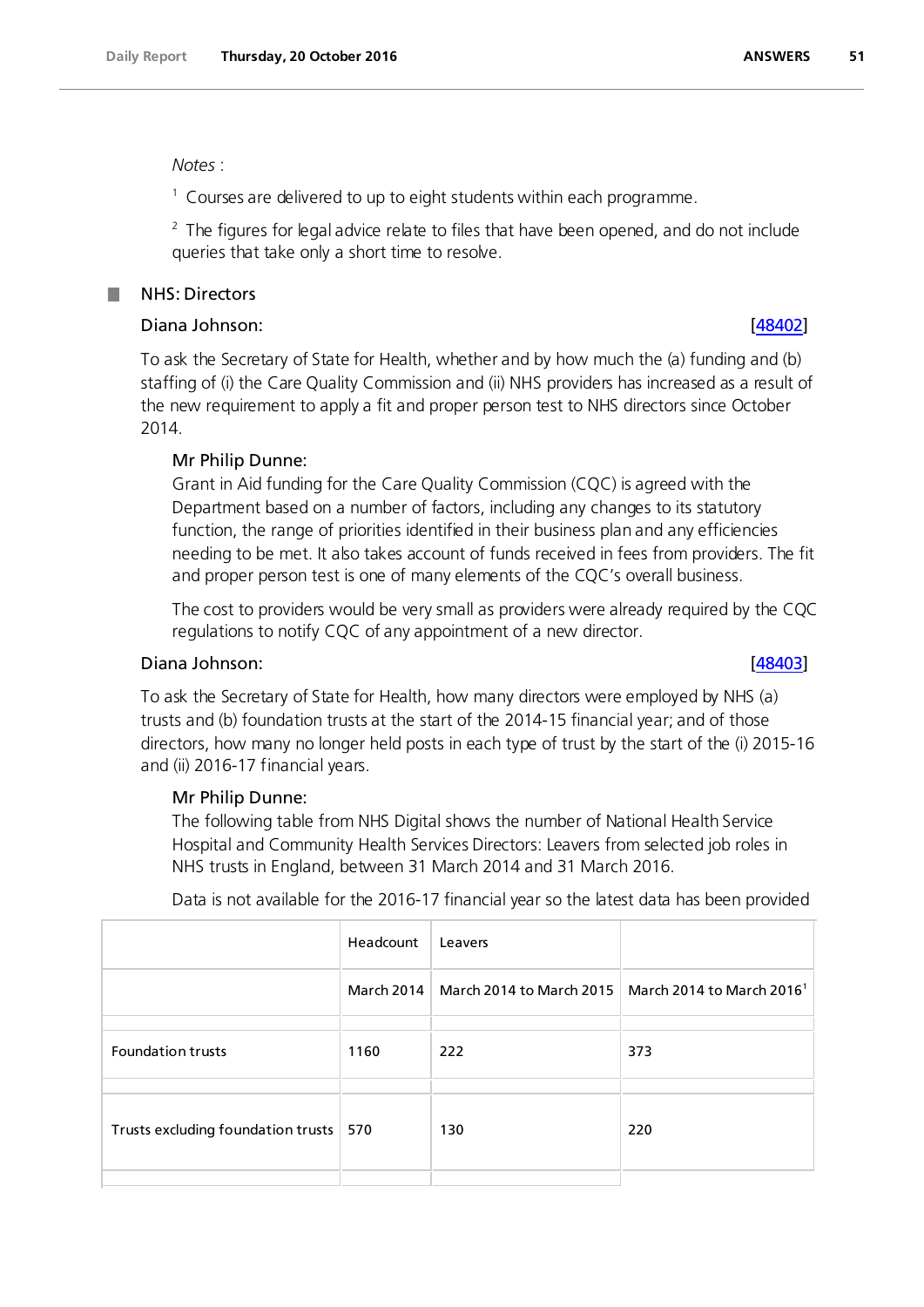*Notes* :

[1] Courses are delivered to up to eight students within each programme.

[2] The figures for legal advice relate to files that have been opened, and do not include queries that take only a short time to resolve.

## NHS: Directors

### Diana Johnson: [48402]

To ask the Secretary of State for Health, whether and by how much the (a) funding and (b) staffing of (i) the Care Quality Commission and (ii) NHS providers has increased as a result of the new requirement to apply a fit and proper person test to NHS directors since October 2014.

**Mr Philip Dunne:**

Grant in Aid funding for the Care Quality Commission (CQC) is agreed with the Department based on a number of factors, including any changes to its statutory function, the range of priorities identified in their business plan and any efficiencies needing to be met. It also takes account of funds received in fees from providers. The fit and proper person test is one of many elements of the CQC's overall business.

The cost to providers would be very small as providers were already required by the CQC regulations to notify CQC of any appointment of a new director.

### Diana Johnson: [48403]

To ask the Secretary of State for Health, how many directors were employed by NHS (a) trusts and (b) foundation trusts at the start of the 2014-15 financial year; and of those directors, how many no longer held posts in each type of trust by the start of the (i) 2015-16 and (ii) 2016-17 financial years.

**Mr Philip Dunne:**

The following table from NHS Digital shows the number of National Health Service Hospital and Community Health Services Directors: Leavers from selected job roles in NHS trusts in England, between 31 March 2014 and 31 March 2016.

Data is not available for the 2016-17 financial year so the latest data has been provided

| | Headcount | Leavers | |
|---|---|---|---|
| | March 2014 | March 2014 to March 2015 | March 2014 to March 2016[1] |
| Foundation trusts | 1160 | 222 | 373 |
| Trusts excluding foundation trusts | 570 | 130 | 220 |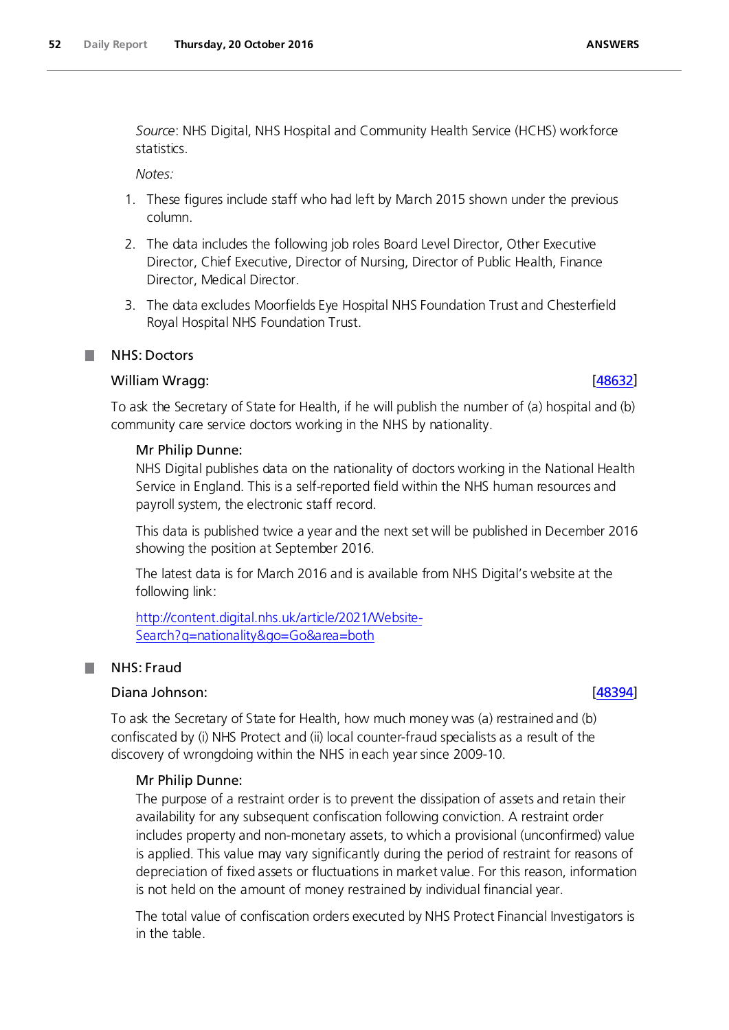*Source*: NHS Digital, NHS Hospital and Community Health Service (HCHS) workforce statistics.

*Notes:*

1. These figures include staff who had left by March 2015 shown under the previous column.
2. The data includes the following job roles Board Level Director, Other Executive Director, Chief Executive, Director of Nursing, Director of Public Health, Finance Director, Medical Director.
3. The data excludes Moorfields Eye Hospital NHS Foundation Trust and Chesterfield Royal Hospital NHS Foundation Trust.

## NHS: Doctors

**William Wragg:** [48632]

To ask the Secretary of State for Health, if he will publish the number of (a) hospital and (b) community care service doctors working in the NHS by nationality.

**Mr Philip Dunne:**

NHS Digital publishes data on the nationality of doctors working in the National Health Service in England. This is a self-reported field within the NHS human resources and payroll system, the electronic staff record.

This data is published twice a year and the next set will be published in December 2016 showing the position at September 2016.

The latest data is for March 2016 and is available from NHS Digital's website at the following link:

http://content.digital.nhs.uk/article/2021/Website-Search?q=nationality&go=Go&area=both

## NHS: Fraud

**Diana Johnson:** [48394]

To ask the Secretary of State for Health, how much money was (a) restrained and (b) confiscated by (i) NHS Protect and (ii) local counter-fraud specialists as a result of the discovery of wrongdoing within the NHS in each year since 2009-10.

**Mr Philip Dunne:**

The purpose of a restraint order is to prevent the dissipation of assets and retain their availability for any subsequent confiscation following conviction. A restraint order includes property and non-monetary assets, to which a provisional (unconfirmed) value is applied. This value may vary significantly during the period of restraint for reasons of depreciation of fixed assets or fluctuations in market value. For this reason, information is not held on the amount of money restrained by individual financial year.

The total value of confiscation orders executed by NHS Protect Financial Investigators is in the table.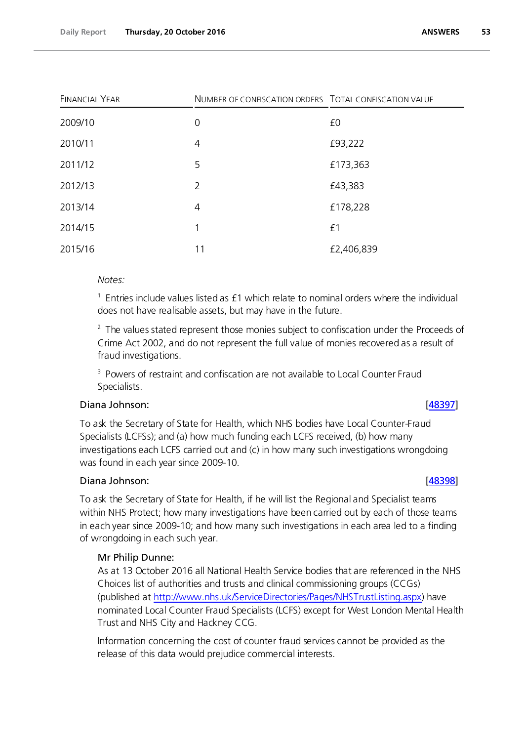| Financial Year | Number of confiscation orders | Total confiscation value |
|---|---|---|
| 2009/10 | 0 | £0 |
| 2010/11 | 4 | £93,222 |
| 2011/12 | 5 | £173,363 |
| 2012/13 | 2 | £43,383 |
| 2013/14 | 4 | £178,228 |
| 2014/15 | 1 | £1 |
| 2015/16 | 11 | £2,406,839 |

*Notes:*

[1] Entries include values listed as £1 which relate to nominal orders where the individual does not have realisable assets, but may have in the future.

[2] The values stated represent those monies subject to confiscation under the Proceeds of Crime Act 2002, and do not represent the full value of monies recovered as a result of fraud investigations.

[3] Powers of restraint and confiscation are not available to Local Counter Fraud Specialists.

**Diana Johnson:** [48397]

To ask the Secretary of State for Health, which NHS bodies have Local Counter-Fraud Specialists (LCFSs); and (a) how much funding each LCFS received, (b) how many investigations each LCFS carried out and (c) in how many such investigations wrongdoing was found in each year since 2009-10.

**Diana Johnson:** [48398]

To ask the Secretary of State for Health, if he will list the Regional and Specialist teams within NHS Protect; how many investigations have been carried out by each of those teams in each year since 2009-10; and how many such investigations in each area led to a finding of wrongdoing in each such year.

**Mr Philip Dunne:**

As at 13 October 2016 all National Health Service bodies that are referenced in the NHS Choices list of authorities and trusts and clinical commissioning groups (CCGs) (published at http://www.nhs.uk/ServiceDirectories/Pages/NHSTrustListing.aspx) have nominated Local Counter Fraud Specialists (LCFS) except for West London Mental Health Trust and NHS City and Hackney CCG.

Information concerning the cost of counter fraud services cannot be provided as the release of this data would prejudice commercial interests.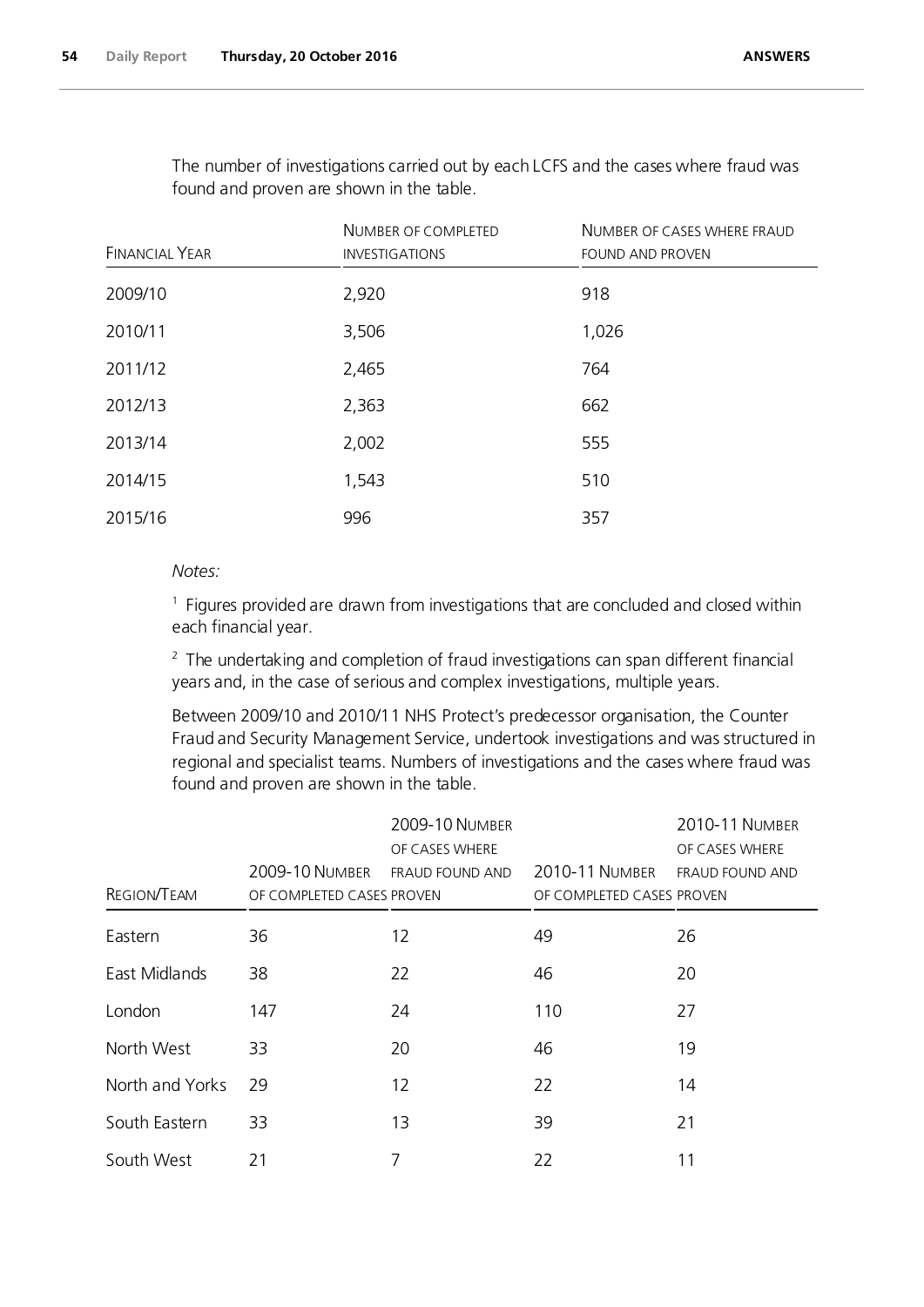The number of investigations carried out by each LCFS and the cases where fraud was found and proven are shown in the table.

| Financial Year | Number of completed investigations | Number of cases where fraud found and proven |
|---|---|---|
| 2009/10 | 2,920 | 918 |
| 2010/11 | 3,506 | 1,026 |
| 2011/12 | 2,465 | 764 |
| 2012/13 | 2,363 | 662 |
| 2013/14 | 2,002 | 555 |
| 2014/15 | 1,543 | 510 |
| 2015/16 | 996 | 357 |

*Notes:*

[1] Figures provided are drawn from investigations that are concluded and closed within each financial year.

[2] The undertaking and completion of fraud investigations can span different financial years and, in the case of serious and complex investigations, multiple years.

Between 2009/10 and 2010/11 NHS Protect's predecessor organisation, the Counter Fraud and Security Management Service, undertook investigations and was structured in regional and specialist teams. Numbers of investigations and the cases where fraud was found and proven are shown in the table.

| Region/Team | 2009-10 Number of completed cases | 2009-10 Number of cases where fraud found and proven | 2010-11 Number of completed cases | 2010-11 Number of cases where fraud found and proven |
|---|---|---|---|---|
| Eastern | 36 | 12 | 49 | 26 |
| East Midlands | 38 | 22 | 46 | 20 |
| London | 147 | 24 | 110 | 27 |
| North West | 33 | 20 | 46 | 19 |
| North and Yorks | 29 | 12 | 22 | 14 |
| South Eastern | 33 | 13 | 39 | 21 |
| South West | 21 | 7 | 22 | 11 |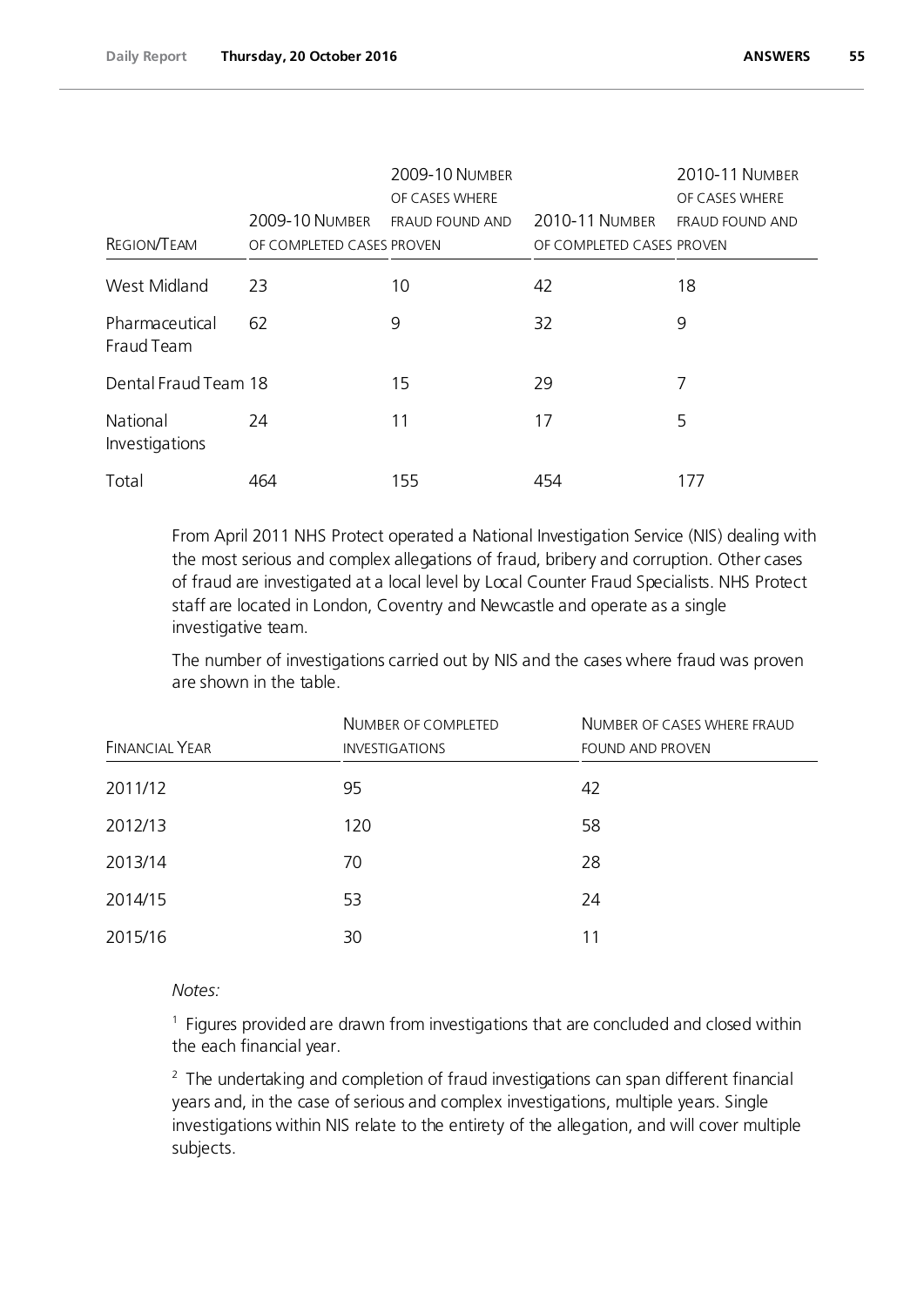| Region/Team | 2009-10 Number of completed cases | 2009-10 Number of cases where fraud found and proven | 2010-11 Number of completed cases | 2010-11 Number of cases where fraud found and proven |
|---|---|---|---|---|
| West Midland | 23 | 10 | 42 | 18 |
| Pharmaceutical Fraud Team | 62 | 9 | 32 | 9 |
| Dental Fraud Team | 18 | 15 | 29 | 7 |
| National Investigations | 24 | 11 | 17 | 5 |
| Total | 464 | 155 | 454 | 177 |

From April 2011 NHS Protect operated a National Investigation Service (NIS) dealing with the most serious and complex allegations of fraud, bribery and corruption. Other cases of fraud are investigated at a local level by Local Counter Fraud Specialists. NHS Protect staff are located in London, Coventry and Newcastle and operate as a single investigative team.

The number of investigations carried out by NIS and the cases where fraud was proven are shown in the table.

| Financial Year | Number of completed investigations | Number of cases where fraud found and proven |
|---|---|---|
| 2011/12 | 95 | 42 |
| 2012/13 | 120 | 58 |
| 2013/14 | 70 | 28 |
| 2014/15 | 53 | 24 |
| 2015/16 | 30 | 11 |

*Notes:*

[1] Figures provided are drawn from investigations that are concluded and closed within the each financial year.

[2] The undertaking and completion of fraud investigations can span different financial years and, in the case of serious and complex investigations, multiple years. Single investigations within NIS relate to the entirety of the allegation, and will cover multiple subjects.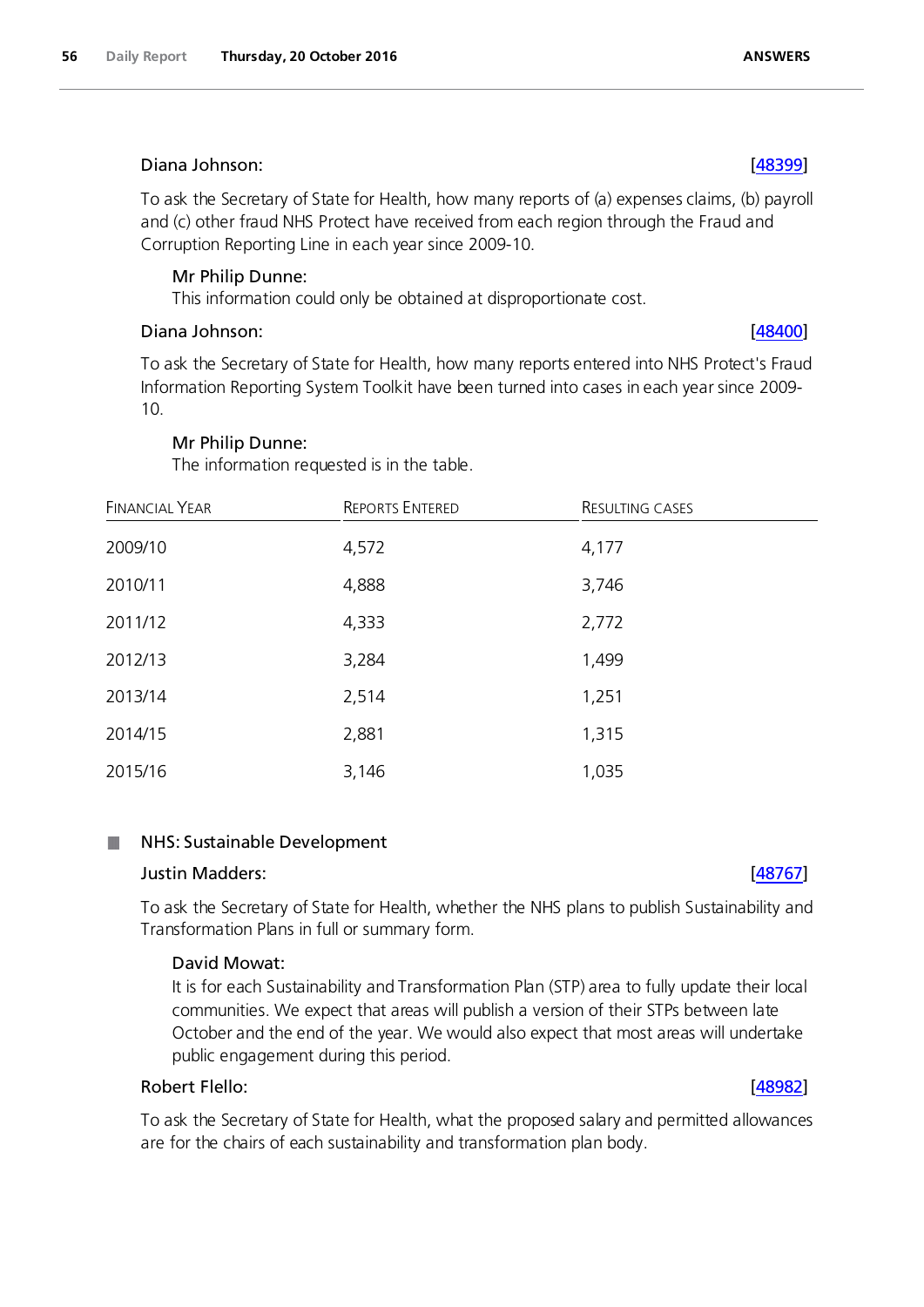Diana Johnson: [48399]

To ask the Secretary of State for Health, how many reports of (a) expenses claims, (b) payroll and (c) other fraud NHS Protect have received from each region through the Fraud and Corruption Reporting Line in each year since 2009-10.

Mr Philip Dunne:
This information could only be obtained at disproportionate cost.

Diana Johnson: [48400]

To ask the Secretary of State for Health, how many reports entered into NHS Protect's Fraud Information Reporting System Toolkit have been turned into cases in each year since 2009-10.

Mr Philip Dunne:
The information requested is in the table.

| Financial Year | Reports Entered | Resulting cases |
|---|---|---|
| 2009/10 | 4,572 | 4,177 |
| 2010/11 | 4,888 | 3,746 |
| 2011/12 | 4,333 | 2,772 |
| 2012/13 | 3,284 | 1,499 |
| 2013/14 | 2,514 | 1,251 |
| 2014/15 | 2,881 | 1,315 |
| 2015/16 | 3,146 | 1,035 |

## NHS: Sustainable Development

Justin Madders: [48767]

To ask the Secretary of State for Health, whether the NHS plans to publish Sustainability and Transformation Plans in full or summary form.

David Mowat:
It is for each Sustainability and Transformation Plan (STP) area to fully update their local communities. We expect that areas will publish a version of their STPs between late October and the end of the year. We would also expect that most areas will undertake public engagement during this period.

Robert Flello: [48982]

To ask the Secretary of State for Health, what the proposed salary and permitted allowances are for the chairs of each sustainability and transformation plan body.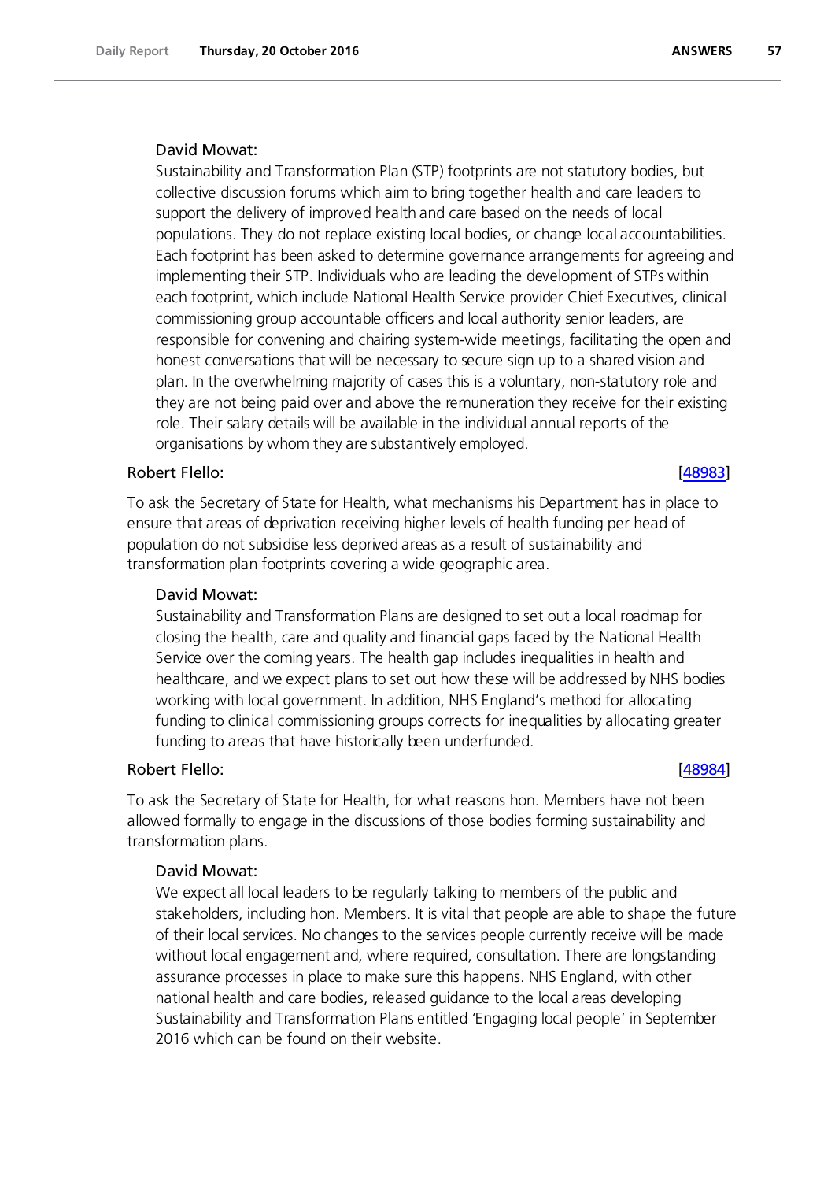David Mowat:

Sustainability and Transformation Plan (STP) footprints are not statutory bodies, but collective discussion forums which aim to bring together health and care leaders to support the delivery of improved health and care based on the needs of local populations. They do not replace existing local bodies, or change local accountabilities. Each footprint has been asked to determine governance arrangements for agreeing and implementing their STP. Individuals who are leading the development of STPs within each footprint, which include National Health Service provider Chief Executives, clinical commissioning group accountable officers and local authority senior leaders, are responsible for convening and chairing system-wide meetings, facilitating the open and honest conversations that will be necessary to secure sign up to a shared vision and plan. In the overwhelming majority of cases this is a voluntary, non-statutory role and they are not being paid over and above the remuneration they receive for their existing role. Their salary details will be available in the individual annual reports of the organisations by whom they are substantively employed.

Robert Flello: [48983]

To ask the Secretary of State for Health, what mechanisms his Department has in place to ensure that areas of deprivation receiving higher levels of health funding per head of population do not subsidise less deprived areas as a result of sustainability and transformation plan footprints covering a wide geographic area.

David Mowat:

Sustainability and Transformation Plans are designed to set out a local roadmap for closing the health, care and quality and financial gaps faced by the National Health Service over the coming years. The health gap includes inequalities in health and healthcare, and we expect plans to set out how these will be addressed by NHS bodies working with local government. In addition, NHS England's method for allocating funding to clinical commissioning groups corrects for inequalities by allocating greater funding to areas that have historically been underfunded.

Robert Flello: [48984]

To ask the Secretary of State for Health, for what reasons hon. Members have not been allowed formally to engage in the discussions of those bodies forming sustainability and transformation plans.

David Mowat:

We expect all local leaders to be regularly talking to members of the public and stakeholders, including hon. Members. It is vital that people are able to shape the future of their local services. No changes to the services people currently receive will be made without local engagement and, where required, consultation. There are longstanding assurance processes in place to make sure this happens. NHS England, with other national health and care bodies, released guidance to the local areas developing Sustainability and Transformation Plans entitled 'Engaging local people' in September 2016 which can be found on their website.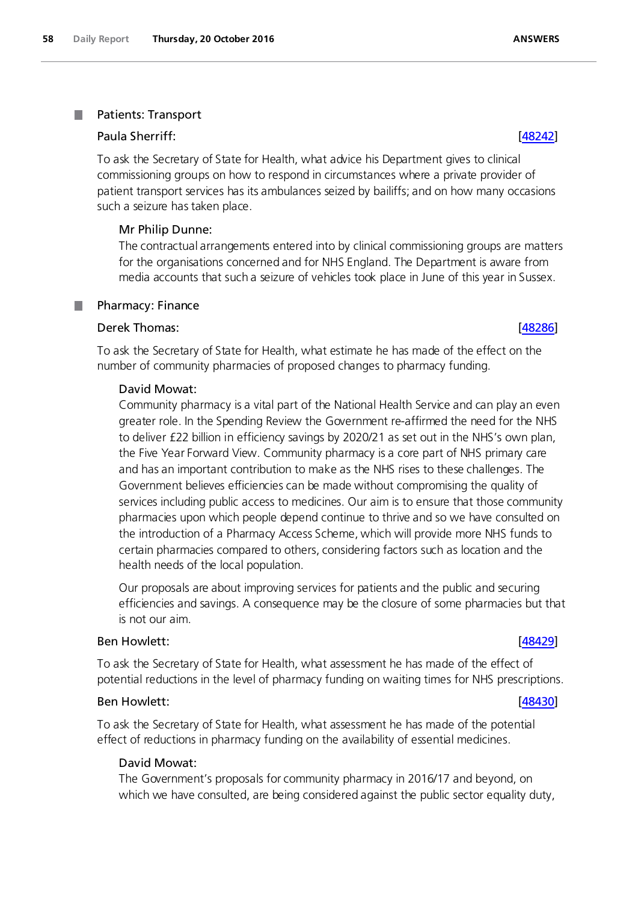## Patients: Transport

**Paula Sherriff:** [48242]

To ask the Secretary of State for Health, what advice his Department gives to clinical commissioning groups on how to respond in circumstances where a private provider of patient transport services has its ambulances seized by bailiffs; and on how many occasions such a seizure has taken place.

**Mr Philip Dunne:**

The contractual arrangements entered into by clinical commissioning groups are matters for the organisations concerned and for NHS England. The Department is aware from media accounts that such a seizure of vehicles took place in June of this year in Sussex.

## Pharmacy: Finance

**Derek Thomas:** [48286]

To ask the Secretary of State for Health, what estimate he has made of the effect on the number of community pharmacies of proposed changes to pharmacy funding.

**David Mowat:**

Community pharmacy is a vital part of the National Health Service and can play an even greater role. In the Spending Review the Government re-affirmed the need for the NHS to deliver £22 billion in efficiency savings by 2020/21 as set out in the NHS's own plan, the Five Year Forward View. Community pharmacy is a core part of NHS primary care and has an important contribution to make as the NHS rises to these challenges. The Government believes efficiencies can be made without compromising the quality of services including public access to medicines. Our aim is to ensure that those community pharmacies upon which people depend continue to thrive and so we have consulted on the introduction of a Pharmacy Access Scheme, which will provide more NHS funds to certain pharmacies compared to others, considering factors such as location and the health needs of the local population.

Our proposals are about improving services for patients and the public and securing efficiencies and savings. A consequence may be the closure of some pharmacies but that is not our aim.

**Ben Howlett:** [48429]

To ask the Secretary of State for Health, what assessment he has made of the effect of potential reductions in the level of pharmacy funding on waiting times for NHS prescriptions.

**Ben Howlett:** [48430]

To ask the Secretary of State for Health, what assessment he has made of the potential effect of reductions in pharmacy funding on the availability of essential medicines.

**David Mowat:**

The Government's proposals for community pharmacy in 2016/17 and beyond, on which we have consulted, are being considered against the public sector equality duty,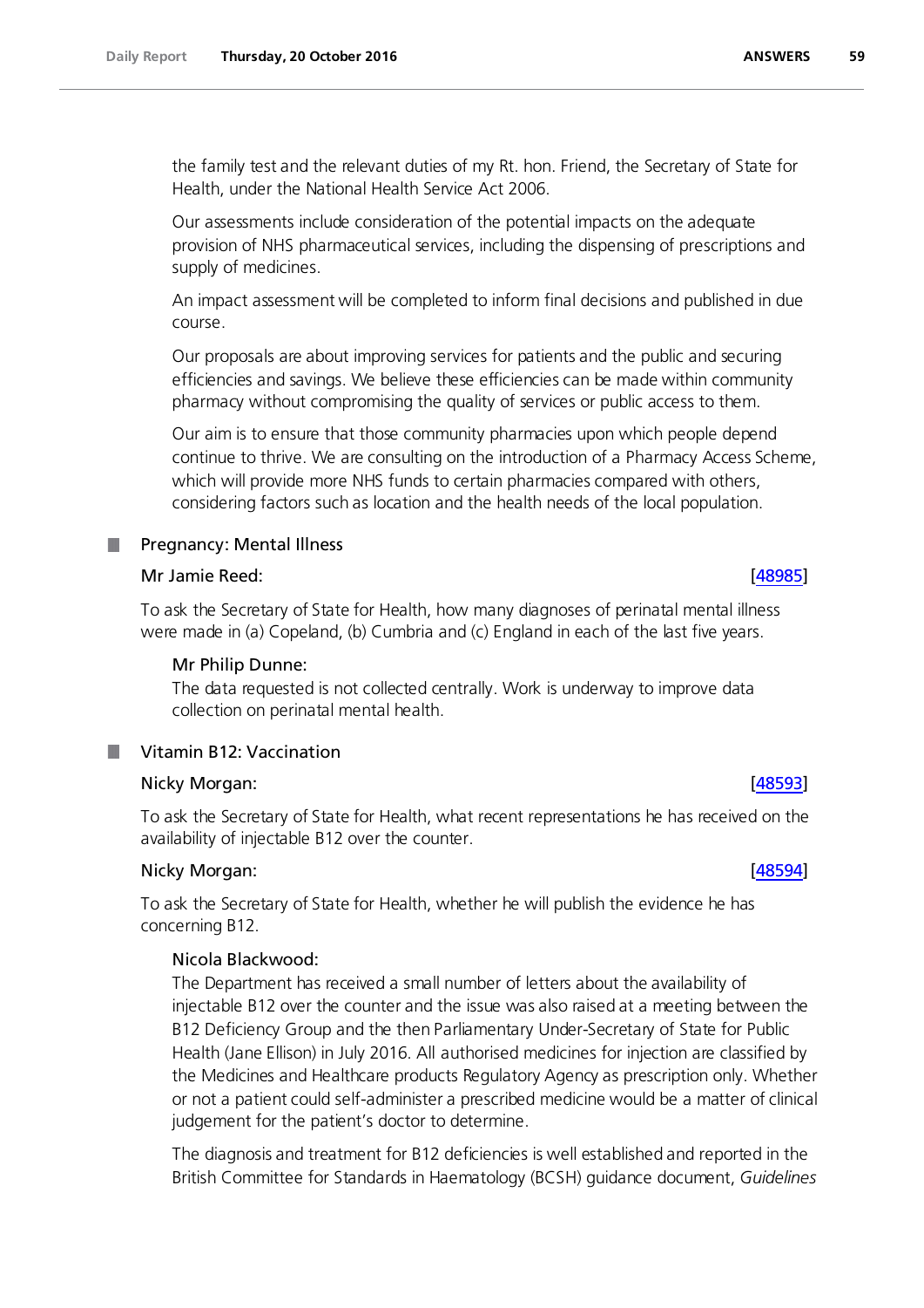the family test and the relevant duties of my Rt. hon. Friend, the Secretary of State for Health, under the National Health Service Act 2006.

Our assessments include consideration of the potential impacts on the adequate provision of NHS pharmaceutical services, including the dispensing of prescriptions and supply of medicines.

An impact assessment will be completed to inform final decisions and published in due course.

Our proposals are about improving services for patients and the public and securing efficiencies and savings. We believe these efficiencies can be made within community pharmacy without compromising the quality of services or public access to them.

Our aim is to ensure that those community pharmacies upon which people depend continue to thrive. We are consulting on the introduction of a Pharmacy Access Scheme, which will provide more NHS funds to certain pharmacies compared with others, considering factors such as location and the health needs of the local population.

## Pregnancy: Mental Illness

**Mr Jamie Reed:** [48985]

To ask the Secretary of State for Health, how many diagnoses of perinatal mental illness were made in (a) Copeland, (b) Cumbria and (c) England in each of the last five years.

**Mr Philip Dunne:**

The data requested is not collected centrally. Work is underway to improve data collection on perinatal mental health.

## Vitamin B12: Vaccination

**Nicky Morgan:** [48593]

To ask the Secretary of State for Health, what recent representations he has received on the availability of injectable B12 over the counter.

**Nicky Morgan:** [48594]

To ask the Secretary of State for Health, whether he will publish the evidence he has concerning B12.

**Nicola Blackwood:**

The Department has received a small number of letters about the availability of injectable B12 over the counter and the issue was also raised at a meeting between the B12 Deficiency Group and the then Parliamentary Under-Secretary of State for Public Health (Jane Ellison) in July 2016. All authorised medicines for injection are classified by the Medicines and Healthcare products Regulatory Agency as prescription only. Whether or not a patient could self-administer a prescribed medicine would be a matter of clinical judgement for the patient's doctor to determine.

The diagnosis and treatment for B12 deficiencies is well established and reported in the British Committee for Standards in Haematology (BCSH) guidance document, *Guidelines*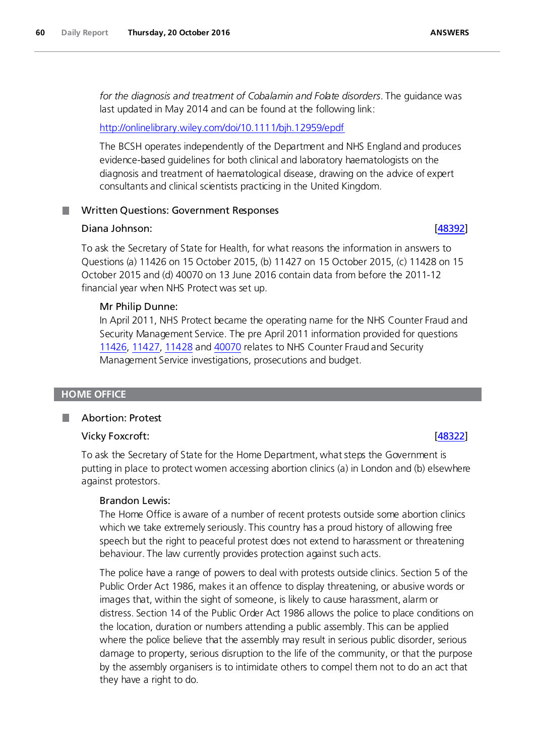*for the diagnosis and treatment of Cobalamin and Folate disorders*. The guidance was last updated in May 2014 and can be found at the following link:

http://onlinelibrary.wiley.com/doi/10.1111/bjh.12959/epdf

The BCSH operates independently of the Department and NHS England and produces evidence-based guidelines for both clinical and laboratory haematologists on the diagnosis and treatment of haematological disease, drawing on the advice of expert consultants and clinical scientists practicing in the United Kingdom.

### Written Questions: Government Responses

**Diana Johnson:** [48392]

To ask the Secretary of State for Health, for what reasons the information in answers to Questions (a) 11426 on 15 October 2015, (b) 11427 on 15 October 2015, (c) 11428 on 15 October 2015 and (d) 40070 on 13 June 2016 contain data from before the 2011-12 financial year when NHS Protect was set up.

**Mr Philip Dunne:**

In April 2011, NHS Protect became the operating name for the NHS Counter Fraud and Security Management Service. The pre April 2011 information provided for questions 11426, 11427, 11428 and 40070 relates to NHS Counter Fraud and Security Management Service investigations, prosecutions and budget.

## HOME OFFICE

### Abortion: Protest

**Vicky Foxcroft:** [48322]

To ask the Secretary of State for the Home Department, what steps the Government is putting in place to protect women accessing abortion clinics (a) in London and (b) elsewhere against protestors.

**Brandon Lewis:**

The Home Office is aware of a number of recent protests outside some abortion clinics which we take extremely seriously. This country has a proud history of allowing free speech but the right to peaceful protest does not extend to harassment or threatening behaviour. The law currently provides protection against such acts.

The police have a range of powers to deal with protests outside clinics. Section 5 of the Public Order Act 1986, makes it an offence to display threatening, or abusive words or images that, within the sight of someone, is likely to cause harassment, alarm or distress. Section 14 of the Public Order Act 1986 allows the police to place conditions on the location, duration or numbers attending a public assembly. This can be applied where the police believe that the assembly may result in serious public disorder, serious damage to property, serious disruption to the life of the community, or that the purpose by the assembly organisers is to intimidate others to compel them not to do an act that they have a right to do.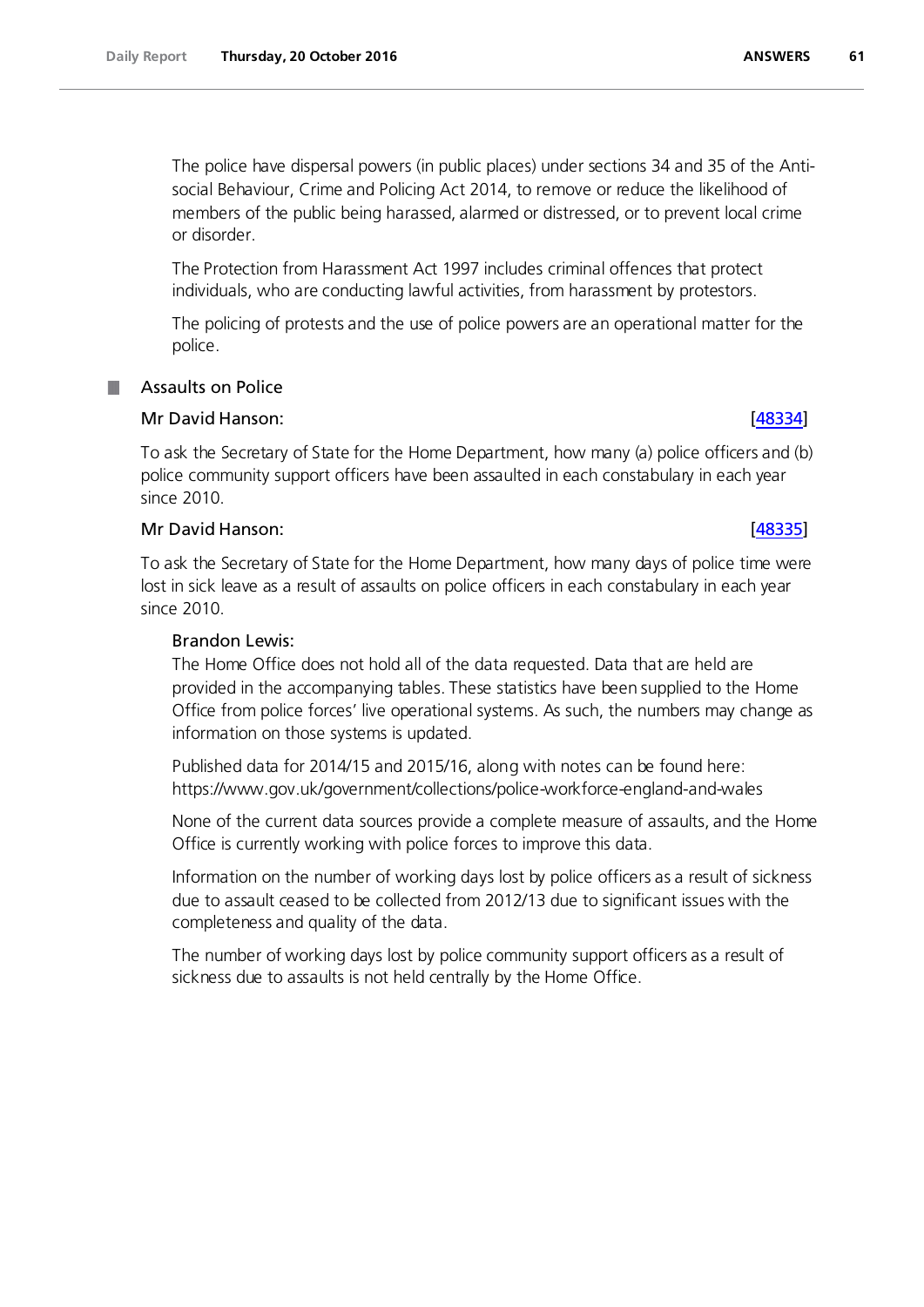The police have dispersal powers (in public places) under sections 34 and 35 of the Anti-social Behaviour, Crime and Policing Act 2014, to remove or reduce the likelihood of members of the public being harassed, alarmed or distressed, or to prevent local crime or disorder.

The Protection from Harassment Act 1997 includes criminal offences that protect individuals, who are conducting lawful activities, from harassment by protestors.

The policing of protests and the use of police powers are an operational matter for the police.

## Assaults on Police

**Mr David Hanson:** [48334]

To ask the Secretary of State for the Home Department, how many (a) police officers and (b) police community support officers have been assaulted in each constabulary in each year since 2010.

**Mr David Hanson:** [48335]

To ask the Secretary of State for the Home Department, how many days of police time were lost in sick leave as a result of assaults on police officers in each constabulary in each year since 2010.

**Brandon Lewis:**

The Home Office does not hold all of the data requested. Data that are held are provided in the accompanying tables. These statistics have been supplied to the Home Office from police forces' live operational systems. As such, the numbers may change as information on those systems is updated.

Published data for 2014/15 and 2015/16, along with notes can be found here: https://www.gov.uk/government/collections/police-workforce-england-and-wales

None of the current data sources provide a complete measure of assaults, and the Home Office is currently working with police forces to improve this data.

Information on the number of working days lost by police officers as a result of sickness due to assault ceased to be collected from 2012/13 due to significant issues with the completeness and quality of the data.

The number of working days lost by police community support officers as a result of sickness due to assaults is not held centrally by the Home Office.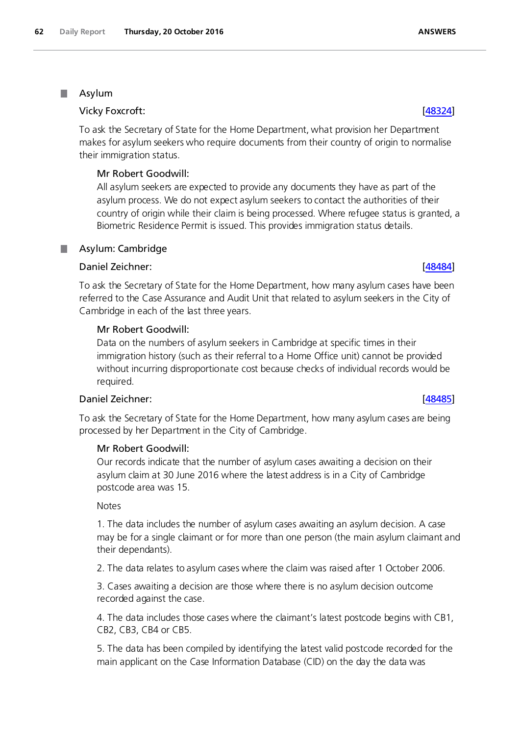## Asylum

### Vicky Foxcroft: [48324]

To ask the Secretary of State for the Home Department, what provision her Department makes for asylum seekers who require documents from their country of origin to normalise their immigration status.

**Mr Robert Goodwill:**

All asylum seekers are expected to provide any documents they have as part of the asylum process. We do not expect asylum seekers to contact the authorities of their country of origin while their claim is being processed. Where refugee status is granted, a Biometric Residence Permit is issued. This provides immigration status details.

## Asylum: Cambridge

### Daniel Zeichner: [48484]

To ask the Secretary of State for the Home Department, how many asylum cases have been referred to the Case Assurance and Audit Unit that related to asylum seekers in the City of Cambridge in each of the last three years.

**Mr Robert Goodwill:**

Data on the numbers of asylum seekers in Cambridge at specific times in their immigration history (such as their referral to a Home Office unit) cannot be provided without incurring disproportionate cost because checks of individual records would be required.

### Daniel Zeichner: [48485]

To ask the Secretary of State for the Home Department, how many asylum cases are being processed by her Department in the City of Cambridge.

**Mr Robert Goodwill:**

Our records indicate that the number of asylum cases awaiting a decision on their asylum claim at 30 June 2016 where the latest address is in a City of Cambridge postcode area was 15.

Notes

1. The data includes the number of asylum cases awaiting an asylum decision. A case may be for a single claimant or for more than one person (the main asylum claimant and their dependants).

2. The data relates to asylum cases where the claim was raised after 1 October 2006.

3. Cases awaiting a decision are those where there is no asylum decision outcome recorded against the case.

4. The data includes those cases where the claimant's latest postcode begins with CB1, CB2, CB3, CB4 or CB5.

5. The data has been compiled by identifying the latest valid postcode recorded for the main applicant on the Case Information Database (CID) on the day the data was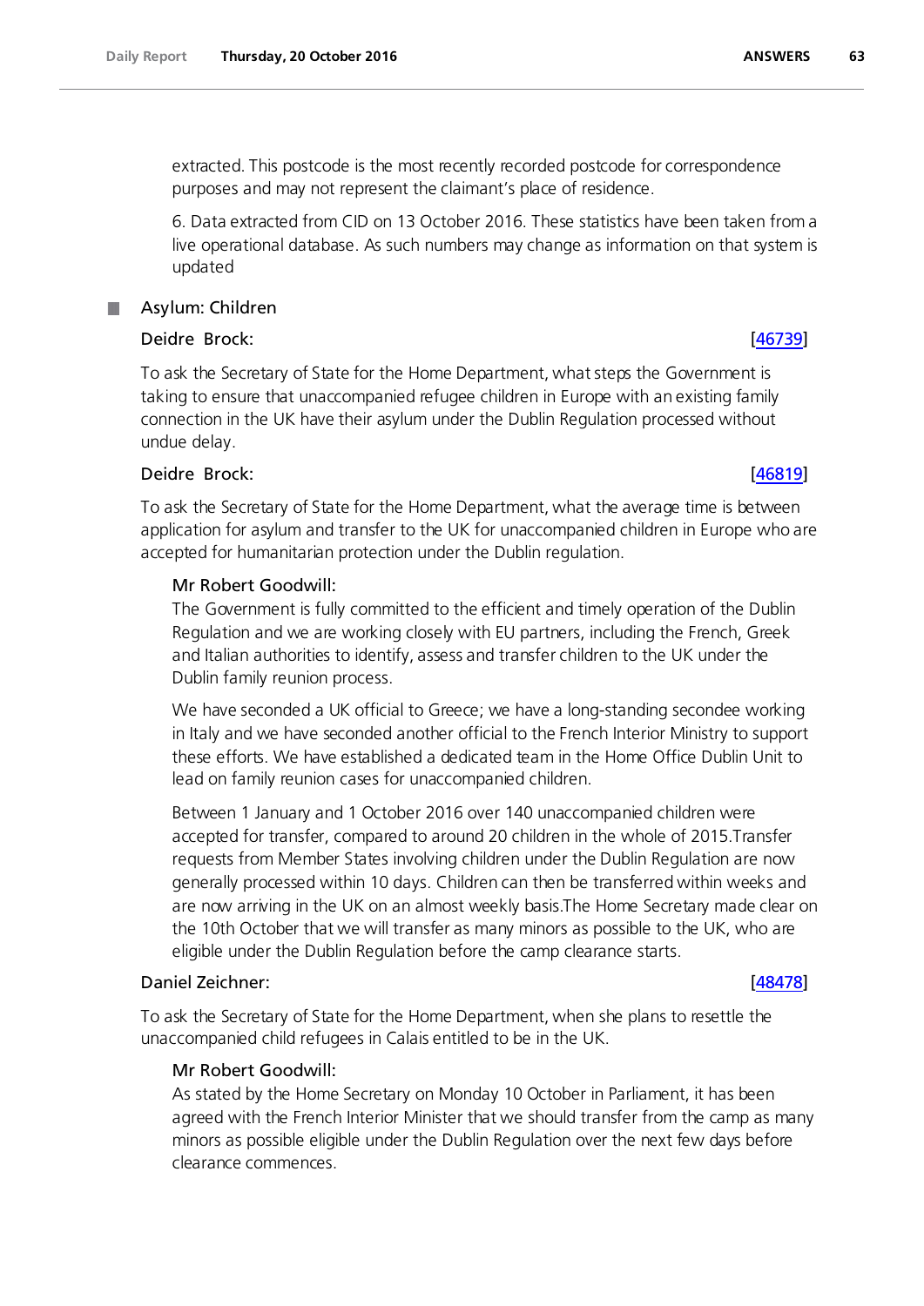extracted. This postcode is the most recently recorded postcode for correspondence purposes and may not represent the claimant's place of residence.

6. Data extracted from CID on 13 October 2016. These statistics have been taken from a live operational database. As such numbers may change as information on that system is updated

## Asylum: Children

**Deidre Brock:** [46739]

To ask the Secretary of State for the Home Department, what steps the Government is taking to ensure that unaccompanied refugee children in Europe with an existing family connection in the UK have their asylum under the Dublin Regulation processed without undue delay.

**Deidre Brock:** [46819]

To ask the Secretary of State for the Home Department, what the average time is between application for asylum and transfer to the UK for unaccompanied children in Europe who are accepted for humanitarian protection under the Dublin regulation.

**Mr Robert Goodwill:**

The Government is fully committed to the efficient and timely operation of the Dublin Regulation and we are working closely with EU partners, including the French, Greek and Italian authorities to identify, assess and transfer children to the UK under the Dublin family reunion process.

We have seconded a UK official to Greece; we have a long-standing secondee working in Italy and we have seconded another official to the French Interior Ministry to support these efforts. We have established a dedicated team in the Home Office Dublin Unit to lead on family reunion cases for unaccompanied children.

Between 1 January and 1 October 2016 over 140 unaccompanied children were accepted for transfer, compared to around 20 children in the whole of 2015.Transfer requests from Member States involving children under the Dublin Regulation are now generally processed within 10 days. Children can then be transferred within weeks and are now arriving in the UK on an almost weekly basis.The Home Secretary made clear on the 10th October that we will transfer as many minors as possible to the UK, who are eligible under the Dublin Regulation before the camp clearance starts.

**Daniel Zeichner:** [48478]

To ask the Secretary of State for the Home Department, when she plans to resettle the unaccompanied child refugees in Calais entitled to be in the UK.

**Mr Robert Goodwill:**

As stated by the Home Secretary on Monday 10 October in Parliament, it has been agreed with the French Interior Minister that we should transfer from the camp as many minors as possible eligible under the Dublin Regulation over the next few days before clearance commences.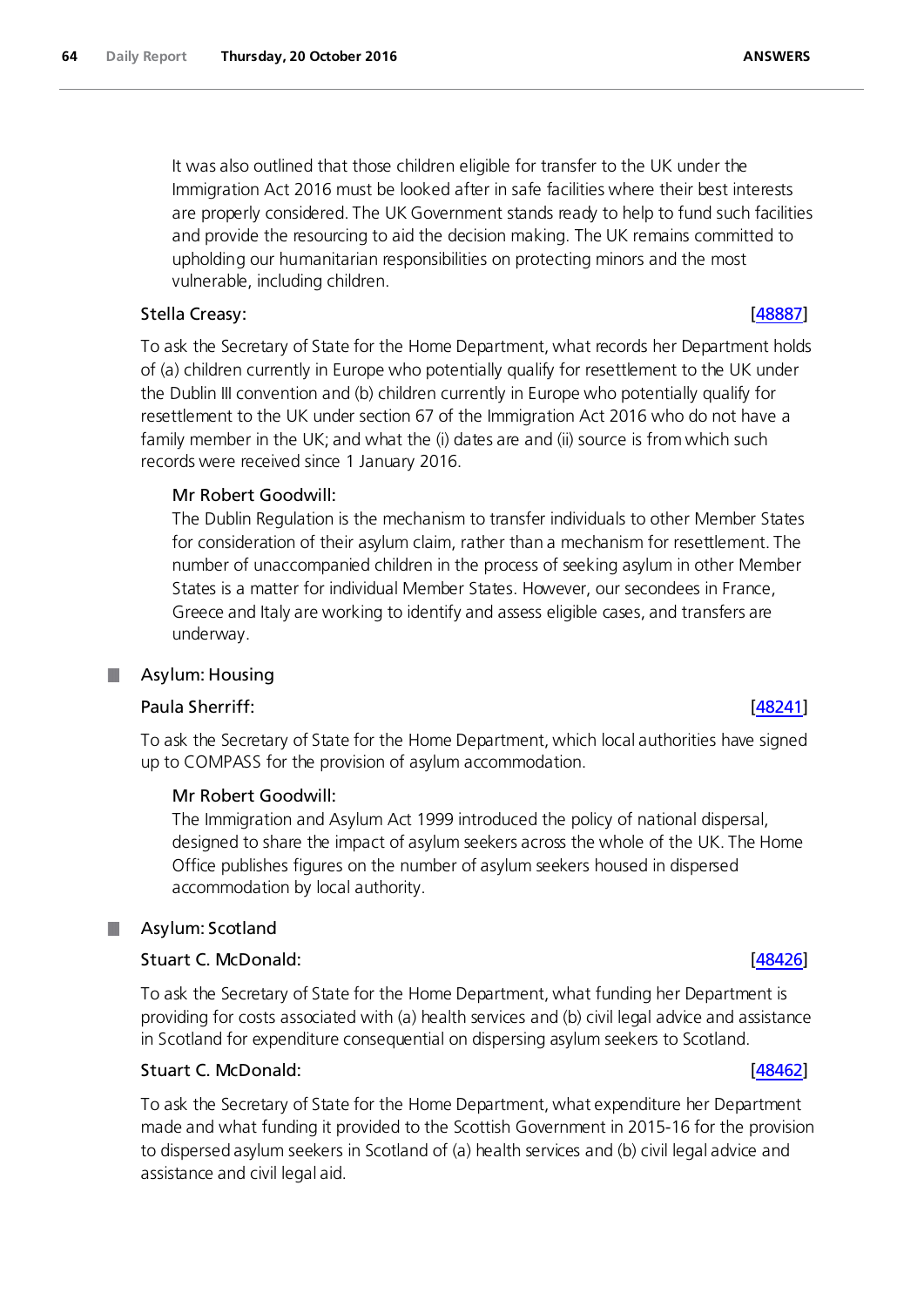It was also outlined that those children eligible for transfer to the UK under the Immigration Act 2016 must be looked after in safe facilities where their best interests are properly considered. The UK Government stands ready to help to fund such facilities and provide the resourcing to aid the decision making. The UK remains committed to upholding our humanitarian responsibilities on protecting minors and the most vulnerable, including children.

**Stella Creasy:** [48887]

To ask the Secretary of State for the Home Department, what records her Department holds of (a) children currently in Europe who potentially qualify for resettlement to the UK under the Dublin III convention and (b) children currently in Europe who potentially qualify for resettlement to the UK under section 67 of the Immigration Act 2016 who do not have a family member in the UK; and what the (i) dates are and (ii) source is from which such records were received since 1 January 2016.

**Mr Robert Goodwill:**

The Dublin Regulation is the mechanism to transfer individuals to other Member States for consideration of their asylum claim, rather than a mechanism for resettlement. The number of unaccompanied children in the process of seeking asylum in other Member States is a matter for individual Member States. However, our secondees in France, Greece and Italy are working to identify and assess eligible cases, and transfers are underway.

## Asylum: Housing

**Paula Sherriff:** [48241]

To ask the Secretary of State for the Home Department, which local authorities have signed up to COMPASS for the provision of asylum accommodation.

**Mr Robert Goodwill:**

The Immigration and Asylum Act 1999 introduced the policy of national dispersal, designed to share the impact of asylum seekers across the whole of the UK. The Home Office publishes figures on the number of asylum seekers housed in dispersed accommodation by local authority.

## Asylum: Scotland

**Stuart C. McDonald:** [48426]

To ask the Secretary of State for the Home Department, what funding her Department is providing for costs associated with (a) health services and (b) civil legal advice and assistance in Scotland for expenditure consequential on dispersing asylum seekers to Scotland.

**Stuart C. McDonald:** [48462]

To ask the Secretary of State for the Home Department, what expenditure her Department made and what funding it provided to the Scottish Government in 2015-16 for the provision to dispersed asylum seekers in Scotland of (a) health services and (b) civil legal advice and assistance and civil legal aid.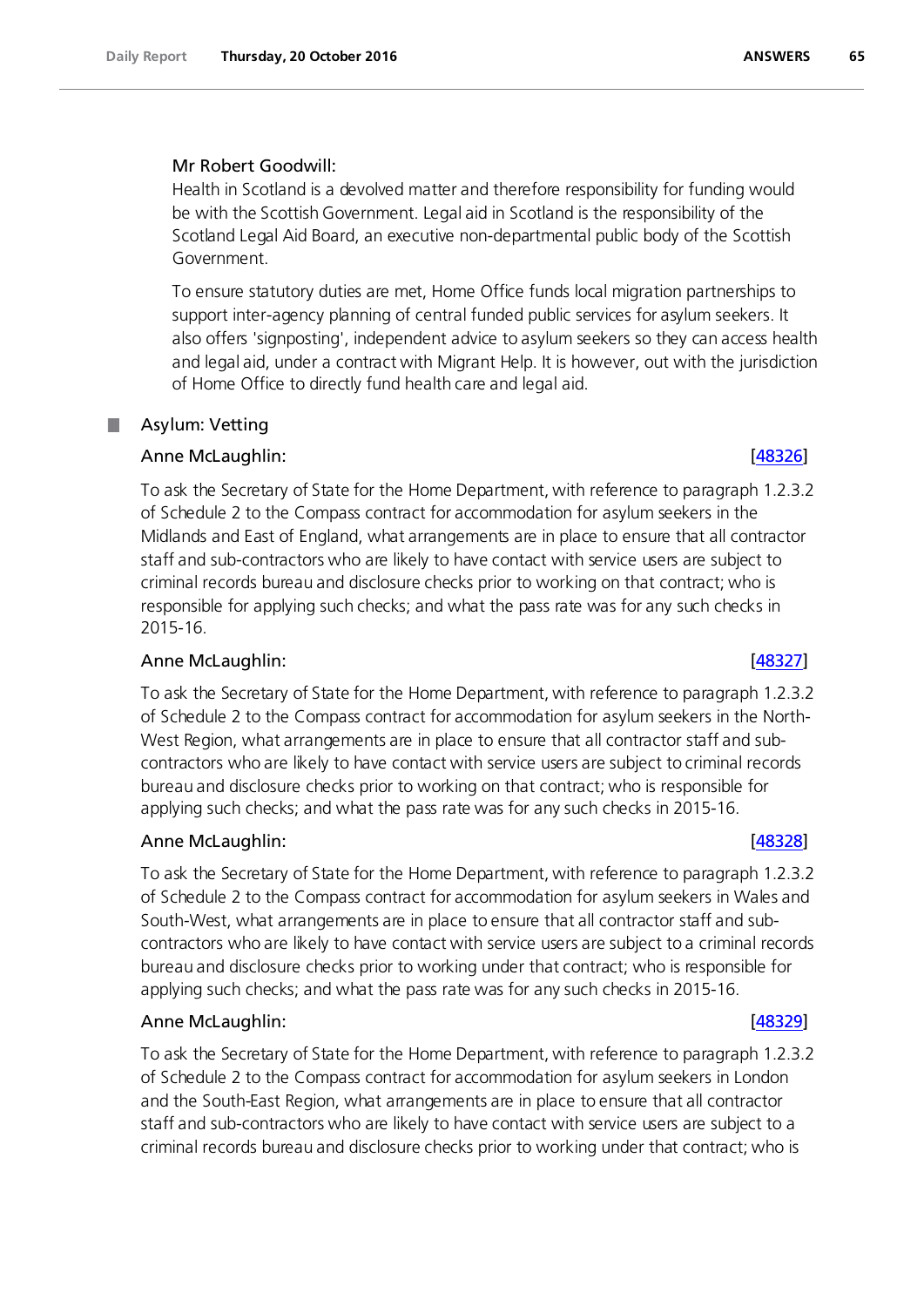Mr Robert Goodwill:

Health in Scotland is a devolved matter and therefore responsibility for funding would be with the Scottish Government. Legal aid in Scotland is the responsibility of the Scotland Legal Aid Board, an executive non-departmental public body of the Scottish Government.

To ensure statutory duties are met, Home Office funds local migration partnerships to support inter-agency planning of central funded public services for asylum seekers. It also offers 'signposting', independent advice to asylum seekers so they can access health and legal aid, under a contract with Migrant Help. It is however, out with the jurisdiction of Home Office to directly fund health care and legal aid.

## Asylum: Vetting

Anne McLaughlin: [48326]

To ask the Secretary of State for the Home Department, with reference to paragraph 1.2.3.2 of Schedule 2 to the Compass contract for accommodation for asylum seekers in the Midlands and East of England, what arrangements are in place to ensure that all contractor staff and sub-contractors who are likely to have contact with service users are subject to criminal records bureau and disclosure checks prior to working on that contract; who is responsible for applying such checks; and what the pass rate was for any such checks in 2015-16.

Anne McLaughlin: [48327]

To ask the Secretary of State for the Home Department, with reference to paragraph 1.2.3.2 of Schedule 2 to the Compass contract for accommodation for asylum seekers in the North-West Region, what arrangements are in place to ensure that all contractor staff and sub-contractors who are likely to have contact with service users are subject to criminal records bureau and disclosure checks prior to working on that contract; who is responsible for applying such checks; and what the pass rate was for any such checks in 2015-16.

Anne McLaughlin: [48328]

To ask the Secretary of State for the Home Department, with reference to paragraph 1.2.3.2 of Schedule 2 to the Compass contract for accommodation for asylum seekers in Wales and South-West, what arrangements are in place to ensure that all contractor staff and sub-contractors who are likely to have contact with service users are subject to a criminal records bureau and disclosure checks prior to working under that contract; who is responsible for applying such checks; and what the pass rate was for any such checks in 2015-16.

Anne McLaughlin: [48329]

To ask the Secretary of State for the Home Department, with reference to paragraph 1.2.3.2 of Schedule 2 to the Compass contract for accommodation for asylum seekers in London and the South-East Region, what arrangements are in place to ensure that all contractor staff and sub-contractors who are likely to have contact with service users are subject to a criminal records bureau and disclosure checks prior to working under that contract; who is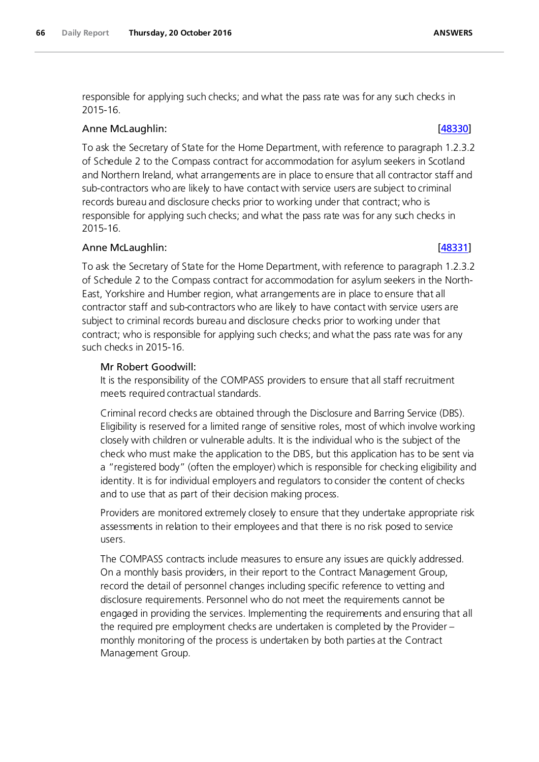responsible for applying such checks; and what the pass rate was for any such checks in 2015-16.

Anne McLaughlin: [48330]

To ask the Secretary of State for the Home Department, with reference to paragraph 1.2.3.2 of Schedule 2 to the Compass contract for accommodation for asylum seekers in Scotland and Northern Ireland, what arrangements are in place to ensure that all contractor staff and sub-contractors who are likely to have contact with service users are subject to criminal records bureau and disclosure checks prior to working under that contract; who is responsible for applying such checks; and what the pass rate was for any such checks in 2015-16.

Anne McLaughlin: [48331]

To ask the Secretary of State for the Home Department, with reference to paragraph 1.2.3.2 of Schedule 2 to the Compass contract for accommodation for asylum seekers in the North-East, Yorkshire and Humber region, what arrangements are in place to ensure that all contractor staff and sub-contractors who are likely to have contact with service users are subject to criminal records bureau and disclosure checks prior to working under that contract; who is responsible for applying such checks; and what the pass rate was for any such checks in 2015-16.

Mr Robert Goodwill:

It is the responsibility of the COMPASS providers to ensure that all staff recruitment meets required contractual standards.

Criminal record checks are obtained through the Disclosure and Barring Service (DBS). Eligibility is reserved for a limited range of sensitive roles, most of which involve working closely with children or vulnerable adults. It is the individual who is the subject of the check who must make the application to the DBS, but this application has to be sent via a "registered body" (often the employer) which is responsible for checking eligibility and identity. It is for individual employers and regulators to consider the content of checks and to use that as part of their decision making process.

Providers are monitored extremely closely to ensure that they undertake appropriate risk assessments in relation to their employees and that there is no risk posed to service users.

The COMPASS contracts include measures to ensure any issues are quickly addressed. On a monthly basis providers, in their report to the Contract Management Group, record the detail of personnel changes including specific reference to vetting and disclosure requirements. Personnel who do not meet the requirements cannot be engaged in providing the services. Implementing the requirements and ensuring that all the required pre employment checks are undertaken is completed by the Provider – monthly monitoring of the process is undertaken by both parties at the Contract Management Group.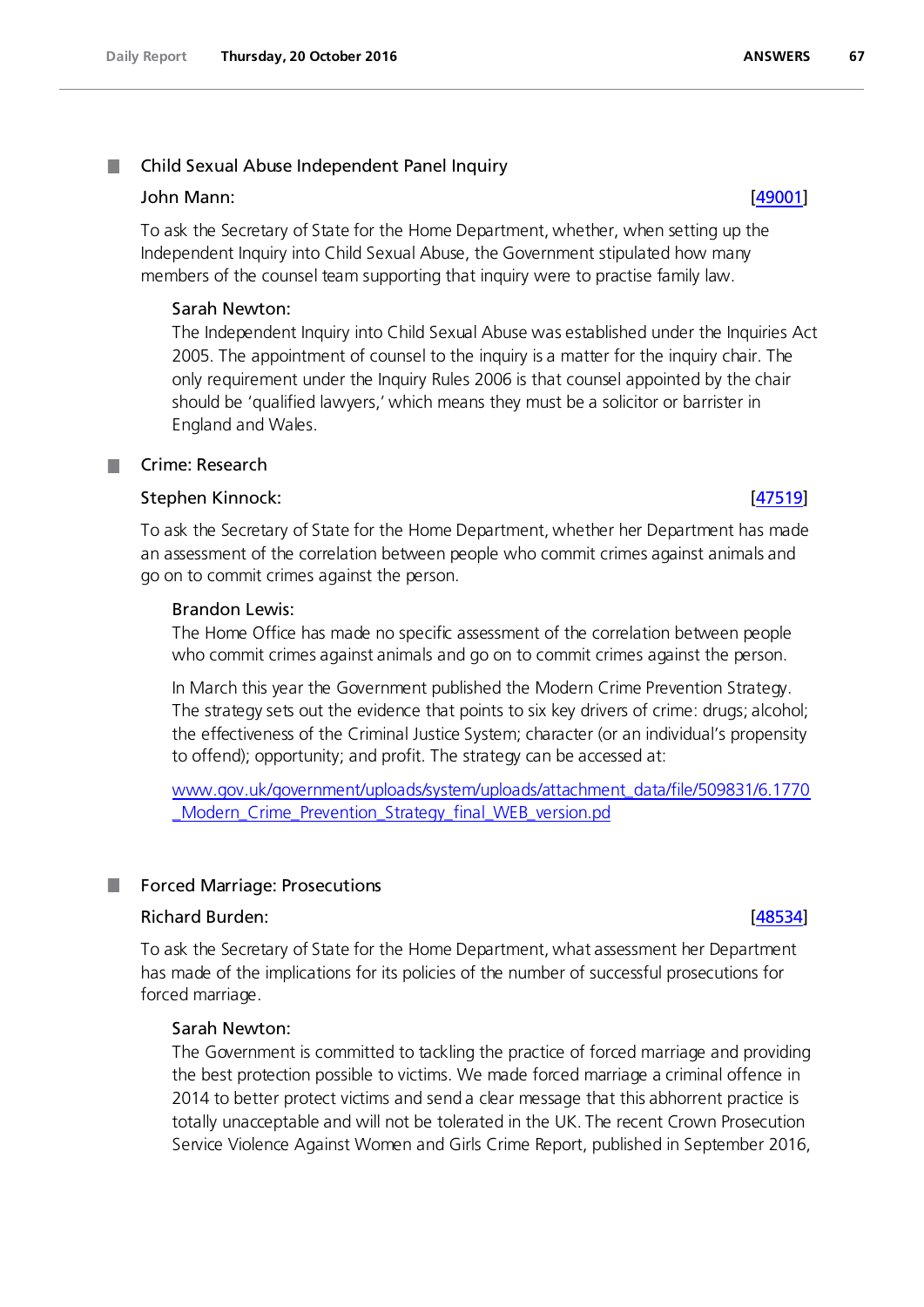## Child Sexual Abuse Independent Panel Inquiry

**John Mann:** [49001]

To ask the Secretary of State for the Home Department, whether, when setting up the Independent Inquiry into Child Sexual Abuse, the Government stipulated how many members of the counsel team supporting that inquiry were to practise family law.

**Sarah Newton:**

The Independent Inquiry into Child Sexual Abuse was established under the Inquiries Act 2005. The appointment of counsel to the inquiry is a matter for the inquiry chair. The only requirement under the Inquiry Rules 2006 is that counsel appointed by the chair should be 'qualified lawyers,' which means they must be a solicitor or barrister in England and Wales.

## Crime: Research

**Stephen Kinnock:** [47519]

To ask the Secretary of State for the Home Department, whether her Department has made an assessment of the correlation between people who commit crimes against animals and go on to commit crimes against the person.

**Brandon Lewis:**

The Home Office has made no specific assessment of the correlation between people who commit crimes against animals and go on to commit crimes against the person.

In March this year the Government published the Modern Crime Prevention Strategy. The strategy sets out the evidence that points to six key drivers of crime: drugs; alcohol; the effectiveness of the Criminal Justice System; character (or an individual's propensity to offend); opportunity; and profit. The strategy can be accessed at:

www.gov.uk/government/uploads/system/uploads/attachment_data/file/509831/6.1770_Modern_Crime_Prevention_Strategy_final_WEB_version.pd

## Forced Marriage: Prosecutions

**Richard Burden:** [48534]

To ask the Secretary of State for the Home Department, what assessment her Department has made of the implications for its policies of the number of successful prosecutions for forced marriage.

**Sarah Newton:**

The Government is committed to tackling the practice of forced marriage and providing the best protection possible to victims. We made forced marriage a criminal offence in 2014 to better protect victims and send a clear message that this abhorrent practice is totally unacceptable and will not be tolerated in the UK. The recent Crown Prosecution Service Violence Against Women and Girls Crime Report, published in September 2016,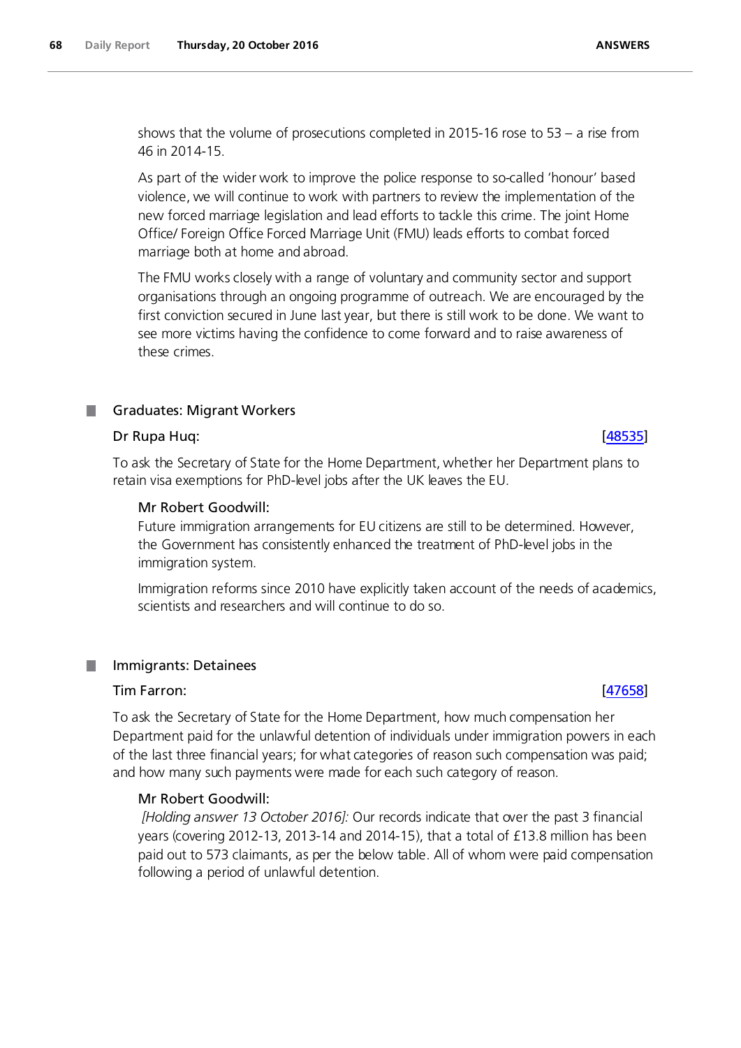shows that the volume of prosecutions completed in 2015-16 rose to 53 – a rise from 46 in 2014-15.

As part of the wider work to improve the police response to so-called 'honour' based violence, we will continue to work with partners to review the implementation of the new forced marriage legislation and lead efforts to tackle this crime. The joint Home Office/ Foreign Office Forced Marriage Unit (FMU) leads efforts to combat forced marriage both at home and abroad.

The FMU works closely with a range of voluntary and community sector and support organisations through an ongoing programme of outreach. We are encouraged by the first conviction secured in June last year, but there is still work to be done. We want to see more victims having the confidence to come forward and to raise awareness of these crimes.

## Graduates: Migrant Workers

**Dr Rupa Huq:** [48535]

To ask the Secretary of State for the Home Department, whether her Department plans to retain visa exemptions for PhD-level jobs after the UK leaves the EU.

**Mr Robert Goodwill:**

Future immigration arrangements for EU citizens are still to be determined. However, the Government has consistently enhanced the treatment of PhD-level jobs in the immigration system.

Immigration reforms since 2010 have explicitly taken account of the needs of academics, scientists and researchers and will continue to do so.

## Immigrants: Detainees

**Tim Farron:** [47658]

To ask the Secretary of State for the Home Department, how much compensation her Department paid for the unlawful detention of individuals under immigration powers in each of the last three financial years; for what categories of reason such compensation was paid; and how many such payments were made for each such category of reason.

**Mr Robert Goodwill:**

*[Holding answer 13 October 2016]:* Our records indicate that over the past 3 financial years (covering 2012-13, 2013-14 and 2014-15), that a total of £13.8 million has been paid out to 573 claimants, as per the below table. All of whom were paid compensation following a period of unlawful detention.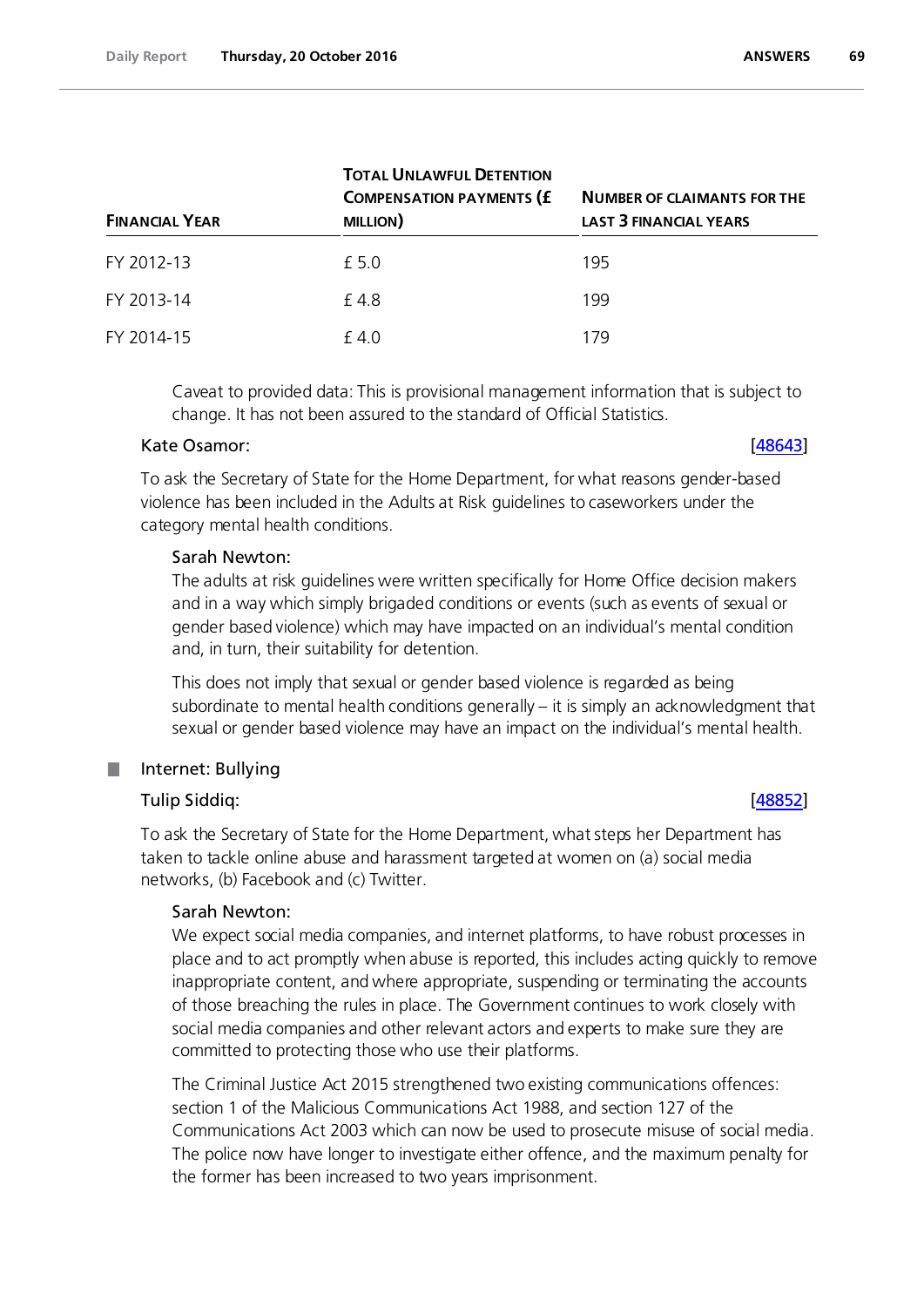| Financial Year | Total Unlawful Detention Compensation Payments (£ million) | Number of claimants for the last 3 financial years |
| --- | --- | --- |
| FY 2012-13 | £ 5.0 | 195 |
| FY 2013-14 | £ 4.8 | 199 |
| FY 2014-15 | £ 4.0 | 179 |

Caveat to provided data: This is provisional management information that is subject to change. It has not been assured to the standard of Official Statistics.

**Kate Osamor:** [48643]

To ask the Secretary of State for the Home Department, for what reasons gender-based violence has been included in the Adults at Risk guidelines to caseworkers under the category mental health conditions.

**Sarah Newton:**

The adults at risk guidelines were written specifically for Home Office decision makers and in a way which simply brigaded conditions or events (such as events of sexual or gender based violence) which may have impacted on an individual's mental condition and, in turn, their suitability for detention.

This does not imply that sexual or gender based violence is regarded as being subordinate to mental health conditions generally – it is simply an acknowledgment that sexual or gender based violence may have an impact on the individual's mental health.

## Internet: Bullying

**Tulip Siddiq:** [48852]

To ask the Secretary of State for the Home Department, what steps her Department has taken to tackle online abuse and harassment targeted at women on (a) social media networks, (b) Facebook and (c) Twitter.

**Sarah Newton:**

We expect social media companies, and internet platforms, to have robust processes in place and to act promptly when abuse is reported, this includes acting quickly to remove inappropriate content, and where appropriate, suspending or terminating the accounts of those breaching the rules in place. The Government continues to work closely with social media companies and other relevant actors and experts to make sure they are committed to protecting those who use their platforms.

The Criminal Justice Act 2015 strengthened two existing communications offences: section 1 of the Malicious Communications Act 1988, and section 127 of the Communications Act 2003 which can now be used to prosecute misuse of social media. The police now have longer to investigate either offence, and the maximum penalty for the former has been increased to two years imprisonment.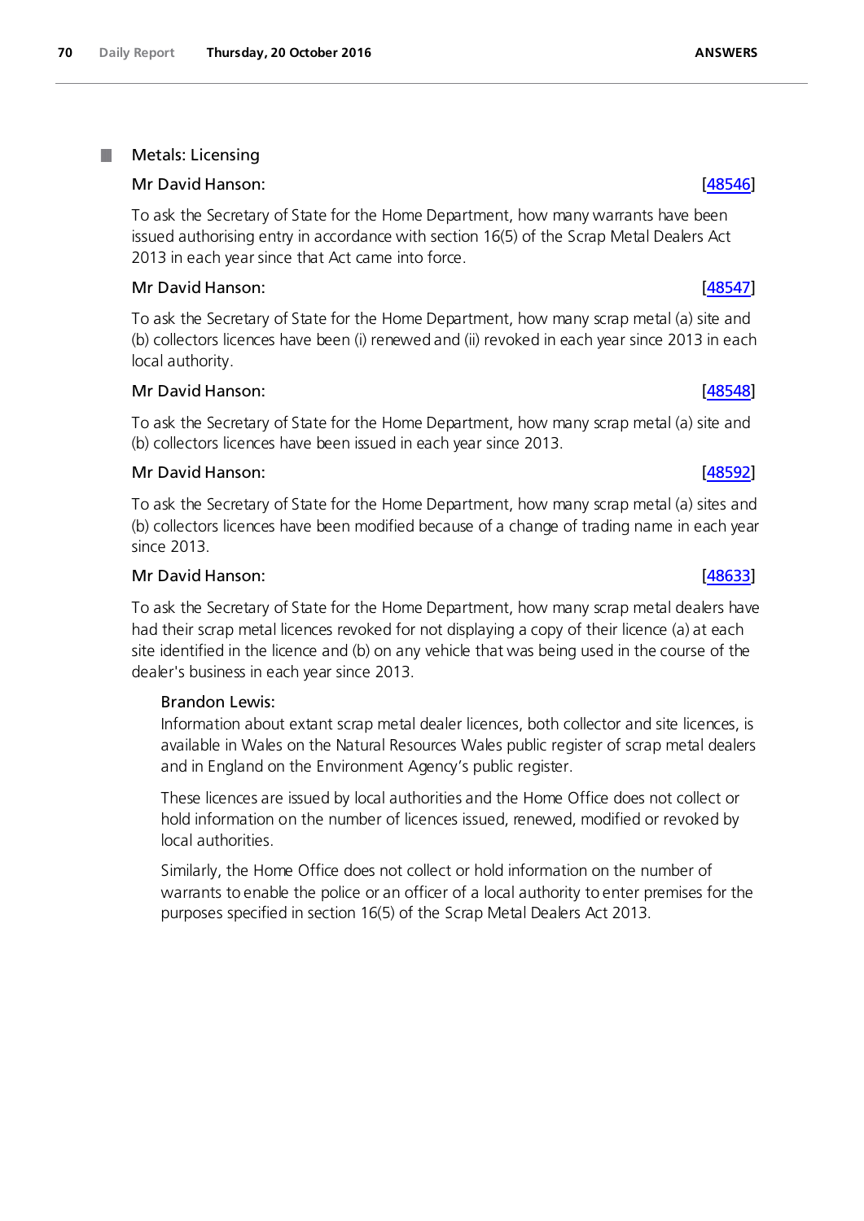## Metals: Licensing

**Mr David Hanson:** [48546]

To ask the Secretary of State for the Home Department, how many warrants have been issued authorising entry in accordance with section 16(5) of the Scrap Metal Dealers Act 2013 in each year since that Act came into force.

**Mr David Hanson:** [48547]

To ask the Secretary of State for the Home Department, how many scrap metal (a) site and (b) collectors licences have been (i) renewed and (ii) revoked in each year since 2013 in each local authority.

**Mr David Hanson:** [48548]

To ask the Secretary of State for the Home Department, how many scrap metal (a) site and (b) collectors licences have been issued in each year since 2013.

**Mr David Hanson:** [48592]

To ask the Secretary of State for the Home Department, how many scrap metal (a) sites and (b) collectors licences have been modified because of a change of trading name in each year since 2013.

**Mr David Hanson:** [48633]

To ask the Secretary of State for the Home Department, how many scrap metal dealers have had their scrap metal licences revoked for not displaying a copy of their licence (a) at each site identified in the licence and (b) on any vehicle that was being used in the course of the dealer's business in each year since 2013.

**Brandon Lewis:**

Information about extant scrap metal dealer licences, both collector and site licences, is available in Wales on the Natural Resources Wales public register of scrap metal dealers and in England on the Environment Agency's public register.

These licences are issued by local authorities and the Home Office does not collect or hold information on the number of licences issued, renewed, modified or revoked by local authorities.

Similarly, the Home Office does not collect or hold information on the number of warrants to enable the police or an officer of a local authority to enter premises for the purposes specified in section 16(5) of the Scrap Metal Dealers Act 2013.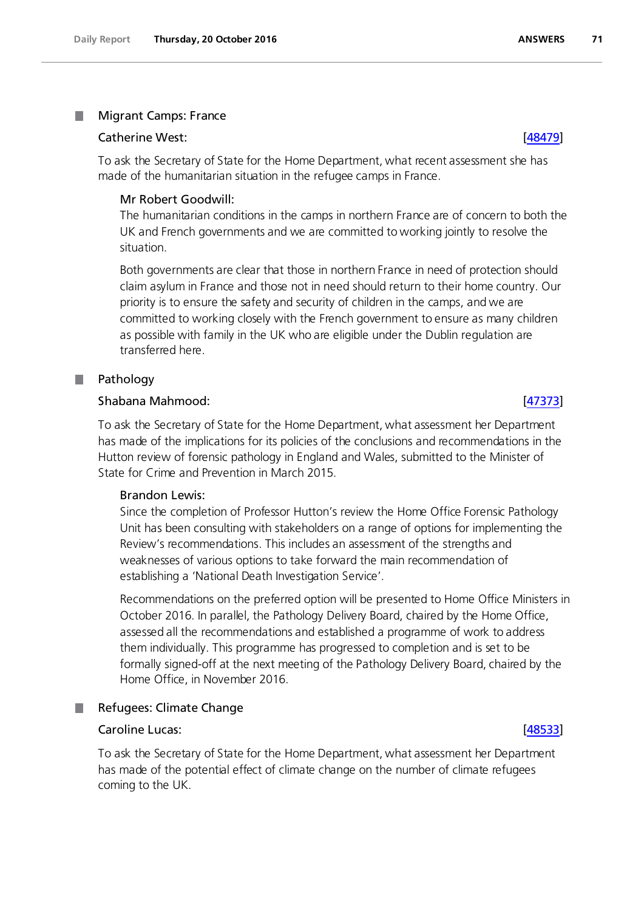## Migrant Camps: France

### Catherine West: [48479]

To ask the Secretary of State for the Home Department, what recent assessment she has made of the humanitarian situation in the refugee camps in France.

**Mr Robert Goodwill:**

The humanitarian conditions in the camps in northern France are of concern to both the UK and French governments and we are committed to working jointly to resolve the situation.

Both governments are clear that those in northern France in need of protection should claim asylum in France and those not in need should return to their home country. Our priority is to ensure the safety and security of children in the camps, and we are committed to working closely with the French government to ensure as many children as possible with family in the UK who are eligible under the Dublin regulation are transferred here.

## Pathology

### Shabana Mahmood: [47373]

To ask the Secretary of State for the Home Department, what assessment her Department has made of the implications for its policies of the conclusions and recommendations in the Hutton review of forensic pathology in England and Wales, submitted to the Minister of State for Crime and Prevention in March 2015.

**Brandon Lewis:**

Since the completion of Professor Hutton's review the Home Office Forensic Pathology Unit has been consulting with stakeholders on a range of options for implementing the Review's recommendations. This includes an assessment of the strengths and weaknesses of various options to take forward the main recommendation of establishing a 'National Death Investigation Service'.

Recommendations on the preferred option will be presented to Home Office Ministers in October 2016. In parallel, the Pathology Delivery Board, chaired by the Home Office, assessed all the recommendations and established a programme of work to address them individually. This programme has progressed to completion and is set to be formally signed-off at the next meeting of the Pathology Delivery Board, chaired by the Home Office, in November 2016.

## Refugees: Climate Change

### Caroline Lucas: [48533]

To ask the Secretary of State for the Home Department, what assessment her Department has made of the potential effect of climate change on the number of climate refugees coming to the UK.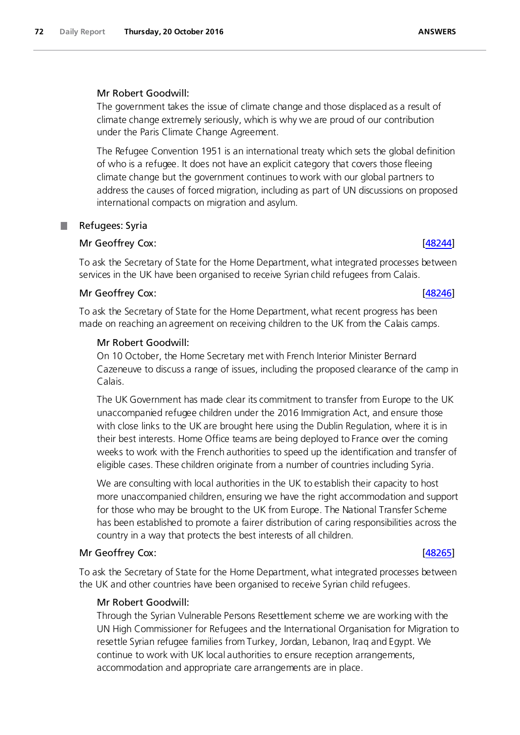Mr Robert Goodwill:

The government takes the issue of climate change and those displaced as a result of climate change extremely seriously, which is why we are proud of our contribution under the Paris Climate Change Agreement.

The Refugee Convention 1951 is an international treaty which sets the global definition of who is a refugee. It does not have an explicit category that covers those fleeing climate change but the government continues to work with our global partners to address the causes of forced migration, including as part of UN discussions on proposed international compacts on migration and asylum.

## Refugees: Syria

**Mr Geoffrey Cox:** [48244]

To ask the Secretary of State for the Home Department, what integrated processes between services in the UK have been organised to receive Syrian child refugees from Calais.

**Mr Geoffrey Cox:** [48246]

To ask the Secretary of State for the Home Department, what recent progress has been made on reaching an agreement on receiving children to the UK from the Calais camps.

Mr Robert Goodwill:

On 10 October, the Home Secretary met with French Interior Minister Bernard Cazeneuve to discuss a range of issues, including the proposed clearance of the camp in Calais.

The UK Government has made clear its commitment to transfer from Europe to the UK unaccompanied refugee children under the 2016 Immigration Act, and ensure those with close links to the UK are brought here using the Dublin Regulation, where it is in their best interests. Home Office teams are being deployed to France over the coming weeks to work with the French authorities to speed up the identification and transfer of eligible cases. These children originate from a number of countries including Syria.

We are consulting with local authorities in the UK to establish their capacity to host more unaccompanied children, ensuring we have the right accommodation and support for those who may be brought to the UK from Europe. The National Transfer Scheme has been established to promote a fairer distribution of caring responsibilities across the country in a way that protects the best interests of all children.

**Mr Geoffrey Cox:** [48265]

To ask the Secretary of State for the Home Department, what integrated processes between the UK and other countries have been organised to receive Syrian child refugees.

Mr Robert Goodwill:

Through the Syrian Vulnerable Persons Resettlement scheme we are working with the UN High Commissioner for Refugees and the International Organisation for Migration to resettle Syrian refugee families from Turkey, Jordan, Lebanon, Iraq and Egypt. We continue to work with UK local authorities to ensure reception arrangements, accommodation and appropriate care arrangements are in place.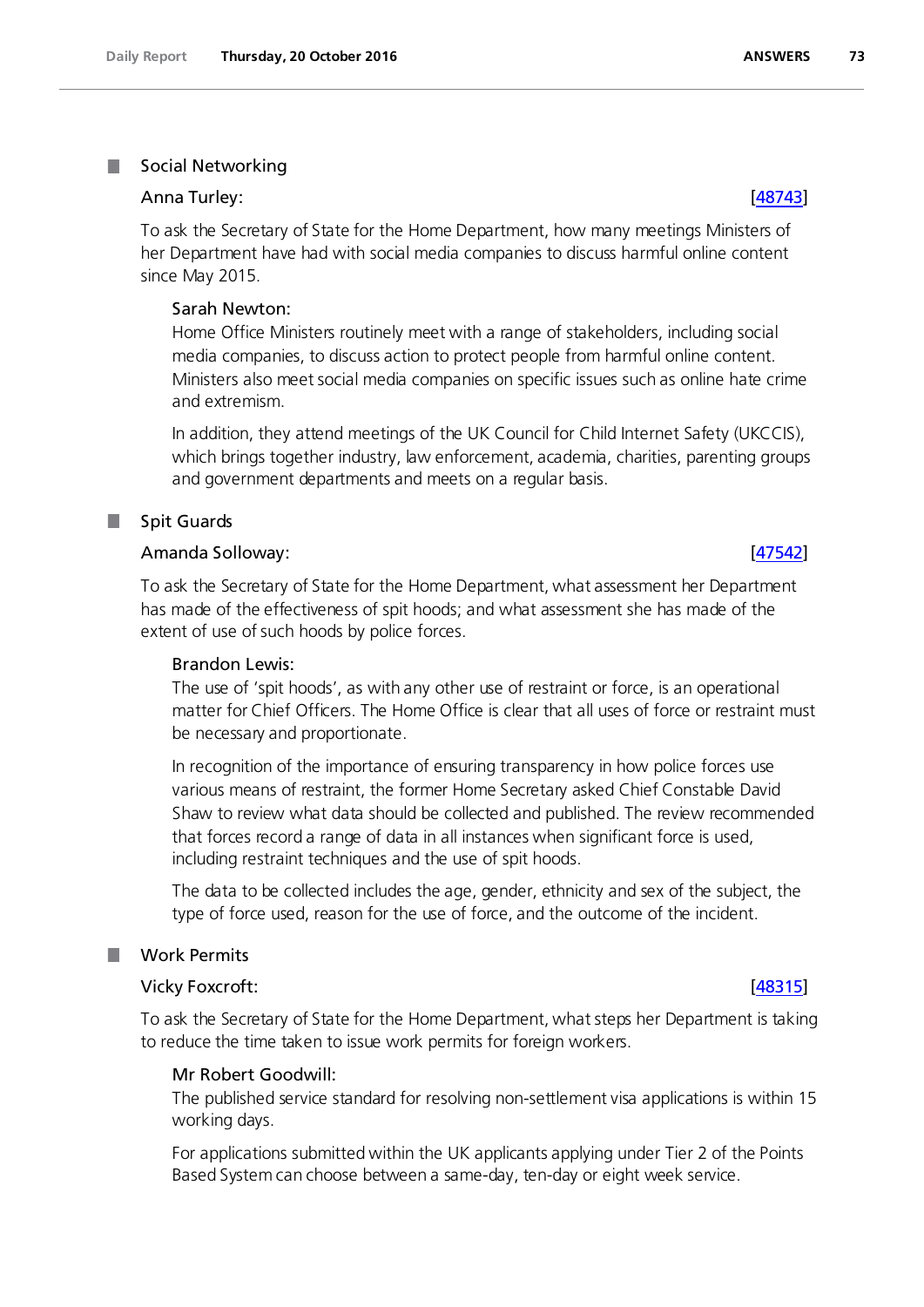## Social Networking

**Anna Turley:** [48743]

To ask the Secretary of State for the Home Department, how many meetings Ministers of her Department have had with social media companies to discuss harmful online content since May 2015.

**Sarah Newton:**
Home Office Ministers routinely meet with a range of stakeholders, including social media companies, to discuss action to protect people from harmful online content. Ministers also meet social media companies on specific issues such as online hate crime and extremism.

In addition, they attend meetings of the UK Council for Child Internet Safety (UKCCIS), which brings together industry, law enforcement, academia, charities, parenting groups and government departments and meets on a regular basis.

## Spit Guards

**Amanda Solloway:** [47542]

To ask the Secretary of State for the Home Department, what assessment her Department has made of the effectiveness of spit hoods; and what assessment she has made of the extent of use of such hoods by police forces.

**Brandon Lewis:**
The use of 'spit hoods', as with any other use of restraint or force, is an operational matter for Chief Officers. The Home Office is clear that all uses of force or restraint must be necessary and proportionate.

In recognition of the importance of ensuring transparency in how police forces use various means of restraint, the former Home Secretary asked Chief Constable David Shaw to review what data should be collected and published. The review recommended that forces record a range of data in all instances when significant force is used, including restraint techniques and the use of spit hoods.

The data to be collected includes the age, gender, ethnicity and sex of the subject, the type of force used, reason for the use of force, and the outcome of the incident.

## Work Permits

**Vicky Foxcroft:** [48315]

To ask the Secretary of State for the Home Department, what steps her Department is taking to reduce the time taken to issue work permits for foreign workers.

**Mr Robert Goodwill:**
The published service standard for resolving non-settlement visa applications is within 15 working days.

For applications submitted within the UK applicants applying under Tier 2 of the Points Based System can choose between a same-day, ten-day or eight week service.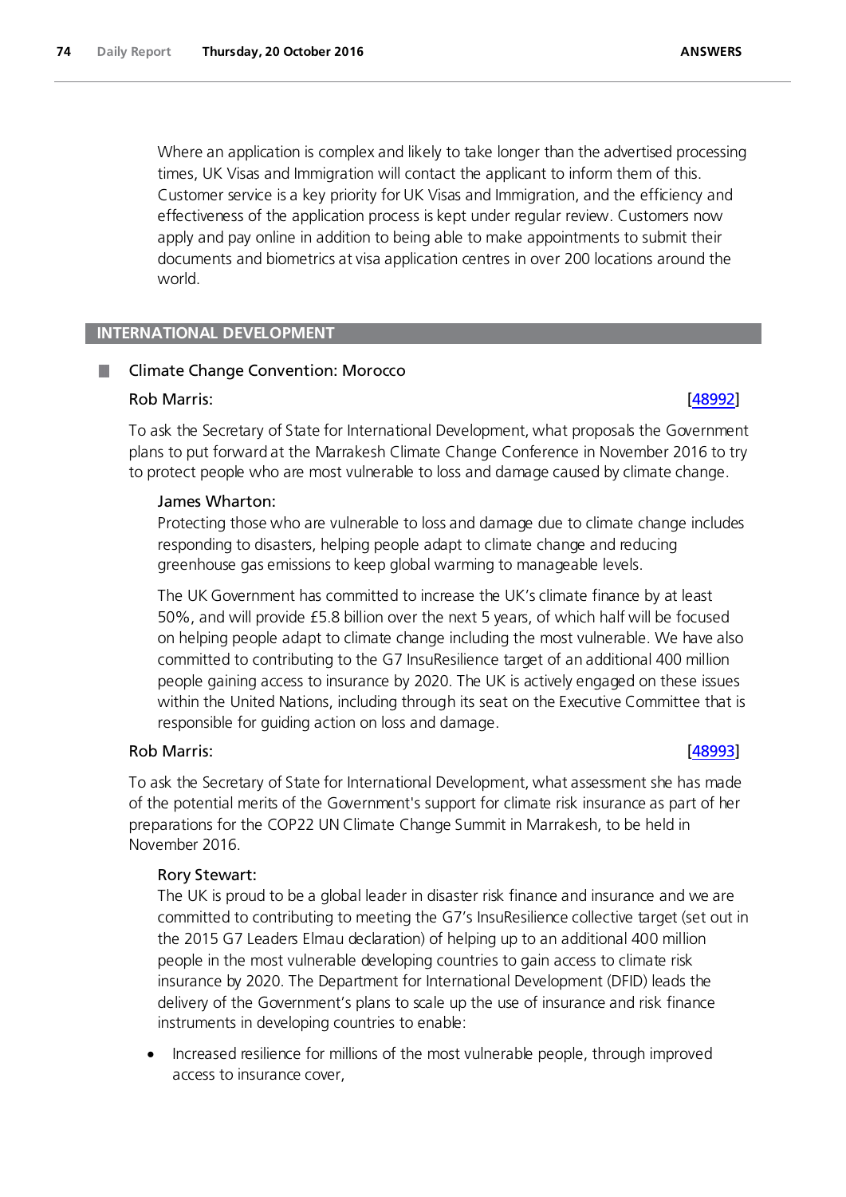Where an application is complex and likely to take longer than the advertised processing times, UK Visas and Immigration will contact the applicant to inform them of this. Customer service is a key priority for UK Visas and Immigration, and the efficiency and effectiveness of the application process is kept under regular review. Customers now apply and pay online in addition to being able to make appointments to submit their documents and biometrics at visa application centres in over 200 locations around the world.

## INTERNATIONAL DEVELOPMENT

### Climate Change Convention: Morocco

**Rob Marris:** [48992]

To ask the Secretary of State for International Development, what proposals the Government plans to put forward at the Marrakesh Climate Change Conference in November 2016 to try to protect people who are most vulnerable to loss and damage caused by climate change.

**James Wharton:**

Protecting those who are vulnerable to loss and damage due to climate change includes responding to disasters, helping people adapt to climate change and reducing greenhouse gas emissions to keep global warming to manageable levels.

The UK Government has committed to increase the UK's climate finance by at least 50%, and will provide £5.8 billion over the next 5 years, of which half will be focused on helping people adapt to climate change including the most vulnerable. We have also committed to contributing to the G7 InsuResilience target of an additional 400 million people gaining access to insurance by 2020. The UK is actively engaged on these issues within the United Nations, including through its seat on the Executive Committee that is responsible for guiding action on loss and damage.

**Rob Marris:** [48993]

To ask the Secretary of State for International Development, what assessment she has made of the potential merits of the Government's support for climate risk insurance as part of her preparations for the COP22 UN Climate Change Summit in Marrakesh, to be held in November 2016.

**Rory Stewart:**

The UK is proud to be a global leader in disaster risk finance and insurance and we are committed to contributing to meeting the G7's InsuResilience collective target (set out in the 2015 G7 Leaders Elmau declaration) of helping up to an additional 400 million people in the most vulnerable developing countries to gain access to climate risk insurance by 2020. The Department for International Development (DFID) leads the delivery of the Government's plans to scale up the use of insurance and risk finance instruments in developing countries to enable:

- Increased resilience for millions of the most vulnerable people, through improved access to insurance cover,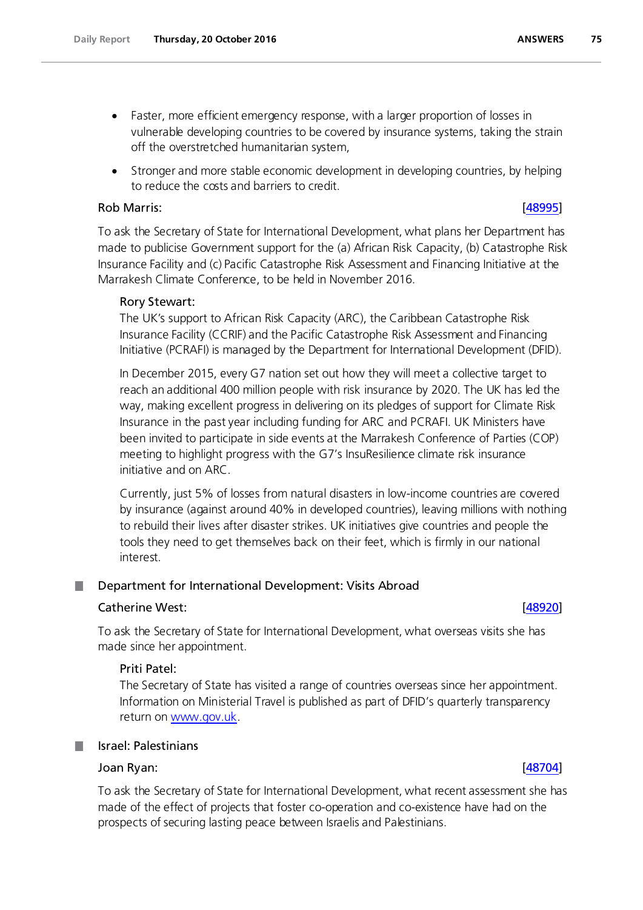- Faster, more efficient emergency response, with a larger proportion of losses in vulnerable developing countries to be covered by insurance systems, taking the strain off the overstretched humanitarian system,
- Stronger and more stable economic development in developing countries, by helping to reduce the costs and barriers to credit.

Rob Marris: [48995]

To ask the Secretary of State for International Development, what plans her Department has made to publicise Government support for the (a) African Risk Capacity, (b) Catastrophe Risk Insurance Facility and (c) Pacific Catastrophe Risk Assessment and Financing Initiative at the Marrakesh Climate Conference, to be held in November 2016.

Rory Stewart:

The UK's support to African Risk Capacity (ARC), the Caribbean Catastrophe Risk Insurance Facility (CCRIF) and the Pacific Catastrophe Risk Assessment and Financing Initiative (PCRAFI) is managed by the Department for International Development (DFID).

In December 2015, every G7 nation set out how they will meet a collective target to reach an additional 400 million people with risk insurance by 2020. The UK has led the way, making excellent progress in delivering on its pledges of support for Climate Risk Insurance in the past year including funding for ARC and PCRAFI. UK Ministers have been invited to participate in side events at the Marrakesh Conference of Parties (COP) meeting to highlight progress with the G7's InsuResilience climate risk insurance initiative and on ARC.

Currently, just 5% of losses from natural disasters in low-income countries are covered by insurance (against around 40% in developed countries), leaving millions with nothing to rebuild their lives after disaster strikes. UK initiatives give countries and people the tools they need to get themselves back on their feet, which is firmly in our national interest.

## Department for International Development: Visits Abroad

Catherine West: [48920]

To ask the Secretary of State for International Development, what overseas visits she has made since her appointment.

Priti Patel:

The Secretary of State has visited a range of countries overseas since her appointment. Information on Ministerial Travel is published as part of DFID's quarterly transparency return on www.gov.uk.

## Israel: Palestinians

Joan Ryan: [48704]

To ask the Secretary of State for International Development, what recent assessment she has made of the effect of projects that foster co-operation and co-existence have had on the prospects of securing lasting peace between Israelis and Palestinians.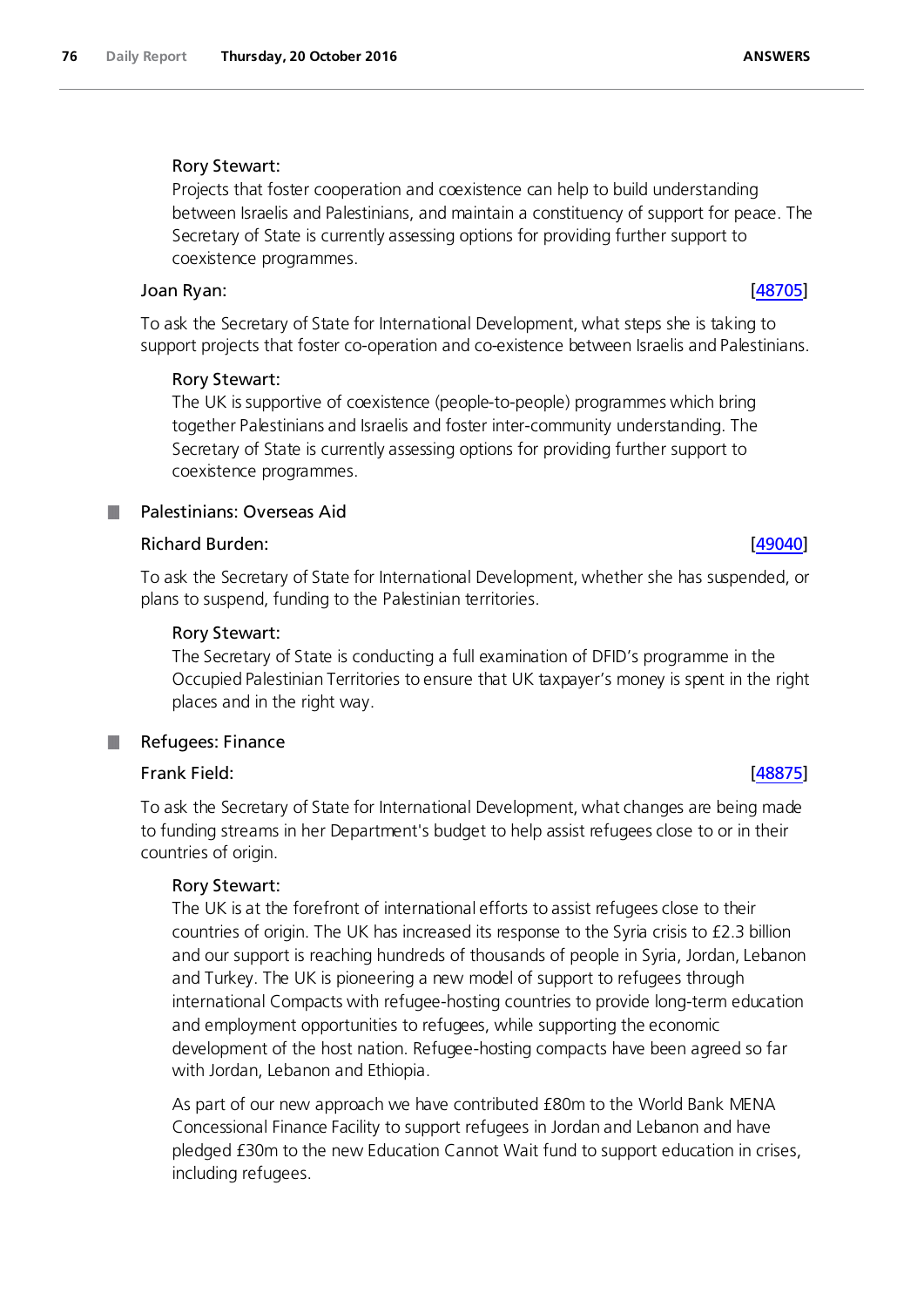Rory Stewart:

Projects that foster cooperation and coexistence can help to build understanding between Israelis and Palestinians, and maintain a constituency of support for peace. The Secretary of State is currently assessing options for providing further support to coexistence programmes.

**Joan Ryan:** [48705]

To ask the Secretary of State for International Development, what steps she is taking to support projects that foster co-operation and co-existence between Israelis and Palestinians.

Rory Stewart:

The UK is supportive of coexistence (people-to-people) programmes which bring together Palestinians and Israelis and foster inter-community understanding. The Secretary of State is currently assessing options for providing further support to coexistence programmes.

## Palestinians: Overseas Aid

**Richard Burden:** [49040]

To ask the Secretary of State for International Development, whether she has suspended, or plans to suspend, funding to the Palestinian territories.

Rory Stewart:

The Secretary of State is conducting a full examination of DFID's programme in the Occupied Palestinian Territories to ensure that UK taxpayer's money is spent in the right places and in the right way.

## Refugees: Finance

**Frank Field:** [48875]

To ask the Secretary of State for International Development, what changes are being made to funding streams in her Department's budget to help assist refugees close to or in their countries of origin.

Rory Stewart:

The UK is at the forefront of international efforts to assist refugees close to their countries of origin. The UK has increased its response to the Syria crisis to £2.3 billion and our support is reaching hundreds of thousands of people in Syria, Jordan, Lebanon and Turkey. The UK is pioneering a new model of support to refugees through international Compacts with refugee-hosting countries to provide long-term education and employment opportunities to refugees, while supporting the economic development of the host nation. Refugee-hosting compacts have been agreed so far with Jordan, Lebanon and Ethiopia.

As part of our new approach we have contributed £80m to the World Bank MENA Concessional Finance Facility to support refugees in Jordan and Lebanon and have pledged £30m to the new Education Cannot Wait fund to support education in crises, including refugees.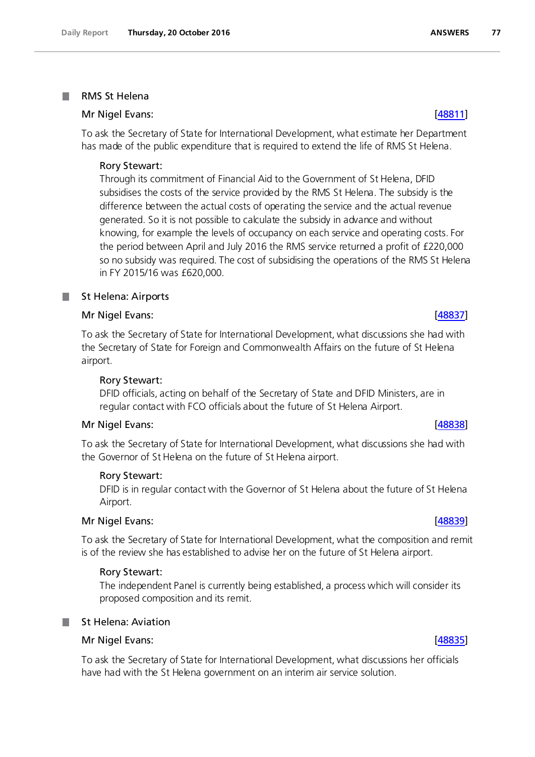## RMS St Helena

**Mr Nigel Evans:** [48811]

To ask the Secretary of State for International Development, what estimate her Department has made of the public expenditure that is required to extend the life of RMS St Helena.

**Rory Stewart:**

Through its commitment of Financial Aid to the Government of St Helena, DFID subsidises the costs of the service provided by the RMS St Helena. The subsidy is the difference between the actual costs of operating the service and the actual revenue generated. So it is not possible to calculate the subsidy in advance and without knowing, for example the levels of occupancy on each service and operating costs. For the period between April and July 2016 the RMS service returned a profit of £220,000 so no subsidy was required. The cost of subsidising the operations of the RMS St Helena in FY 2015/16 was £620,000.

## St Helena: Airports

**Mr Nigel Evans:** [48837]

To ask the Secretary of State for International Development, what discussions she had with the Secretary of State for Foreign and Commonwealth Affairs on the future of St Helena airport.

**Rory Stewart:**

DFID officials, acting on behalf of the Secretary of State and DFID Ministers, are in regular contact with FCO officials about the future of St Helena Airport.

**Mr Nigel Evans:** [48838]

To ask the Secretary of State for International Development, what discussions she had with the Governor of St Helena on the future of St Helena airport.

**Rory Stewart:**

DFID is in regular contact with the Governor of St Helena about the future of St Helena Airport.

**Mr Nigel Evans:** [48839]

To ask the Secretary of State for International Development, what the composition and remit is of the review she has established to advise her on the future of St Helena airport.

**Rory Stewart:**

The independent Panel is currently being established, a process which will consider its proposed composition and its remit.

## St Helena: Aviation

**Mr Nigel Evans:** [48835]

To ask the Secretary of State for International Development, what discussions her officials have had with the St Helena government on an interim air service solution.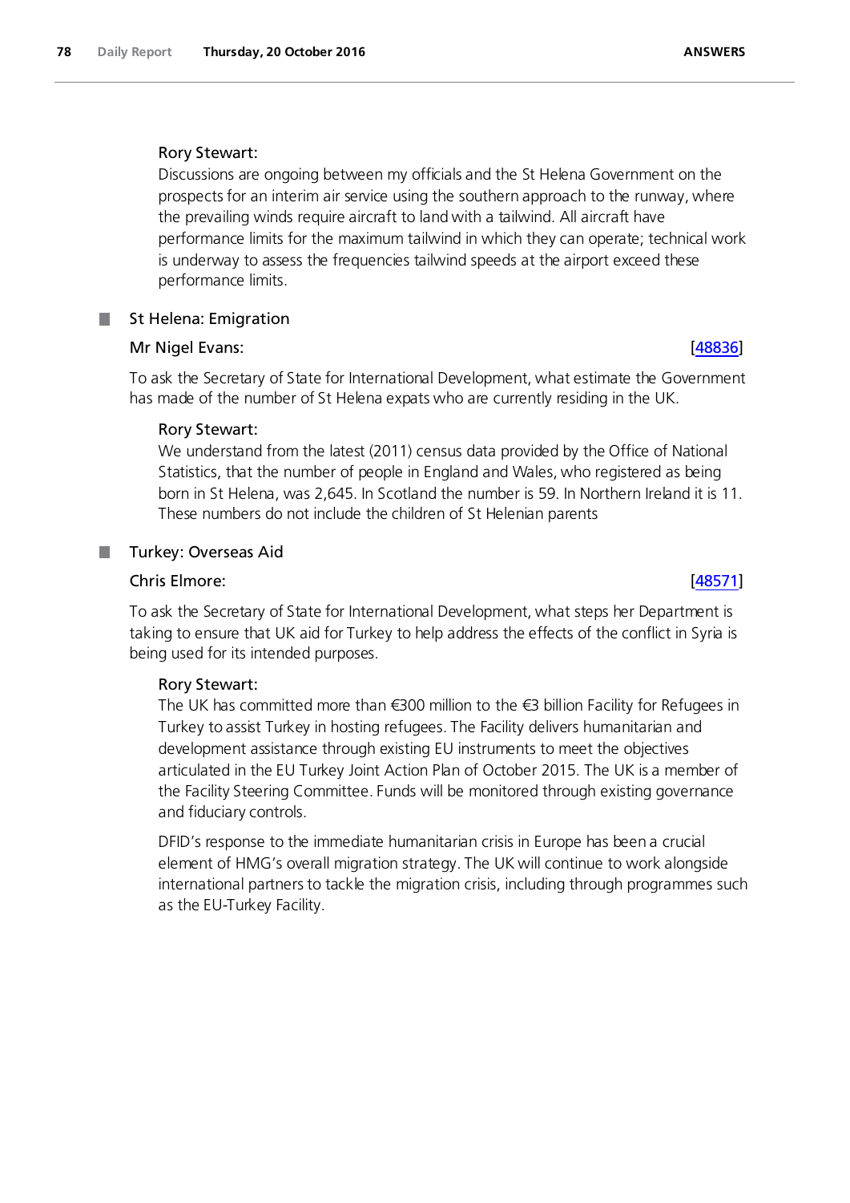Rory Stewart:

Discussions are ongoing between my officials and the St Helena Government on the prospects for an interim air service using the southern approach to the runway, where the prevailing winds require aircraft to land with a tailwind. All aircraft have performance limits for the maximum tailwind in which they can operate; technical work is underway to assess the frequencies tailwind speeds at the airport exceed these performance limits.

## St Helena: Emigration

**Mr Nigel Evans:** [48836]

To ask the Secretary of State for International Development, what estimate the Government has made of the number of St Helena expats who are currently residing in the UK.

Rory Stewart:

We understand from the latest (2011) census data provided by the Office of National Statistics, that the number of people in England and Wales, who registered as being born in St Helena, was 2,645. In Scotland the number is 59. In Northern Ireland it is 11. These numbers do not include the children of St Helenian parents

## Turkey: Overseas Aid

**Chris Elmore:** [48571]

To ask the Secretary of State for International Development, what steps her Department is taking to ensure that UK aid for Turkey to help address the effects of the conflict in Syria is being used for its intended purposes.

Rory Stewart:

The UK has committed more than €300 million to the €3 billion Facility for Refugees in Turkey to assist Turkey in hosting refugees. The Facility delivers humanitarian and development assistance through existing EU instruments to meet the objectives articulated in the EU Turkey Joint Action Plan of October 2015. The UK is a member of the Facility Steering Committee. Funds will be monitored through existing governance and fiduciary controls.

DFID's response to the immediate humanitarian crisis in Europe has been a crucial element of HMG's overall migration strategy. The UK will continue to work alongside international partners to tackle the migration crisis, including through programmes such as the EU-Turkey Facility.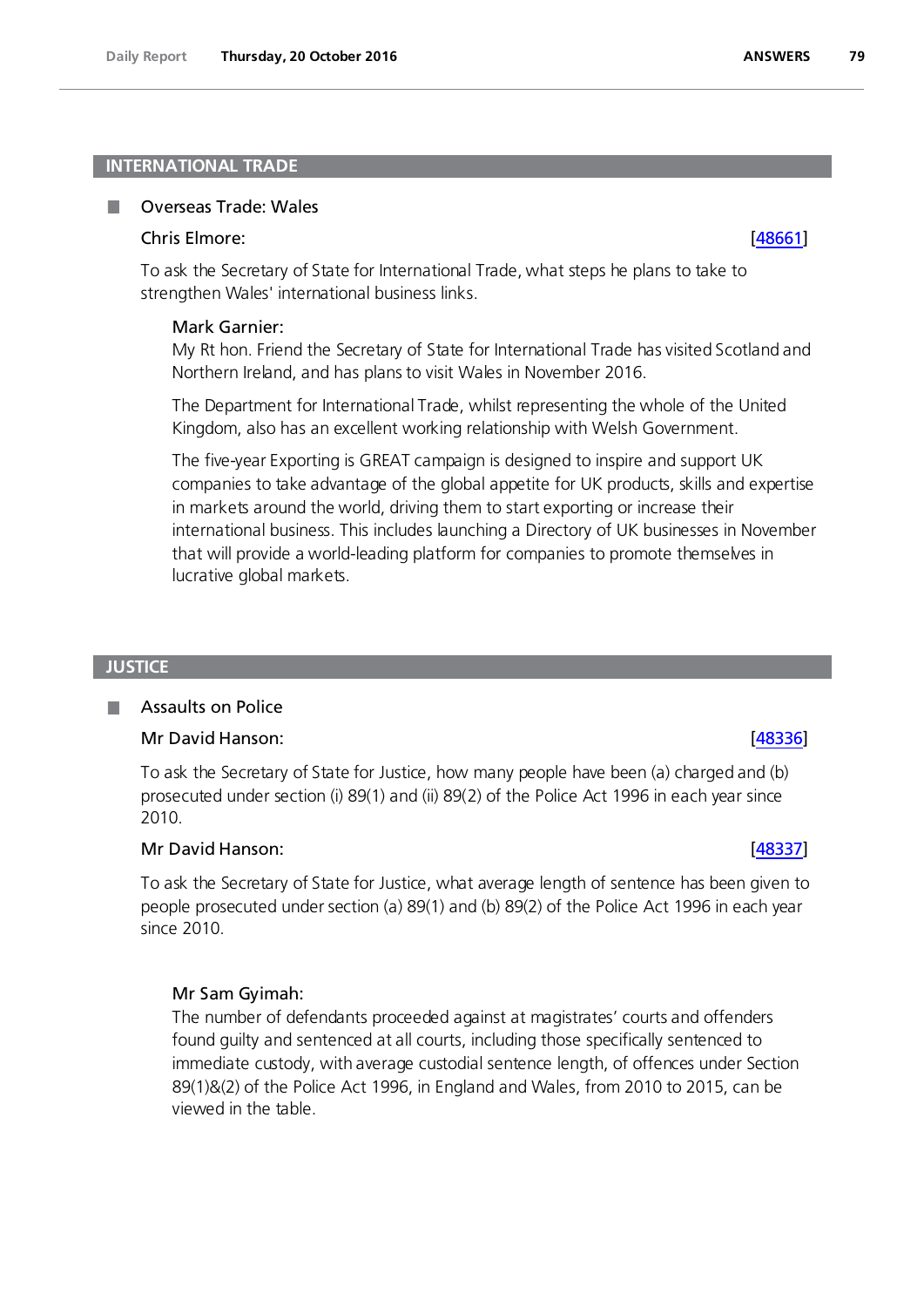## INTERNATIONAL TRADE

### Overseas Trade: Wales

**Chris Elmore:** [48661]

To ask the Secretary of State for International Trade, what steps he plans to take to strengthen Wales' international business links.

**Mark Garnier:**

My Rt hon. Friend the Secretary of State for International Trade has visited Scotland and Northern Ireland, and has plans to visit Wales in November 2016.

The Department for International Trade, whilst representing the whole of the United Kingdom, also has an excellent working relationship with Welsh Government.

The five-year Exporting is GREAT campaign is designed to inspire and support UK companies to take advantage of the global appetite for UK products, skills and expertise in markets around the world, driving them to start exporting or increase their international business. This includes launching a Directory of UK businesses in November that will provide a world-leading platform for companies to promote themselves in lucrative global markets.

## JUSTICE

### Assaults on Police

**Mr David Hanson:** [48336]

To ask the Secretary of State for Justice, how many people have been (a) charged and (b) prosecuted under section (i) 89(1) and (ii) 89(2) of the Police Act 1996 in each year since 2010.

**Mr David Hanson:** [48337]

To ask the Secretary of State for Justice, what average length of sentence has been given to people prosecuted under section (a) 89(1) and (b) 89(2) of the Police Act 1996 in each year since 2010.

**Mr Sam Gyimah:**

The number of defendants proceeded against at magistrates' courts and offenders found guilty and sentenced at all courts, including those specifically sentenced to immediate custody, with average custodial sentence length, of offences under Section 89(1)&(2) of the Police Act 1996, in England and Wales, from 2010 to 2015, can be viewed in the table.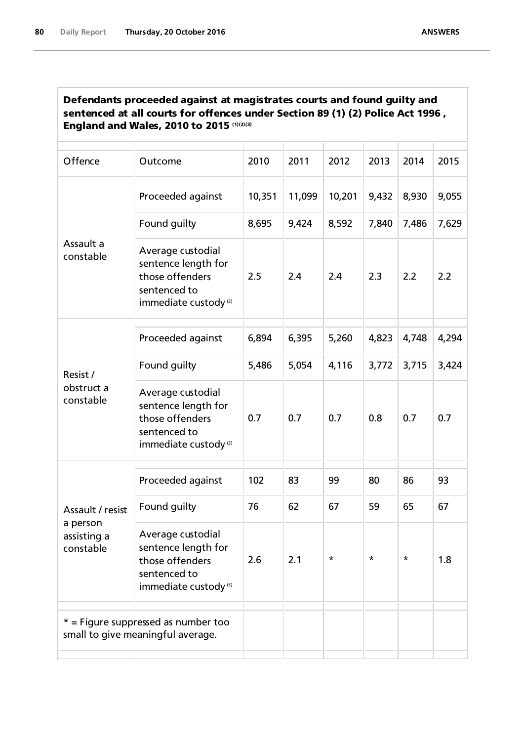**Defendants proceeded against at magistrates courts and found guilty and sentenced at all courts for offences under Section 89 (1) (2) Police Act 1996 , England and Wales, 2010 to 2015 (1)(2)(3)**

| Offence | Outcome | 2010 | 2011 | 2012 | 2013 | 2014 | 2015 |
|---|---|---|---|---|---|---|---|
| Assault a constable | Proceeded against | 10,351 | 11,099 | 10,201 | 9,432 | 8,930 | 9,055 |
| | Found guilty | 8,695 | 9,424 | 8,592 | 7,840 | 7,486 | 7,629 |
| | Average custodial sentence length for those offenders sentenced to immediate custody (3) | 2.5 | 2.4 | 2.4 | 2.3 | 2.2 | 2.2 |
| Resist / obstruct a constable | Proceeded against | 6,894 | 6,395 | 5,260 | 4,823 | 4,748 | 4,294 |
| | Found guilty | 5,486 | 5,054 | 4,116 | 3,772 | 3,715 | 3,424 |
| | Average custodial sentence length for those offenders sentenced to immediate custody (3) | 0.7 | 0.7 | 0.7 | 0.8 | 0.7 | 0.7 |
| Assault / resist a person assisting a constable | Proceeded against | 102 | 83 | 99 | 80 | 86 | 93 |
| | Found guilty | 76 | 62 | 67 | 59 | 65 | 67 |
| | Average custodial sentence length for those offenders sentenced to immediate custody (3) | 2.6 | 2.1 | * | * | * | 1.8 |
| * = Figure suppressed as number too small to give meaningful average. | | | | | | | |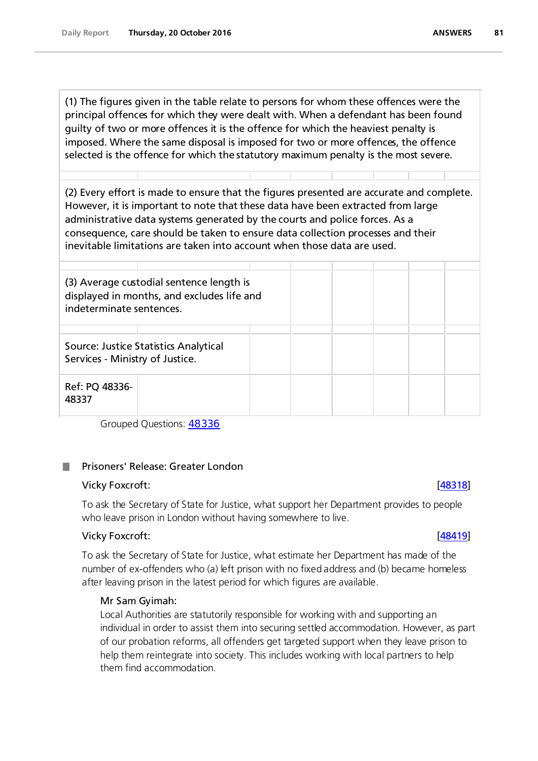(1) The figures given in the table relate to persons for whom these offences were the principal offences for which they were dealt with. When a defendant has been found guilty of two or more offences it is the offence for which the heaviest penalty is imposed. Where the same disposal is imposed for two or more offences, the offence selected is the offence for which the statutory maximum penalty is the most severe.

(2) Every effort is made to ensure that the figures presented are accurate and complete. However, it is important to note that these data have been extracted from large administrative data systems generated by the courts and police forces. As a consequence, care should be taken to ensure data collection processes and their inevitable limitations are taken into account when those data are used.

(3) Average custodial sentence length is displayed in months, and excludes life and indeterminate sentences.

Source: Justice Statistics Analytical Services - Ministry of Justice.

Ref: PQ 48336-48337

Grouped Questions: [48336]

## Prisoners' Release: Greater London

**Vicky Foxcroft:** [48318]

To ask the Secretary of State for Justice, what support her Department provides to people who leave prison in London without having somewhere to live.

**Vicky Foxcroft:** [48419]

To ask the Secretary of State for Justice, what estimate her Department has made of the number of ex-offenders who (a) left prison with no fixed address and (b) became homeless after leaving prison in the latest period for which figures are available.

**Mr Sam Gyimah:**

Local Authorities are statutorily responsible for working with and supporting an individual in order to assist them into securing settled accommodation. However, as part of our probation reforms, all offenders get targeted support when they leave prison to help them reintegrate into society. This includes working with local partners to help them find accommodation.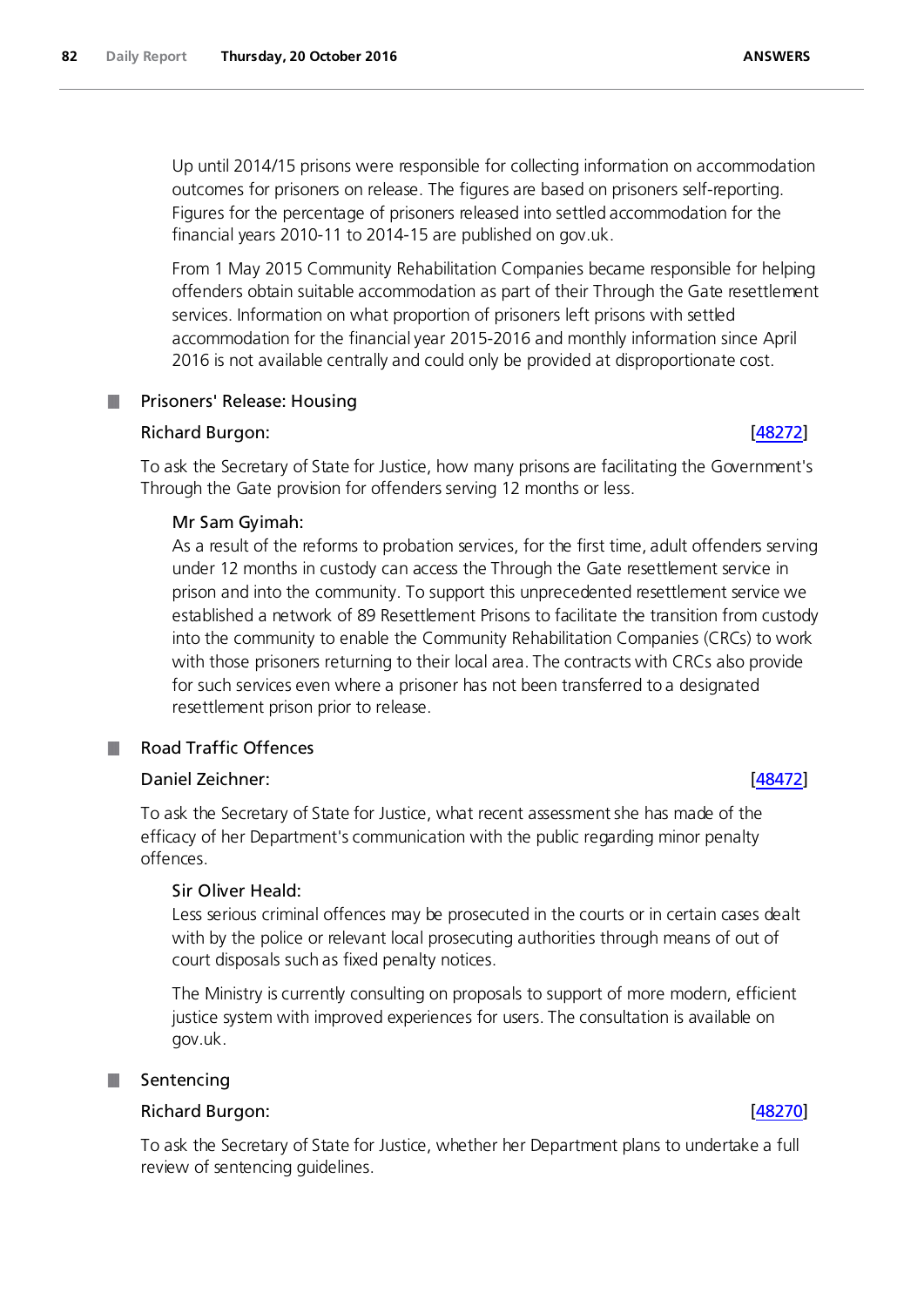Up until 2014/15 prisons were responsible for collecting information on accommodation outcomes for prisoners on release. The figures are based on prisoners self-reporting. Figures for the percentage of prisoners released into settled accommodation for the financial years 2010-11 to 2014-15 are published on gov.uk.

From 1 May 2015 Community Rehabilitation Companies became responsible for helping offenders obtain suitable accommodation as part of their Through the Gate resettlement services. Information on what proportion of prisoners left prisons with settled accommodation for the financial year 2015-2016 and monthly information since April 2016 is not available centrally and could only be provided at disproportionate cost.

## Prisoners' Release: Housing

**Richard Burgon:** [48272]

To ask the Secretary of State for Justice, how many prisons are facilitating the Government's Through the Gate provision for offenders serving 12 months or less.

**Mr Sam Gyimah:**

As a result of the reforms to probation services, for the first time, adult offenders serving under 12 months in custody can access the Through the Gate resettlement service in prison and into the community. To support this unprecedented resettlement service we established a network of 89 Resettlement Prisons to facilitate the transition from custody into the community to enable the Community Rehabilitation Companies (CRCs) to work with those prisoners returning to their local area. The contracts with CRCs also provide for such services even where a prisoner has not been transferred to a designated resettlement prison prior to release.

## Road Traffic Offences

**Daniel Zeichner:** [48472]

To ask the Secretary of State for Justice, what recent assessment she has made of the efficacy of her Department's communication with the public regarding minor penalty offences.

**Sir Oliver Heald:**

Less serious criminal offences may be prosecuted in the courts or in certain cases dealt with by the police or relevant local prosecuting authorities through means of out of court disposals such as fixed penalty notices.

The Ministry is currently consulting on proposals to support of more modern, efficient justice system with improved experiences for users. The consultation is available on gov.uk.

## Sentencing

**Richard Burgon:** [48270]

To ask the Secretary of State for Justice, whether her Department plans to undertake a full review of sentencing guidelines.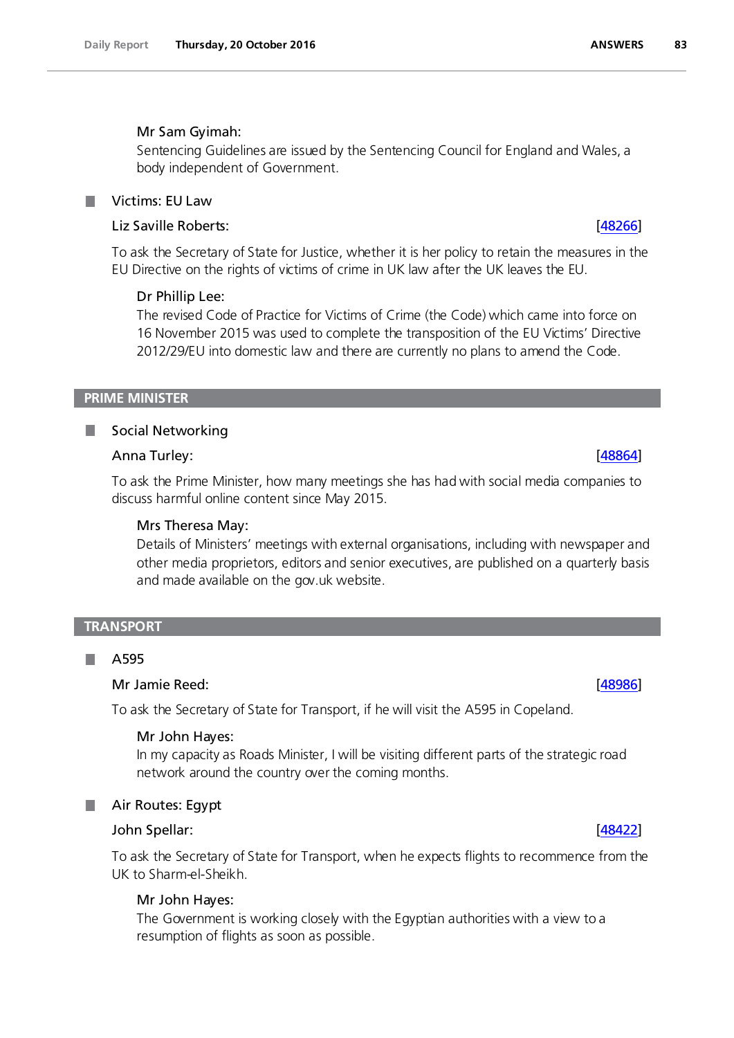Mr Sam Gyimah:

Sentencing Guidelines are issued by the Sentencing Council for England and Wales, a body independent of Government.

### Victims: EU Law

**Liz Saville Roberts:** [48266]

To ask the Secretary of State for Justice, whether it is her policy to retain the measures in the EU Directive on the rights of victims of crime in UK law after the UK leaves the EU.

Dr Phillip Lee:

The revised Code of Practice for Victims of Crime (the Code) which came into force on 16 November 2015 was used to complete the transposition of the EU Victims' Directive 2012/29/EU into domestic law and there are currently no plans to amend the Code.

## PRIME MINISTER

### Social Networking

**Anna Turley:** [48864]

To ask the Prime Minister, how many meetings she has had with social media companies to discuss harmful online content since May 2015.

Mrs Theresa May:

Details of Ministers' meetings with external organisations, including with newspaper and other media proprietors, editors and senior executives, are published on a quarterly basis and made available on the gov.uk website.

## TRANSPORT

### A595

**Mr Jamie Reed:** [48986]

To ask the Secretary of State for Transport, if he will visit the A595 in Copeland.

Mr John Hayes:

In my capacity as Roads Minister, I will be visiting different parts of the strategic road network around the country over the coming months.

### Air Routes: Egypt

**John Spellar:** [48422]

To ask the Secretary of State for Transport, when he expects flights to recommence from the UK to Sharm-el-Sheikh.

Mr John Hayes:

The Government is working closely with the Egyptian authorities with a view to a resumption of flights as soon as possible.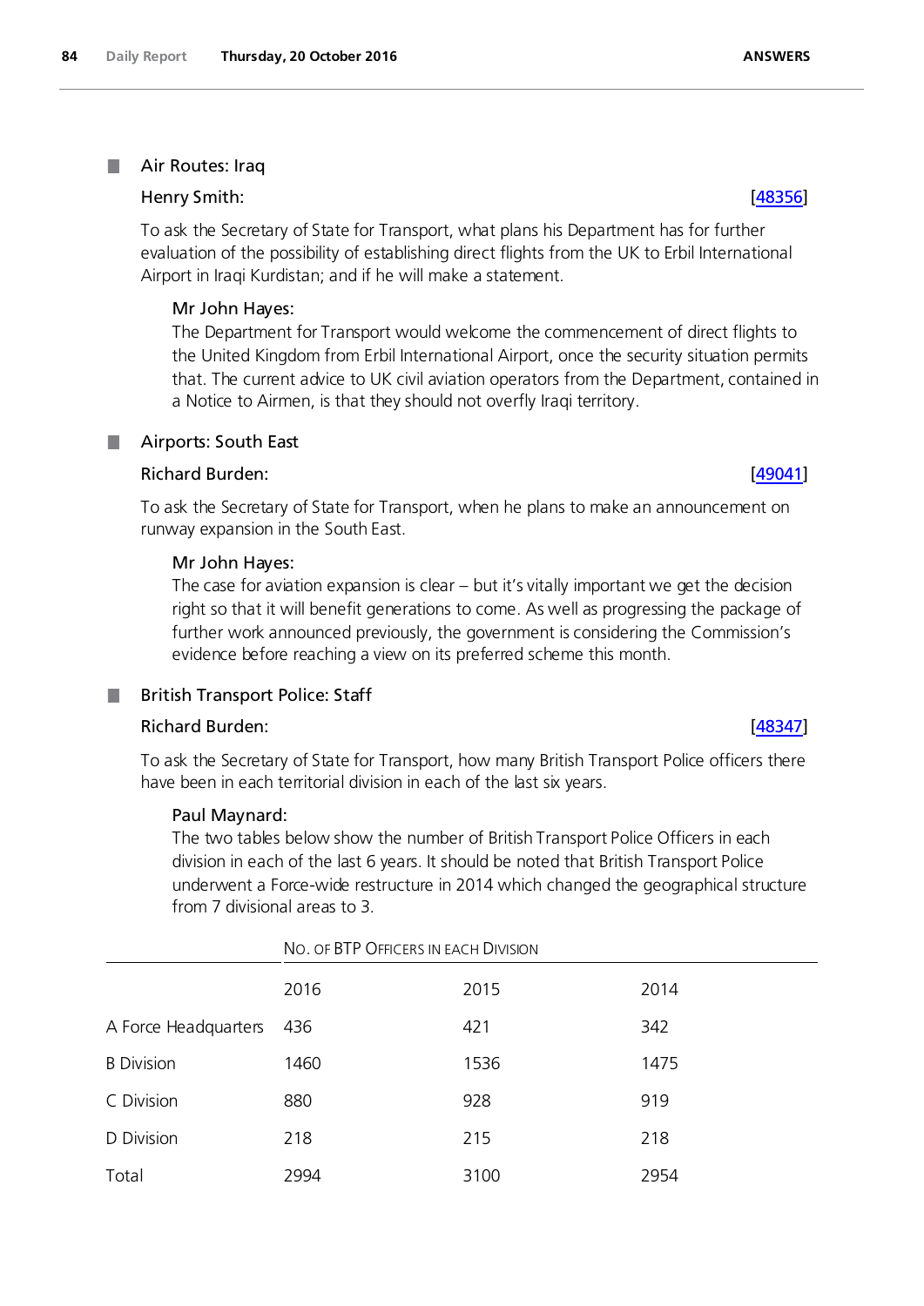## Air Routes: Iraq

### Henry Smith:

[48356]

To ask the Secretary of State for Transport, what plans his Department has for further evaluation of the possibility of establishing direct flights from the UK to Erbil International Airport in Iraqi Kurdistan; and if he will make a statement.

**Mr John Hayes:**

The Department for Transport would welcome the commencement of direct flights to the United Kingdom from Erbil International Airport, once the security situation permits that. The current advice to UK civil aviation operators from the Department, contained in a Notice to Airmen, is that they should not overfly Iraqi territory.

## Airports: South East

### Richard Burden:

[49041]

To ask the Secretary of State for Transport, when he plans to make an announcement on runway expansion in the South East.

**Mr John Hayes:**

The case for aviation expansion is clear – but it's vitally important we get the decision right so that it will benefit generations to come. As well as progressing the package of further work announced previously, the government is considering the Commission's evidence before reaching a view on its preferred scheme this month.

## British Transport Police: Staff

### Richard Burden:

[48347]

To ask the Secretary of State for Transport, how many British Transport Police officers there have been in each territorial division in each of the last six years.

**Paul Maynard:**

The two tables below show the number of British Transport Police Officers in each division in each of the last 6 years. It should be noted that British Transport Police underwent a Force-wide restructure in 2014 which changed the geographical structure from 7 divisional areas to 3.

| | No. of BTP Officers in each Division | | |
|---|---|---|---|
| | 2016 | 2015 | 2014 |
| A Force Headquarters | 436 | 421 | 342 |
| B Division | 1460 | 1536 | 1475 |
| C Division | 880 | 928 | 919 |
| D Division | 218 | 215 | 218 |
| Total | 2994 | 3100 | 2954 |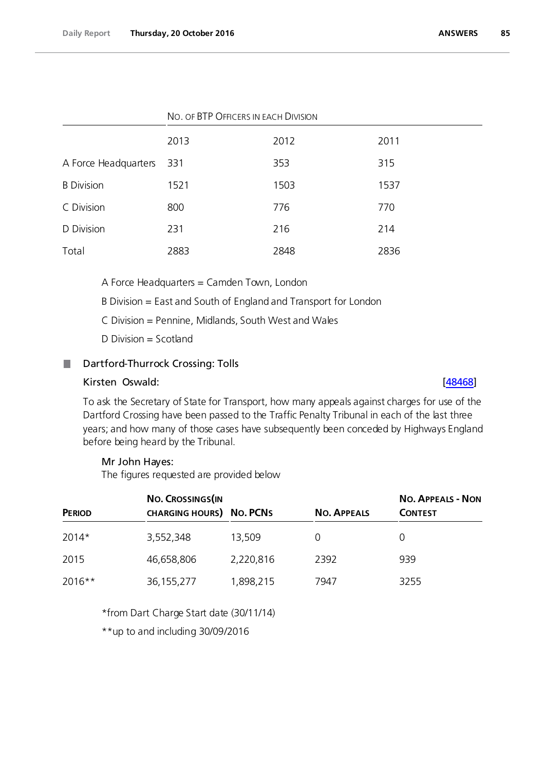| | No. of BTP Officers in each Division | | |
|---|---|---|---|
| | 2013 | 2012 | 2011 |
| A Force Headquarters | 331 | 353 | 315 |
| B Division | 1521 | 1503 | 1537 |
| C Division | 800 | 776 | 770 |
| D Division | 231 | 216 | 214 |
| Total | 2883 | 2848 | 2836 |

A Force Headquarters = Camden Town, London

B Division = East and South of England and Transport for London

C Division = Pennine, Midlands, South West and Wales

D Division = Scotland

## Dartford-Thurrock Crossing: Tolls

**Kirsten Oswald:** [48468]

To ask the Secretary of State for Transport, how many appeals against charges for use of the Dartford Crossing have been passed to the Traffic Penalty Tribunal in each of the last three years; and how many of those cases have subsequently been conceded by Highways England before being heard by the Tribunal.

**Mr John Hayes:**

The figures requested are provided below

| Period | No. Crossings(in charging hours) | No. PCNs | No. Appeals | No. Appeals - Non Contest |
|---|---|---|---|---|
| 2014* | 3,552,348 | 13,509 | 0 | 0 |
| 2015 | 46,658,806 | 2,220,816 | 2392 | 939 |
| 2016** | 36,155,277 | 1,898,215 | 7947 | 3255 |

*from Dart Charge Start date (30/11/14)

**up to and including 30/09/2016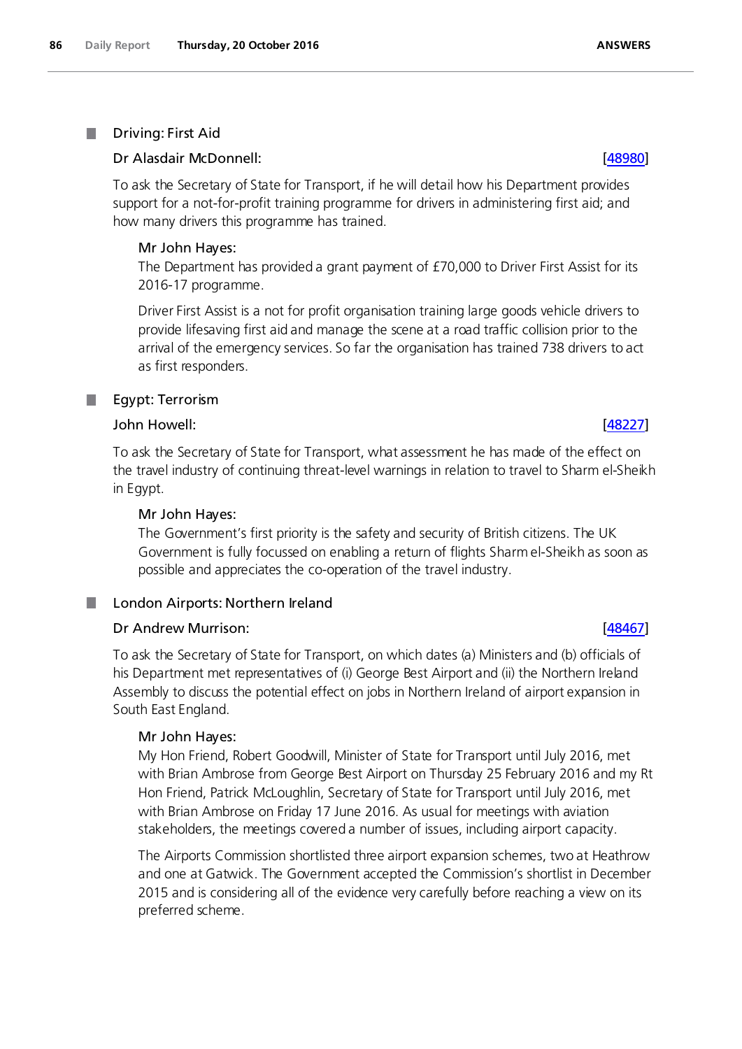## Driving: First Aid

### Dr Alasdair McDonnell: [48980]

To ask the Secretary of State for Transport, if he will detail how his Department provides support for a not-for-profit training programme for drivers in administering first aid; and how many drivers this programme has trained.

**Mr John Hayes:**

The Department has provided a grant payment of £70,000 to Driver First Assist for its 2016-17 programme.

Driver First Assist is a not for profit organisation training large goods vehicle drivers to provide lifesaving first aid and manage the scene at a road traffic collision prior to the arrival of the emergency services. So far the organisation has trained 738 drivers to act as first responders.

## Egypt: Terrorism

### John Howell: [48227]

To ask the Secretary of State for Transport, what assessment he has made of the effect on the travel industry of continuing threat-level warnings in relation to travel to Sharm el-Sheikh in Egypt.

**Mr John Hayes:**

The Government's first priority is the safety and security of British citizens. The UK Government is fully focussed on enabling a return of flights Sharm el-Sheikh as soon as possible and appreciates the co-operation of the travel industry.

## London Airports: Northern Ireland

### Dr Andrew Murrison: [48467]

To ask the Secretary of State for Transport, on which dates (a) Ministers and (b) officials of his Department met representatives of (i) George Best Airport and (ii) the Northern Ireland Assembly to discuss the potential effect on jobs in Northern Ireland of airport expansion in South East England.

**Mr John Hayes:**

My Hon Friend, Robert Goodwill, Minister of State for Transport until July 2016, met with Brian Ambrose from George Best Airport on Thursday 25 February 2016 and my Rt Hon Friend, Patrick McLoughlin, Secretary of State for Transport until July 2016, met with Brian Ambrose on Friday 17 June 2016. As usual for meetings with aviation stakeholders, the meetings covered a number of issues, including airport capacity.

The Airports Commission shortlisted three airport expansion schemes, two at Heathrow and one at Gatwick. The Government accepted the Commission's shortlist in December 2015 and is considering all of the evidence very carefully before reaching a view on its preferred scheme.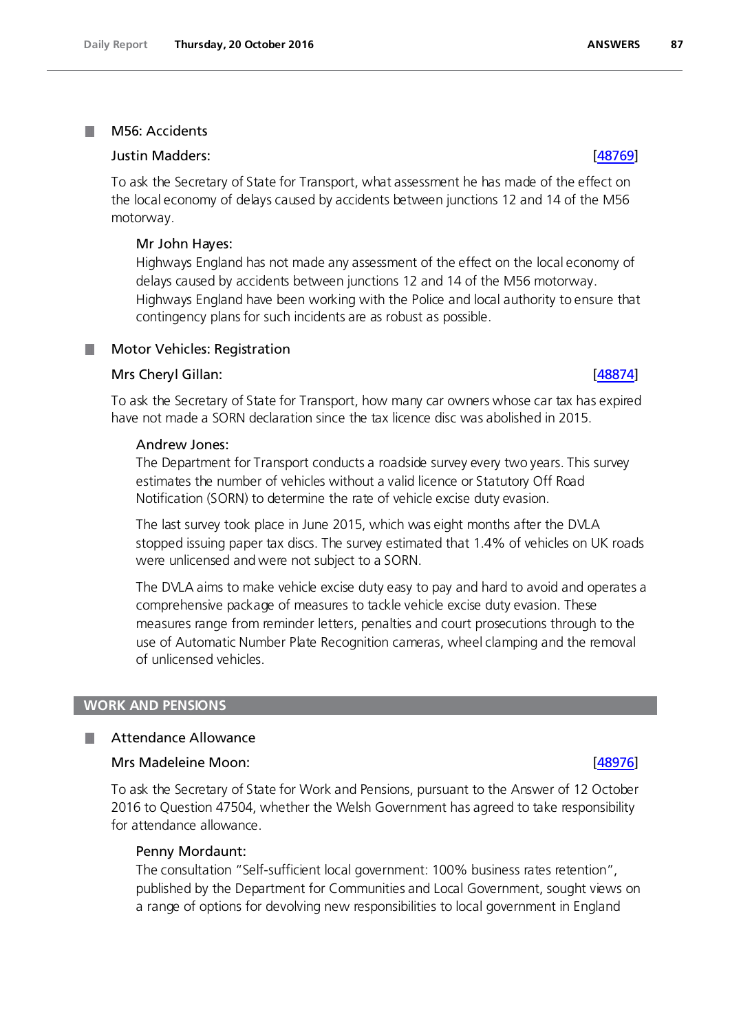### M56: Accidents

**Justin Madders:** [48769]

To ask the Secretary of State for Transport, what assessment he has made of the effect on the local economy of delays caused by accidents between junctions 12 and 14 of the M56 motorway.

**Mr John Hayes:**
Highways England has not made any assessment of the effect on the local economy of delays caused by accidents between junctions 12 and 14 of the M56 motorway. Highways England have been working with the Police and local authority to ensure that contingency plans for such incidents are as robust as possible.

### Motor Vehicles: Registration

**Mrs Cheryl Gillan:** [48874]

To ask the Secretary of State for Transport, how many car owners whose car tax has expired have not made a SORN declaration since the tax licence disc was abolished in 2015.

**Andrew Jones:**
The Department for Transport conducts a roadside survey every two years. This survey estimates the number of vehicles without a valid licence or Statutory Off Road Notification (SORN) to determine the rate of vehicle excise duty evasion.

The last survey took place in June 2015, which was eight months after the DVLA stopped issuing paper tax discs. The survey estimated that 1.4% of vehicles on UK roads were unlicensed and were not subject to a SORN.

The DVLA aims to make vehicle excise duty easy to pay and hard to avoid and operates a comprehensive package of measures to tackle vehicle excise duty evasion. These measures range from reminder letters, penalties and court prosecutions through to the use of Automatic Number Plate Recognition cameras, wheel clamping and the removal of unlicensed vehicles.

## WORK AND PENSIONS

### Attendance Allowance

**Mrs Madeleine Moon:** [48976]

To ask the Secretary of State for Work and Pensions, pursuant to the Answer of 12 October 2016 to Question 47504, whether the Welsh Government has agreed to take responsibility for attendance allowance.

**Penny Mordaunt:**
The consultation "Self-sufficient local government: 100% business rates retention", published by the Department for Communities and Local Government, sought views on a range of options for devolving new responsibilities to local government in England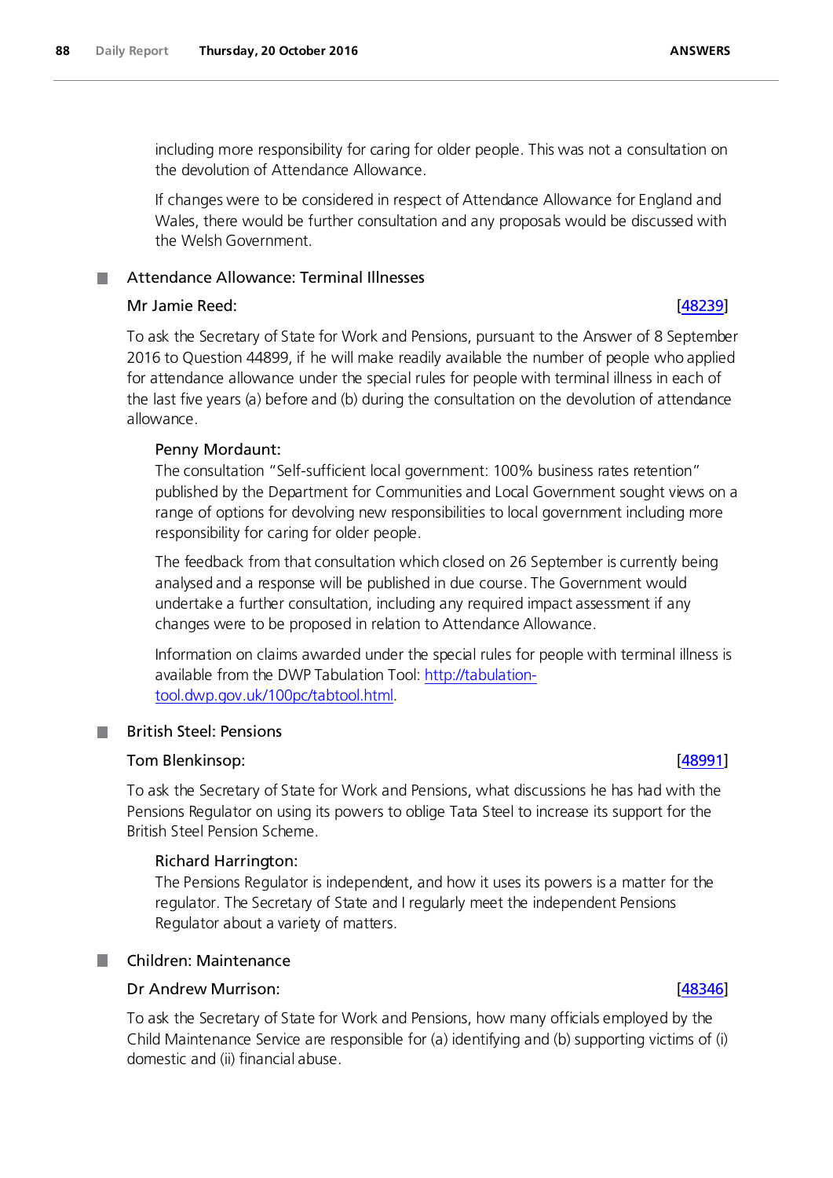including more responsibility for caring for older people. This was not a consultation on the devolution of Attendance Allowance.

If changes were to be considered in respect of Attendance Allowance for England and Wales, there would be further consultation and any proposals would be discussed with the Welsh Government.

## Attendance Allowance: Terminal Illnesses

### Mr Jamie Reed: [48239]

To ask the Secretary of State for Work and Pensions, pursuant to the Answer of 8 September 2016 to Question 44899, if he will make readily available the number of people who applied for attendance allowance under the special rules for people with terminal illness in each of the last five years (a) before and (b) during the consultation on the devolution of attendance allowance.

#### Penny Mordaunt:

The consultation "Self-sufficient local government: 100% business rates retention" published by the Department for Communities and Local Government sought views on a range of options for devolving new responsibilities to local government including more responsibility for caring for older people.

The feedback from that consultation which closed on 26 September is currently being analysed and a response will be published in due course. The Government would undertake a further consultation, including any required impact assessment if any changes were to be proposed in relation to Attendance Allowance.

Information on claims awarded under the special rules for people with terminal illness is available from the DWP Tabulation Tool: http://tabulation-tool.dwp.gov.uk/100pc/tabtool.html.

## British Steel: Pensions

### Tom Blenkinsop: [48991]

To ask the Secretary of State for Work and Pensions, what discussions he has had with the Pensions Regulator on using its powers to oblige Tata Steel to increase its support for the British Steel Pension Scheme.

#### Richard Harrington:

The Pensions Regulator is independent, and how it uses its powers is a matter for the regulator. The Secretary of State and I regularly meet the independent Pensions Regulator about a variety of matters.

## Children: Maintenance

### Dr Andrew Murrison: [48346]

To ask the Secretary of State for Work and Pensions, how many officials employed by the Child Maintenance Service are responsible for (a) identifying and (b) supporting victims of (i) domestic and (ii) financial abuse.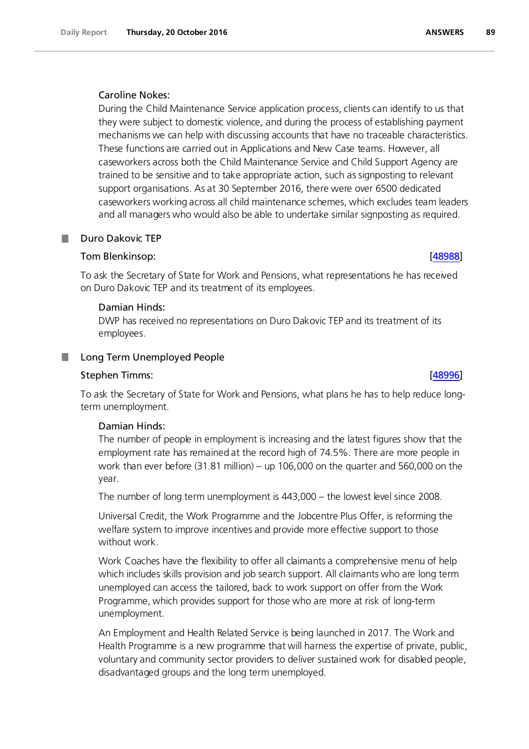Caroline Nokes:

During the Child Maintenance Service application process, clients can identify to us that they were subject to domestic violence, and during the process of establishing payment mechanisms we can help with discussing accounts that have no traceable characteristics. These functions are carried out in Applications and New Case teams. However, all caseworkers across both the Child Maintenance Service and Child Support Agency are trained to be sensitive and to take appropriate action, such as signposting to relevant support organisations. As at 30 September 2016, there were over 6500 dedicated caseworkers working across all child maintenance schemes, which excludes team leaders and all managers who would also be able to undertake similar signposting as required.

## Duro Dakovic TEP

**Tom Blenkinsop:** [48988]

To ask the Secretary of State for Work and Pensions, what representations he has received on Duro Dakovic TEP and its treatment of its employees.

**Damian Hinds:**

DWP has received no representations on Duro Dakovic TEP and its treatment of its employees.

## Long Term Unemployed People

**Stephen Timms:** [48996]

To ask the Secretary of State for Work and Pensions, what plans he has to help reduce long-term unemployment.

**Damian Hinds:**

The number of people in employment is increasing and the latest figures show that the employment rate has remained at the record high of 74.5%. There are more people in work than ever before (31.81 million) – up 106,000 on the quarter and 560,000 on the year.

The number of long term unemployment is 443,000 – the lowest level since 2008.

Universal Credit, the Work Programme and the Jobcentre Plus Offer, is reforming the welfare system to improve incentives and provide more effective support to those without work.

Work Coaches have the flexibility to offer all claimants a comprehensive menu of help which includes skills provision and job search support. All claimants who are long term unemployed can access the tailored, back to work support on offer from the Work Programme, which provides support for those who are more at risk of long-term unemployment.

An Employment and Health Related Service is being launched in 2017. The Work and Health Programme is a new programme that will harness the expertise of private, public, voluntary and community sector providers to deliver sustained work for disabled people, disadvantaged groups and the long term unemployed.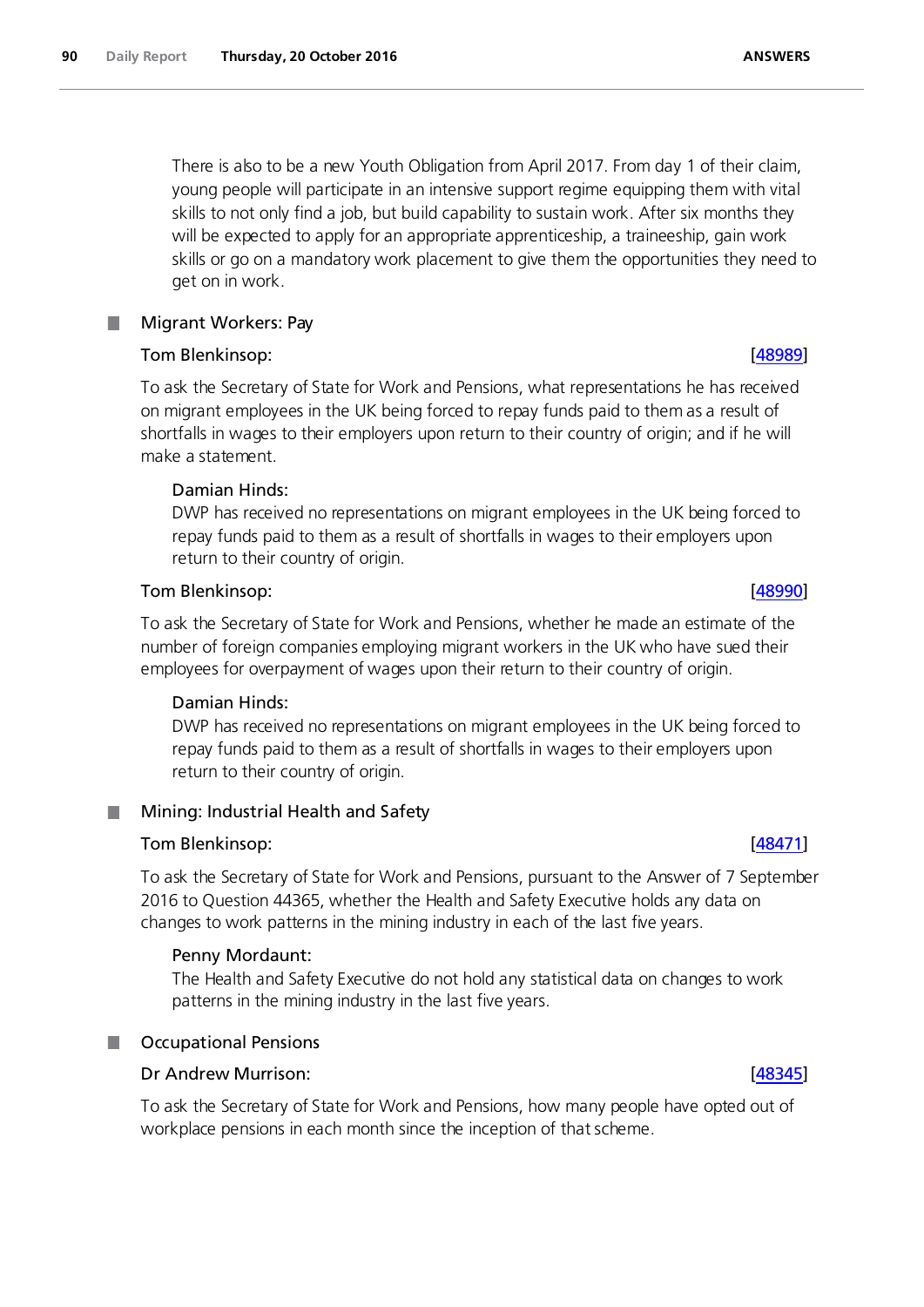There is also to be a new Youth Obligation from April 2017. From day 1 of their claim, young people will participate in an intensive support regime equipping them with vital skills to not only find a job, but build capability to sustain work. After six months they will be expected to apply for an appropriate apprenticeship, a traineeship, gain work skills or go on a mandatory work placement to give them the opportunities they need to get on in work.

## Migrant Workers: Pay

**Tom Blenkinsop:** [48989]

To ask the Secretary of State for Work and Pensions, what representations he has received on migrant employees in the UK being forced to repay funds paid to them as a result of shortfalls in wages to their employers upon return to their country of origin; and if he will make a statement.

**Damian Hinds:**

DWP has received no representations on migrant employees in the UK being forced to repay funds paid to them as a result of shortfalls in wages to their employers upon return to their country of origin.

**Tom Blenkinsop:** [48990]

To ask the Secretary of State for Work and Pensions, whether he made an estimate of the number of foreign companies employing migrant workers in the UK who have sued their employees for overpayment of wages upon their return to their country of origin.

**Damian Hinds:**

DWP has received no representations on migrant employees in the UK being forced to repay funds paid to them as a result of shortfalls in wages to their employers upon return to their country of origin.

## Mining: Industrial Health and Safety

**Tom Blenkinsop:** [48471]

To ask the Secretary of State for Work and Pensions, pursuant to the Answer of 7 September 2016 to Question 44365, whether the Health and Safety Executive holds any data on changes to work patterns in the mining industry in each of the last five years.

**Penny Mordaunt:**

The Health and Safety Executive do not hold any statistical data on changes to work patterns in the mining industry in the last five years.

## Occupational Pensions

**Dr Andrew Murrison:** [48345]

To ask the Secretary of State for Work and Pensions, how many people have opted out of workplace pensions in each month since the inception of that scheme.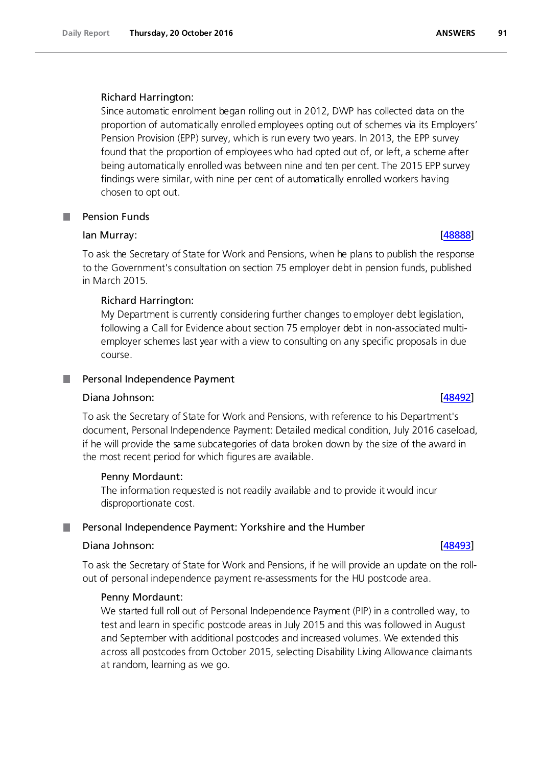Richard Harrington:

Since automatic enrolment began rolling out in 2012, DWP has collected data on the proportion of automatically enrolled employees opting out of schemes via its Employers' Pension Provision (EPP) survey, which is run every two years. In 2013, the EPP survey found that the proportion of employees who had opted out of, or left, a scheme after being automatically enrolled was between nine and ten per cent. The 2015 EPP survey findings were similar, with nine per cent of automatically enrolled workers having chosen to opt out.

## Pension Funds

**Ian Murray:** [48888]

To ask the Secretary of State for Work and Pensions, when he plans to publish the response to the Government's consultation on section 75 employer debt in pension funds, published in March 2015.

Richard Harrington:

My Department is currently considering further changes to employer debt legislation, following a Call for Evidence about section 75 employer debt in non-associated multi-employer schemes last year with a view to consulting on any specific proposals in due course.

## Personal Independence Payment

**Diana Johnson:** [48492]

To ask the Secretary of State for Work and Pensions, with reference to his Department's document, Personal Independence Payment: Detailed medical condition, July 2016 caseload, if he will provide the same subcategories of data broken down by the size of the award in the most recent period for which figures are available.

Penny Mordaunt:

The information requested is not readily available and to provide it would incur disproportionate cost.

## Personal Independence Payment: Yorkshire and the Humber

**Diana Johnson:** [48493]

To ask the Secretary of State for Work and Pensions, if he will provide an update on the roll-out of personal independence payment re-assessments for the HU postcode area.

Penny Mordaunt:

We started full roll out of Personal Independence Payment (PIP) in a controlled way, to test and learn in specific postcode areas in July 2015 and this was followed in August and September with additional postcodes and increased volumes. We extended this across all postcodes from October 2015, selecting Disability Living Allowance claimants at random, learning as we go.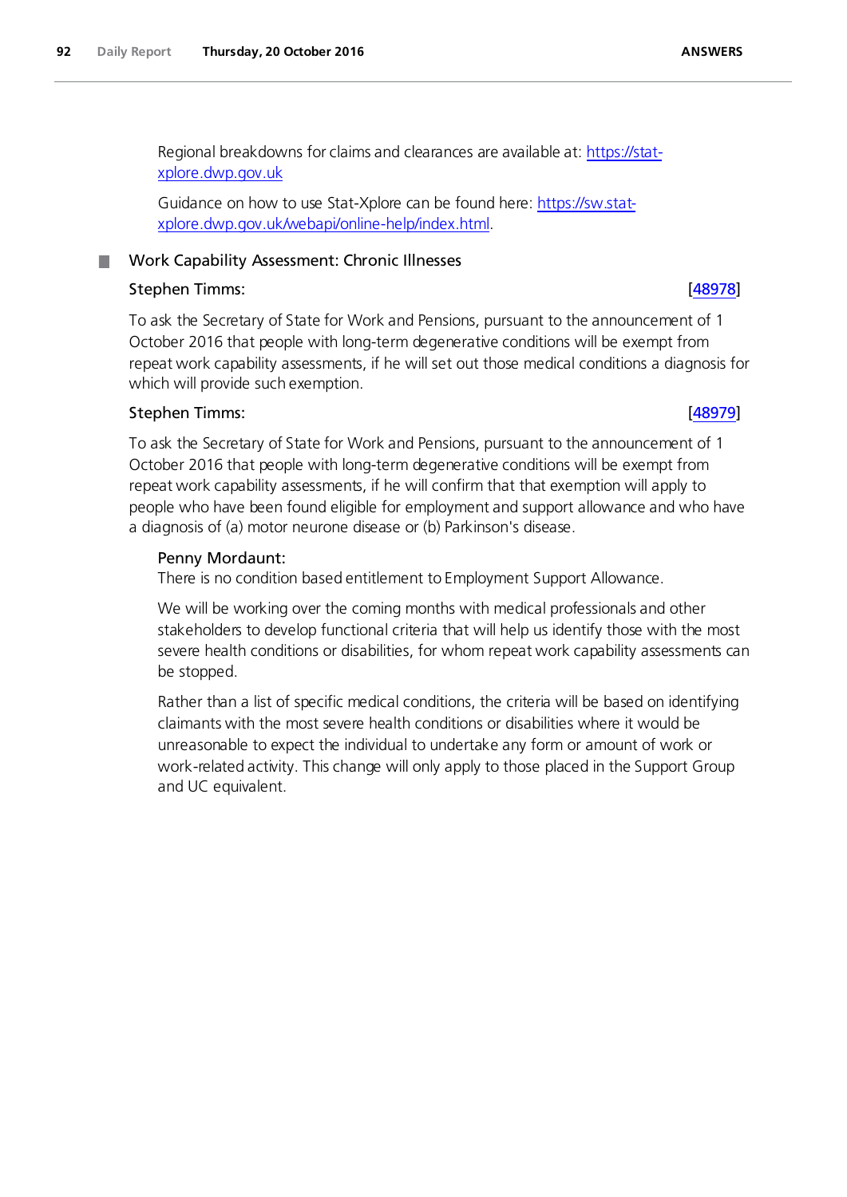Regional breakdowns for claims and clearances are available at: [https://stat-xplore.dwp.gov.uk](https://stat-xplore.dwp.gov.uk)

Guidance on how to use Stat-Xplore can be found here: [https://sw.stat-xplore.dwp.gov.uk/webapi/online-help/index.html](https://sw.stat-xplore.dwp.gov.uk/webapi/online-help/index.html).

## Work Capability Assessment: Chronic Illnesses

**Stephen Timms:** [48978]

To ask the Secretary of State for Work and Pensions, pursuant to the announcement of 1 October 2016 that people with long-term degenerative conditions will be exempt from repeat work capability assessments, if he will set out those medical conditions a diagnosis for which will provide such exemption.

**Stephen Timms:** [48979]

To ask the Secretary of State for Work and Pensions, pursuant to the announcement of 1 October 2016 that people with long-term degenerative conditions will be exempt from repeat work capability assessments, if he will confirm that that exemption will apply to people who have been found eligible for employment and support allowance and who have a diagnosis of (a) motor neurone disease or (b) Parkinson's disease.

**Penny Mordaunt:**

There is no condition based entitlement to Employment Support Allowance.

We will be working over the coming months with medical professionals and other stakeholders to develop functional criteria that will help us identify those with the most severe health conditions or disabilities, for whom repeat work capability assessments can be stopped.

Rather than a list of specific medical conditions, the criteria will be based on identifying claimants with the most severe health conditions or disabilities where it would be unreasonable to expect the individual to undertake any form or amount of work or work-related activity. This change will only apply to those placed in the Support Group and UC equivalent.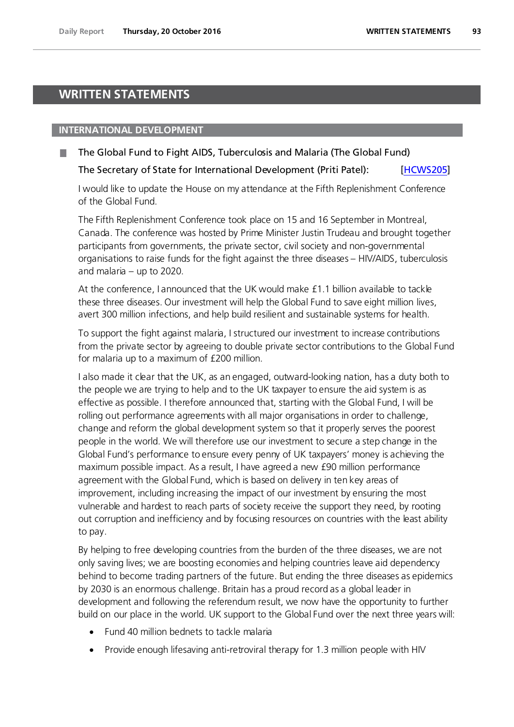# WRITTEN STATEMENTS

## INTERNATIONAL DEVELOPMENT

### The Global Fund to Fight AIDS, Tuberculosis and Malaria (The Global Fund)

**The Secretary of State for International Development (Priti Patel):** [HCWS205]

I would like to update the House on my attendance at the Fifth Replenishment Conference of the Global Fund.

The Fifth Replenishment Conference took place on 15 and 16 September in Montreal, Canada. The conference was hosted by Prime Minister Justin Trudeau and brought together participants from governments, the private sector, civil society and non-governmental organisations to raise funds for the fight against the three diseases – HIV/AIDS, tuberculosis and malaria – up to 2020.

At the conference, I announced that the UK would make £1.1 billion available to tackle these three diseases. Our investment will help the Global Fund to save eight million lives, avert 300 million infections, and help build resilient and sustainable systems for health.

To support the fight against malaria, I structured our investment to increase contributions from the private sector by agreeing to double private sector contributions to the Global Fund for malaria up to a maximum of £200 million.

I also made it clear that the UK, as an engaged, outward-looking nation, has a duty both to the people we are trying to help and to the UK taxpayer to ensure the aid system is as effective as possible. I therefore announced that, starting with the Global Fund, I will be rolling out performance agreements with all major organisations in order to challenge, change and reform the global development system so that it properly serves the poorest people in the world. We will therefore use our investment to secure a step change in the Global Fund's performance to ensure every penny of UK taxpayers' money is achieving the maximum possible impact. As a result, I have agreed a new £90 million performance agreement with the Global Fund, which is based on delivery in ten key areas of improvement, including increasing the impact of our investment by ensuring the most vulnerable and hardest to reach parts of society receive the support they need, by rooting out corruption and inefficiency and by focusing resources on countries with the least ability to pay.

By helping to free developing countries from the burden of the three diseases, we are not only saving lives; we are boosting economies and helping countries leave aid dependency behind to become trading partners of the future. But ending the three diseases as epidemics by 2030 is an enormous challenge. Britain has a proud record as a global leader in development and following the referendum result, we now have the opportunity to further build on our place in the world. UK support to the Global Fund over the next three years will:

- Fund 40 million bednets to tackle malaria
- Provide enough lifesaving anti-retroviral therapy for 1.3 million people with HIV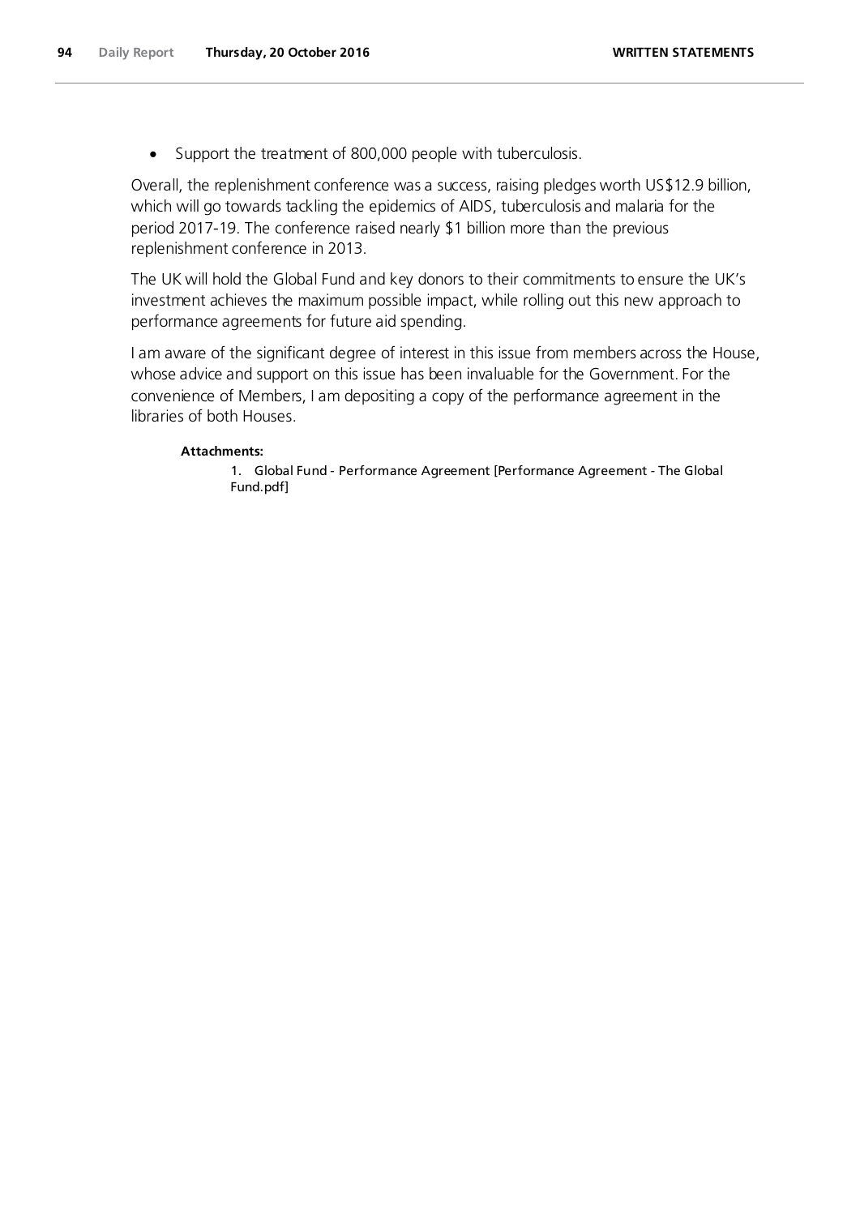- Support the treatment of 800,000 people with tuberculosis.

Overall, the replenishment conference was a success, raising pledges worth US$12.9 billion, which will go towards tackling the epidemics of AIDS, tuberculosis and malaria for the period 2017-19. The conference raised nearly $1 billion more than the previous replenishment conference in 2013.

The UK will hold the Global Fund and key donors to their commitments to ensure the UK's investment achieves the maximum possible impact, while rolling out this new approach to performance agreements for future aid spending.

I am aware of the significant degree of interest in this issue from members across the House, whose advice and support on this issue has been invaluable for the Government. For the convenience of Members, I am depositing a copy of the performance agreement in the libraries of both Houses.

**Attachments:**

1. Global Fund - Performance Agreement [Performance Agreement - The Global Fund.pdf]